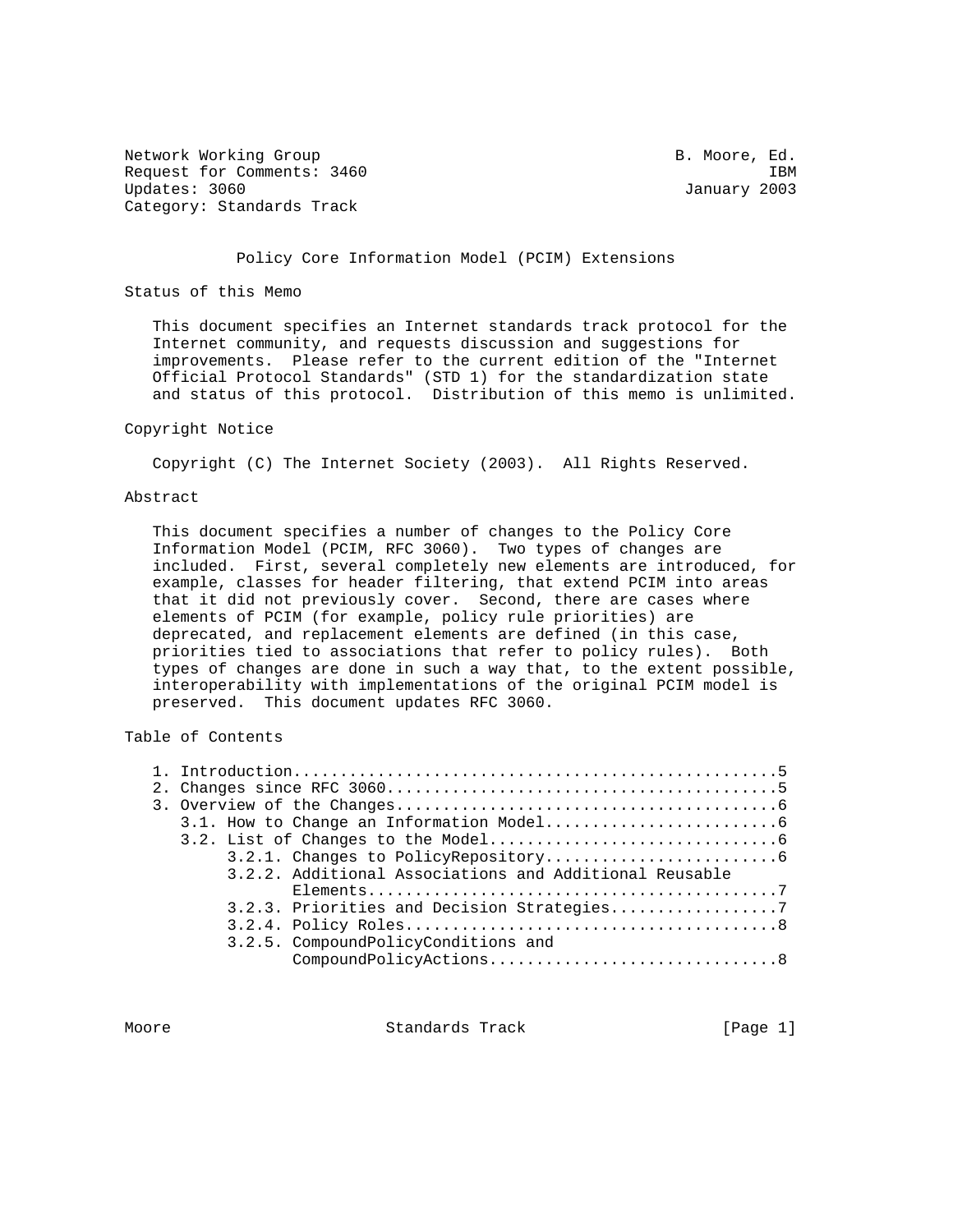Network Working Group B. Moore, Ed.
Request for Comments: 3460 IBM
Updates: 3060 January 2003
Category: Standards Track

# Policy Core Information Model (PCIM) Extensions

## Status of this Memo

This document specifies an Internet standards track protocol for the Internet community, and requests discussion and suggestions for improvements. Please refer to the current edition of the "Internet Official Protocol Standards" (STD 1) for the standardization state and status of this protocol. Distribution of this memo is unlimited.

## Copyright Notice

Copyright (C) The Internet Society (2003). All Rights Reserved.

## Abstract

This document specifies a number of changes to the Policy Core Information Model (PCIM, RFC 3060). Two types of changes are included. First, several completely new elements are introduced, for example, classes for header filtering, that extend PCIM into areas that it did not previously cover. Second, there are cases where elements of PCIM (for example, policy rule priorities) are deprecated, and replacement elements are defined (in this case, priorities tied to associations that refer to policy rules). Both types of changes are done in such a way that, to the extent possible, interoperability with implementations of the original PCIM model is preserved. This document updates RFC 3060.

## Table of Contents

```
1. Introduction....................................................5
2. Changes since RFC 3060..........................................5
3. Overview of the Changes.........................................6
   3.1. How to Change an Information Model.........................6
   3.2. List of Changes to the Model...............................6
        3.2.1. Changes to PolicyRepository.........................6
        3.2.2. Additional Associations and Additional Reusable
               Elements............................................7
        3.2.3. Priorities and Decision Strategies..................7
        3.2.4. Policy Roles........................................8
        3.2.5. CompoundPolicyConditions and
               CompoundPolicyActions...............................8
```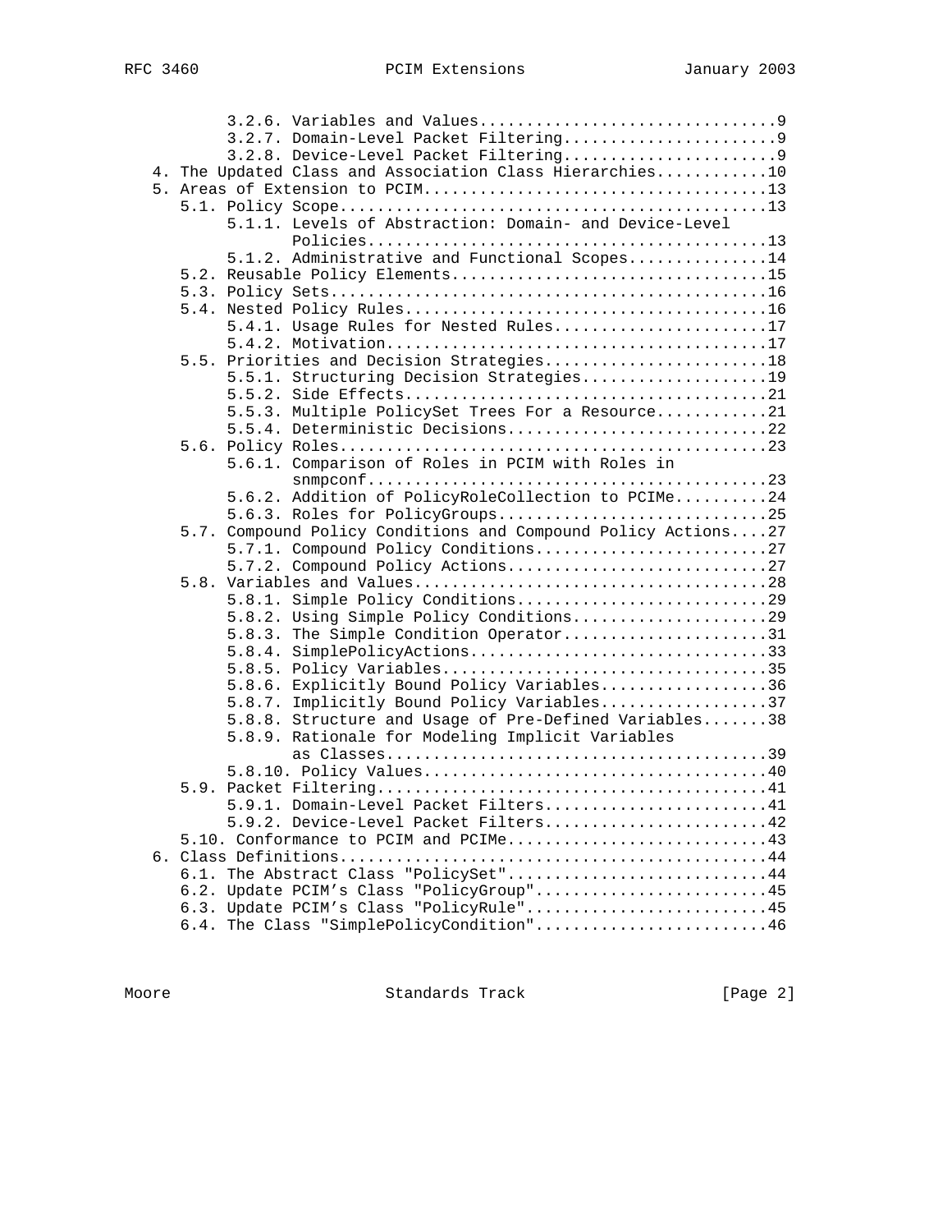```
         3.2.6. Variables and Values................................9
         3.2.7. Domain-Level Packet Filtering.......................9
         3.2.8. Device-Level Packet Filtering.......................9
   4. The Updated Class and Association Class Hierarchies............10
   5. Areas of Extension to PCIM.....................................13
      5.1. Policy Scope..............................................13
         5.1.1. Levels of Abstraction: Domain- and Device-Level
                Policies...........................................13
         5.1.2. Administrative and Functional Scopes...............14
      5.2. Reusable Policy Elements..................................15
      5.3. Policy Sets...............................................16
      5.4. Nested Policy Rules.......................................16
         5.4.1. Usage Rules for Nested Rules.......................17
         5.4.2. Motivation.........................................17
      5.5. Priorities and Decision Strategies........................18
         5.5.1. Structuring Decision Strategies....................19
         5.5.2. Side Effects.......................................21
         5.5.3. Multiple PolicySet Trees For a Resource............21
         5.5.4. Deterministic Decisions............................22
      5.6. Policy Roles..............................................23
         5.6.1. Comparison of Roles in PCIM with Roles in
                snmpconf...........................................23
         5.6.2. Addition of PolicyRoleCollection to PCIMe..........24
         5.6.3. Roles for PolicyGroups.............................25
      5.7. Compound Policy Conditions and Compound Policy Actions....27
         5.7.1. Compound Policy Conditions.........................27
         5.7.2. Compound Policy Actions............................27
      5.8. Variables and Values......................................28
         5.8.1. Simple Policy Conditions...........................29
         5.8.2. Using Simple Policy Conditions.....................29
         5.8.3. The Simple Condition Operator......................31
         5.8.4. SimplePolicyActions................................33
         5.8.5. Policy Variables...................................35
         5.8.6. Explicitly Bound Policy Variables..................36
         5.8.7. Implicitly Bound Policy Variables..................37
         5.8.8. Structure and Usage of Pre-Defined Variables.......38
         5.8.9. Rationale for Modeling Implicit Variables
                as Classes.........................................39
         5.8.10. Policy Values.....................................40
      5.9. Packet Filtering..........................................41
         5.9.1. Domain-Level Packet Filters........................41
         5.9.2. Device-Level Packet Filters........................42
      5.10. Conformance to PCIM and PCIMe............................43
   6. Class Definitions..............................................44
      6.1. The Abstract Class "PolicySet"............................44
      6.2. Update PCIM's Class "PolicyGroup".........................45
      6.3. Update PCIM's Class "PolicyRule"..........................45
      6.4. The Class "SimplePolicyCondition".........................46
```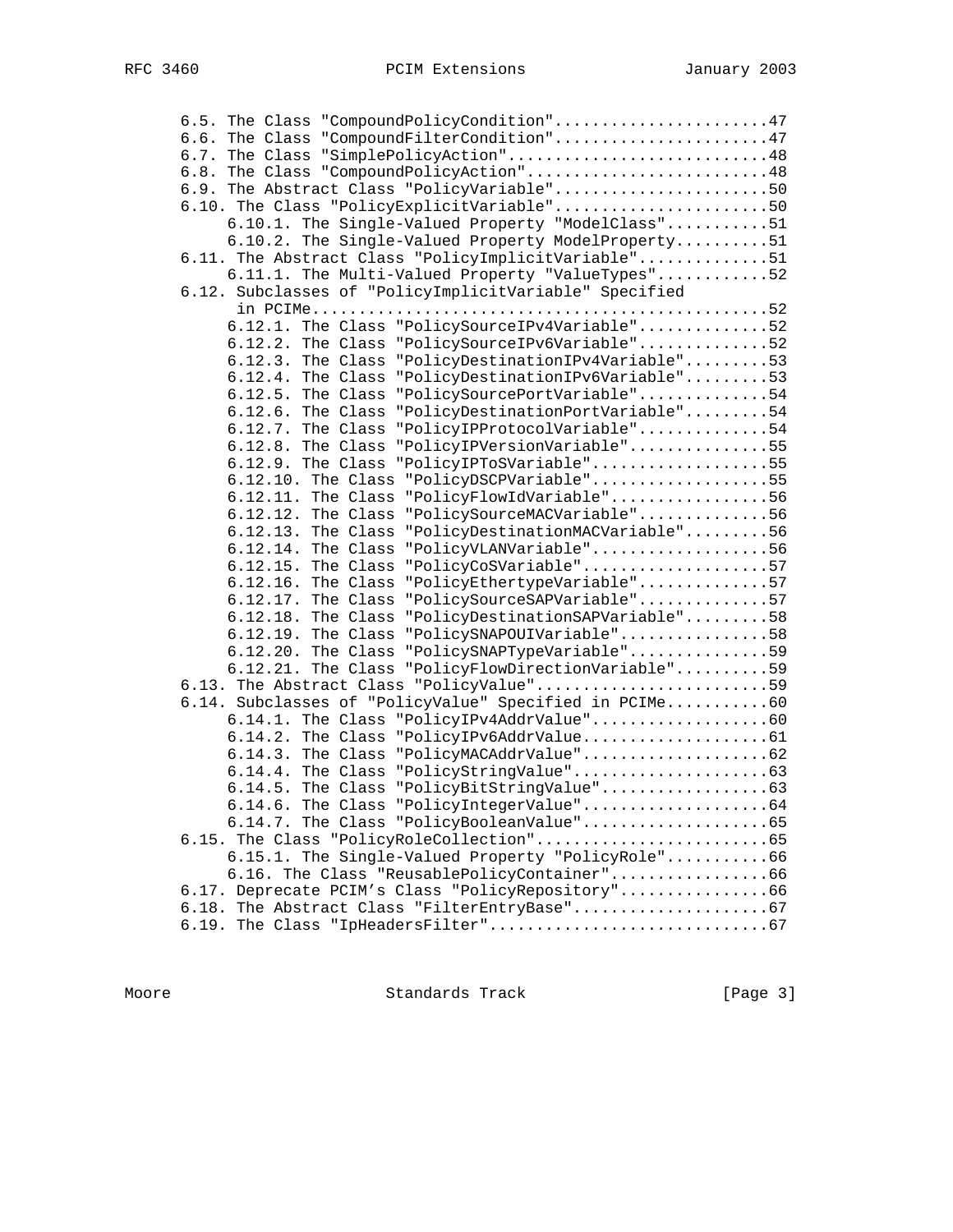```
   6.5. The Class "CompoundPolicyCondition".......................47
   6.6. The Class "CompoundFilterCondition".......................47
   6.7. The Class "SimplePolicyAction"............................48
   6.8. The Class "CompoundPolicyAction"..........................48
   6.9. The Abstract Class "PolicyVariable".......................50
   6.10. The Class "PolicyExplicitVariable".......................50
        6.10.1. The Single-Valued Property "ModelClass"...........51
        6.10.2. The Single-Valued Property ModelProperty..........51
   6.11. The Abstract Class "PolicyImplicitVariable"..............51
        6.11.1. The Multi-Valued Property "ValueTypes"............52
   6.12. Subclasses of "PolicyImplicitVariable" Specified
         in PCIMe.................................................52
        6.12.1. The Class "PolicySourceIPv4Variable"..............52
        6.12.2. The Class "PolicySourceIPv6Variable"..............52
        6.12.3. The Class "PolicyDestinationIPv4Variable".........53
        6.12.4. The Class "PolicyDestinationIPv6Variable".........53
        6.12.5. The Class "PolicySourcePortVariable"..............54
        6.12.6. The Class "PolicyDestinationPortVariable".........54
        6.12.7. The Class "PolicyIPProtocolVariable"..............54
        6.12.8. The Class "PolicyIPVersionVariable"...............55
        6.12.9. The Class "PolicyIPToSVariable"...................55
        6.12.10. The Class "PolicyDSCPVariable"...................55
        6.12.11. The Class "PolicyFlowIdVariable".................56
        6.12.12. The Class "PolicySourceMACVariable"..............56
        6.12.13. The Class "PolicyDestinationMACVariable".........56
        6.12.14. The Class "PolicyVLANVariable"...................56
        6.12.15. The Class "PolicyCoSVariable"....................57
        6.12.16. The Class "PolicyEthertypeVariable"..............57
        6.12.17. The Class "PolicySourceSAPVariable"..............57
        6.12.18. The Class "PolicyDestinationSAPVariable".........58
        6.12.19. The Class "PolicySNAPOUIVariable"................58
        6.12.20. The Class "PolicySNAPTypeVariable"...............59
        6.12.21. The Class "PolicyFlowDirectionVariable"..........59
   6.13. The Abstract Class "PolicyValue".........................59
   6.14. Subclasses of "PolicyValue" Specified in PCIMe...........60
        6.14.1. The Class "PolicyIPv4AddrValue"...................60
        6.14.2. The Class "PolicyIPv6AddrValue....................61
        6.14.3. The Class "PolicyMACAddrValue"....................62
        6.14.4. The Class "PolicyStringValue".....................63
        6.14.5. The Class "PolicyBitStringValue"..................63
        6.14.6. The Class "PolicyIntegerValue"....................64
        6.14.7. The Class "PolicyBooleanValue"....................65
   6.15. The Class "PolicyRoleCollection".........................65
        6.15.1. The Single-Valued Property "PolicyRole"...........66
        6.16. The Class "ReusablePolicyContainer".................66
   6.17. Deprecate PCIM's Class "PolicyRepository"................66
   6.18. The Abstract Class "FilterEntryBase".....................67
   6.19. The Class "IpHeadersFilter"..............................67
```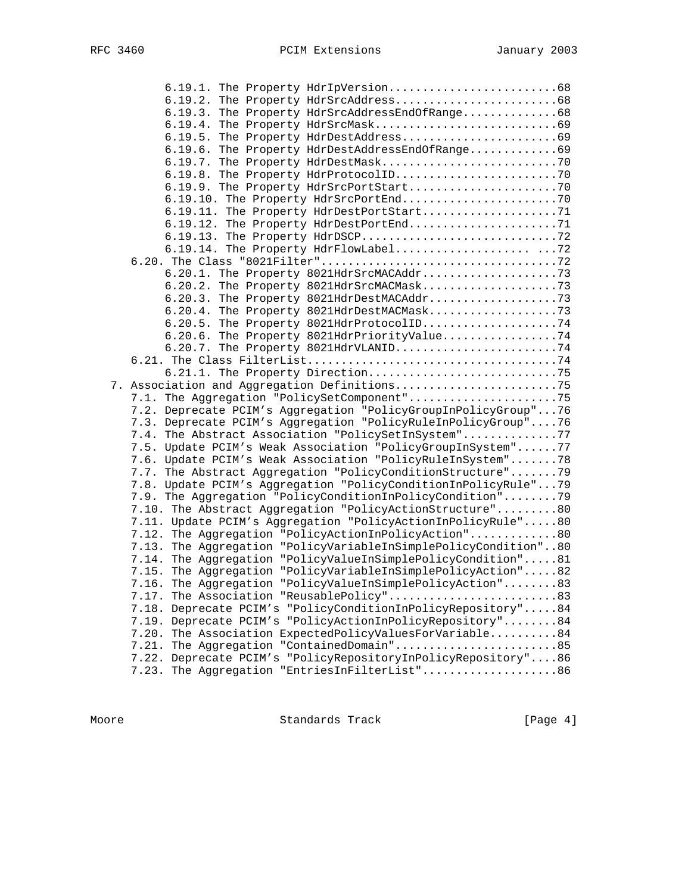```
         6.19.1. The Property HdrIpVersion.........................68
         6.19.2. The Property HdrSrcAddress........................68
         6.19.3. The Property HdrSrcAddressEndOfRange..............68
         6.19.4. The Property HdrSrcMask...........................69
         6.19.5. The Property HdrDestAddress.......................69
         6.19.6. The Property HdrDestAddressEndOfRange.............69
         6.19.7. The Property HdrDestMask..........................70
         6.19.8. The Property HdrProtocolID........................70
         6.19.9. The Property HdrSrcPortStart......................70
         6.19.10. The Property HdrSrcPortEnd.......................70
         6.19.11. The Property HdrDestPortStart....................71
         6.19.12. The Property HdrDestPortEnd......................71
         6.19.13. The Property HdrDSCP.............................72
         6.19.14. The Property HdrFlowLabel.................... ...72
      6.20. The Class "8021Filter"..................................72
         6.20.1. The Property 8021HdrSrcMACAddr....................73
         6.20.2. The Property 8021HdrSrcMACMask....................73
         6.20.3. The Property 8021HdrDestMACAddr...................73
         6.20.4. The Property 8021HdrDestMACMask...................73
         6.20.5. The Property 8021HdrProtocolID....................74
         6.20.6. The Property 8021HdrPriorityValue.................74
         6.20.7. The Property 8021HdrVLANID........................74
      6.21. The Class FilterList....................................74
         6.21.1. The Property Direction............................75
   7. Association and Aggregation Definitions........................75
      7.1. The Aggregation "PolicySetComponent"......................75
      7.2. Deprecate PCIM's Aggregation "PolicyGroupInPolicyGroup"...76
      7.3. Deprecate PCIM's Aggregation "PolicyRuleInPolicyGroup"....76
      7.4. The Abstract Association "PolicySetInSystem"..............77
      7.5. Update PCIM's Weak Association "PolicyGroupInSystem"......77
      7.6. Update PCIM's Weak Association "PolicyRuleInSystem".......78
      7.7. The Abstract Aggregation "PolicyConditionStructure".......79
      7.8. Update PCIM's Aggregation "PolicyConditionInPolicyRule"...79
      7.9. The Aggregation "PolicyConditionInPolicyCondition"........79
      7.10. The Abstract Aggregation "PolicyActionStructure".........80
      7.11. Update PCIM's Aggregation "PolicyActionInPolicyRule".....80
      7.12. The Aggregation "PolicyActionInPolicyAction".............80
      7.13. The Aggregation "PolicyVariableInSimplePolicyCondition"..80
      7.14. The Aggregation "PolicyValueInSimplePolicyCondition".....81
      7.15. The Aggregation "PolicyVariableInSimplePolicyAction".....82
      7.16. The Aggregation "PolicyValueInSimplePolicyAction"........83
      7.17. The Association "ReusablePolicy".........................83
      7.18. Deprecate PCIM's "PolicyConditionInPolicyRepository".....84
      7.19. Deprecate PCIM's "PolicyActionInPolicyRepository"........84
      7.20. The Association ExpectedPolicyValuesForVariable..........84
      7.21. The Aggregation "ContainedDomain"........................85
      7.22. Deprecate PCIM's "PolicyRepositoryInPolicyRepository"....86
      7.23. The Aggregation "EntriesInFilterList"....................86
```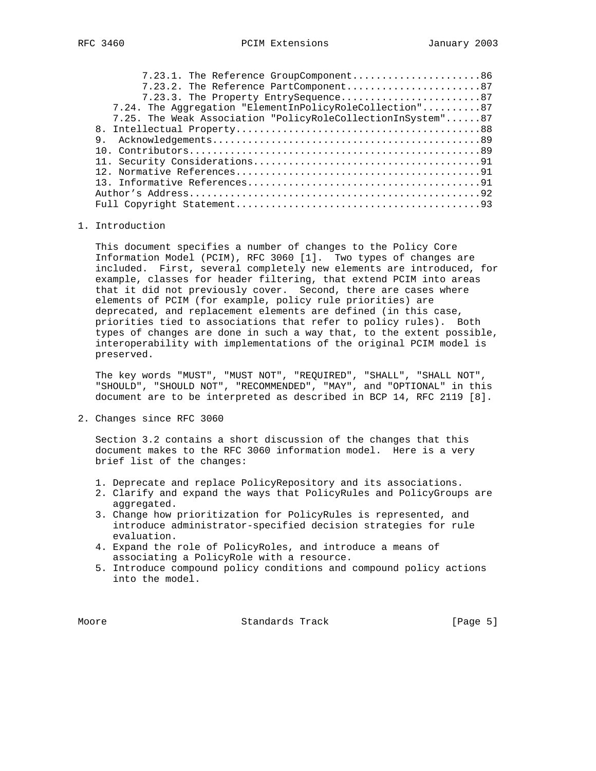7.23.1. The Reference GroupComponent......................86
7.23.2. The Reference PartComponent.......................87
7.23.3. The Property EntrySequence........................87
7.24. The Aggregation "ElementInPolicyRoleCollection"..........87
7.25. The Weak Association "PolicyRoleCollectionInSystem"......87
8. Intellectual Property..........................................88
9. Acknowledgements...............................................89
10. Contributors..................................................89
11. Security Considerations.......................................91
12. Normative References..........................................91
13. Informative References........................................91
Author's Address..................................................92
Full Copyright Statement..........................................93

# 1. Introduction

This document specifies a number of changes to the Policy Core Information Model (PCIM), RFC 3060 [1]. Two types of changes are included. First, several completely new elements are introduced, for example, classes for header filtering, that extend PCIM into areas that it did not previously cover. Second, there are cases where elements of PCIM (for example, policy rule priorities) are deprecated, and replacement elements are defined (in this case, priorities tied to associations that refer to policy rules). Both types of changes are done in such a way that, to the extent possible, interoperability with implementations of the original PCIM model is preserved.

The key words "MUST", "MUST NOT", "REQUIRED", "SHALL", "SHALL NOT", "SHOULD", "SHOULD NOT", "RECOMMENDED", "MAY", and "OPTIONAL" in this document are to be interpreted as described in BCP 14, RFC 2119 [8].

# 2. Changes since RFC 3060

Section 3.2 contains a short discussion of the changes that this document makes to the RFC 3060 information model. Here is a very brief list of the changes:

1. Deprecate and replace PolicyRepository and its associations.
2. Clarify and expand the ways that PolicyRules and PolicyGroups are aggregated.
3. Change how prioritization for PolicyRules is represented, and introduce administrator-specified decision strategies for rule evaluation.
4. Expand the role of PolicyRoles, and introduce a means of associating a PolicyRole with a resource.
5. Introduce compound policy conditions and compound policy actions into the model.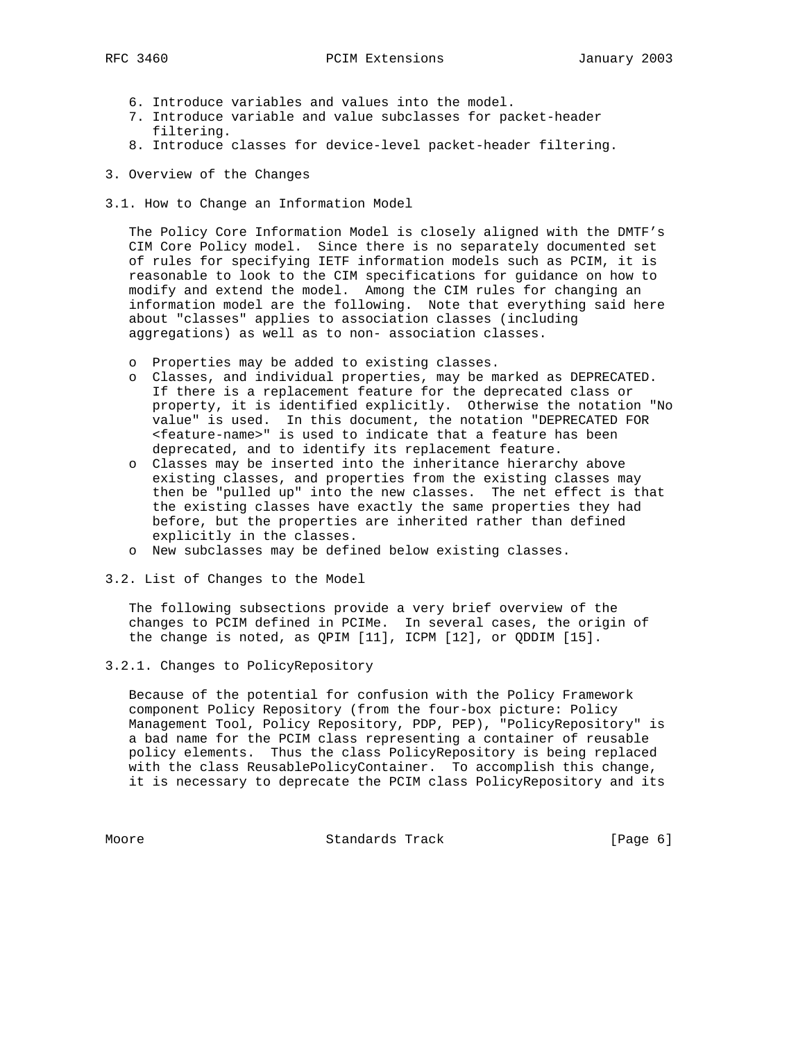6. Introduce variables and values into the model.
7. Introduce variable and value subclasses for packet-header filtering.
8. Introduce classes for device-level packet-header filtering.

## 3. Overview of the Changes

### 3.1. How to Change an Information Model

The Policy Core Information Model is closely aligned with the DMTF's CIM Core Policy model. Since there is no separately documented set of rules for specifying IETF information models such as PCIM, it is reasonable to look to the CIM specifications for guidance on how to modify and extend the model. Among the CIM rules for changing an information model are the following. Note that everything said here about "classes" applies to association classes (including aggregations) as well as to non- association classes.

- Properties may be added to existing classes.
- Classes, and individual properties, may be marked as DEPRECATED. If there is a replacement feature for the deprecated class or property, it is identified explicitly. Otherwise the notation "No value" is used. In this document, the notation "DEPRECATED FOR <feature-name>" is used to indicate that a feature has been deprecated, and to identify its replacement feature.
- Classes may be inserted into the inheritance hierarchy above existing classes, and properties from the existing classes may then be "pulled up" into the new classes. The net effect is that the existing classes have exactly the same properties they had before, but the properties are inherited rather than defined explicitly in the classes.
- New subclasses may be defined below existing classes.

### 3.2. List of Changes to the Model

The following subsections provide a very brief overview of the changes to PCIM defined in PCIMe. In several cases, the origin of the change is noted, as QPIM [11], ICPM [12], or QDDIM [15].

#### 3.2.1. Changes to PolicyRepository

Because of the potential for confusion with the Policy Framework component Policy Repository (from the four-box picture: Policy Management Tool, Policy Repository, PDP, PEP), "PolicyRepository" is a bad name for the PCIM class representing a container of reusable policy elements. Thus the class PolicyRepository is being replaced with the class ReusablePolicyContainer. To accomplish this change, it is necessary to deprecate the PCIM class PolicyRepository and its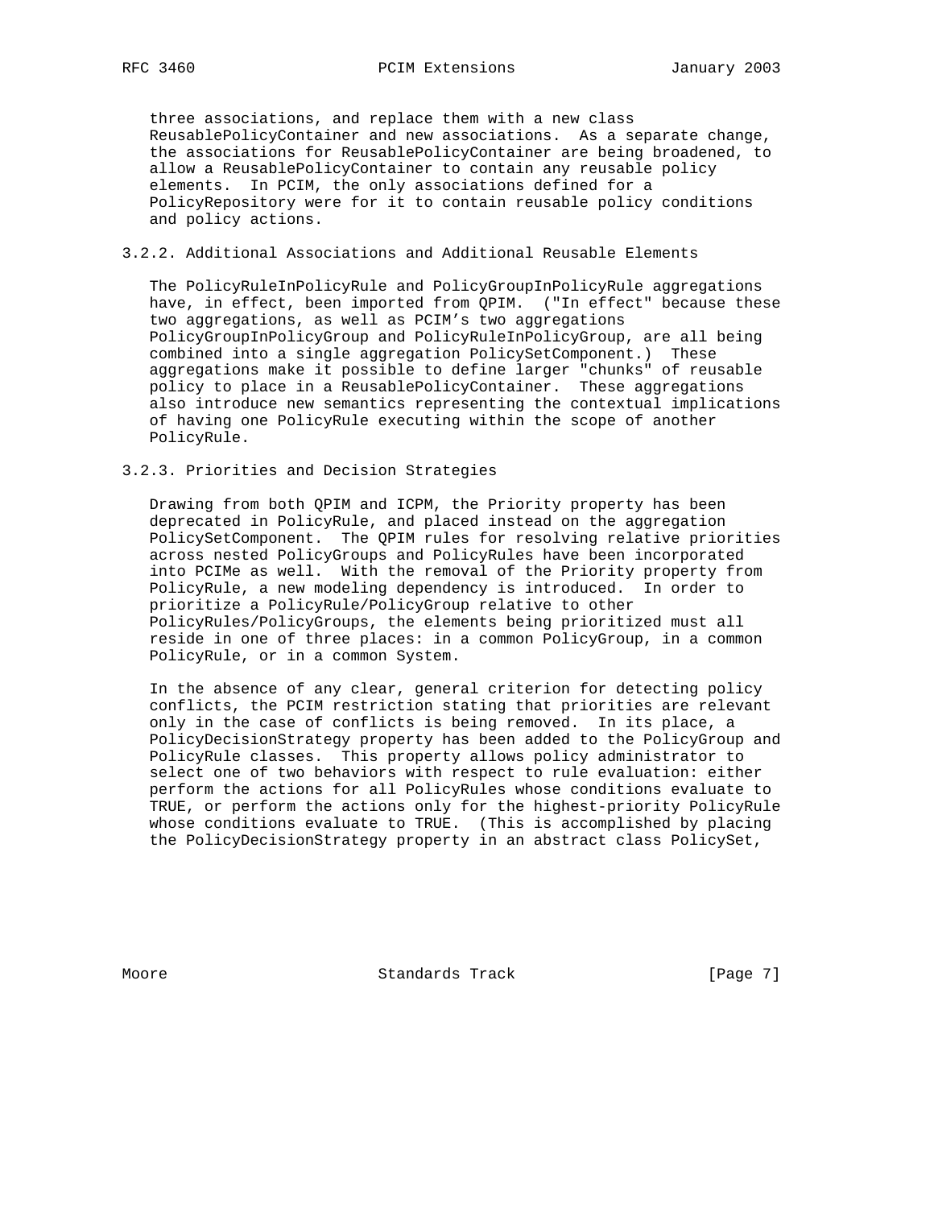three associations, and replace them with a new class ReusablePolicyContainer and new associations. As a separate change, the associations for ReusablePolicyContainer are being broadened, to allow a ReusablePolicyContainer to contain any reusable policy elements. In PCIM, the only associations defined for a PolicyRepository were for it to contain reusable policy conditions and policy actions.

### 3.2.2. Additional Associations and Additional Reusable Elements

The PolicyRuleInPolicyRule and PolicyGroupInPolicyRule aggregations have, in effect, been imported from QPIM. ("In effect" because these two aggregations, as well as PCIM's two aggregations PolicyGroupInPolicyGroup and PolicyRuleInPolicyGroup, are all being combined into a single aggregation PolicySetComponent.) These aggregations make it possible to define larger "chunks" of reusable policy to place in a ReusablePolicyContainer. These aggregations also introduce new semantics representing the contextual implications of having one PolicyRule executing within the scope of another PolicyRule.

### 3.2.3. Priorities and Decision Strategies

Drawing from both QPIM and ICPM, the Priority property has been deprecated in PolicyRule, and placed instead on the aggregation PolicySetComponent. The QPIM rules for resolving relative priorities across nested PolicyGroups and PolicyRules have been incorporated into PCIMe as well. With the removal of the Priority property from PolicyRule, a new modeling dependency is introduced. In order to prioritize a PolicyRule/PolicyGroup relative to other PolicyRules/PolicyGroups, the elements being prioritized must all reside in one of three places: in a common PolicyGroup, in a common PolicyRule, or in a common System.

In the absence of any clear, general criterion for detecting policy conflicts, the PCIM restriction stating that priorities are relevant only in the case of conflicts is being removed. In its place, a PolicyDecisionStrategy property has been added to the PolicyGroup and PolicyRule classes. This property allows policy administrator to select one of two behaviors with respect to rule evaluation: either perform the actions for all PolicyRules whose conditions evaluate to TRUE, or perform the actions only for the highest-priority PolicyRule whose conditions evaluate to TRUE. (This is accomplished by placing the PolicyDecisionStrategy property in an abstract class PolicySet,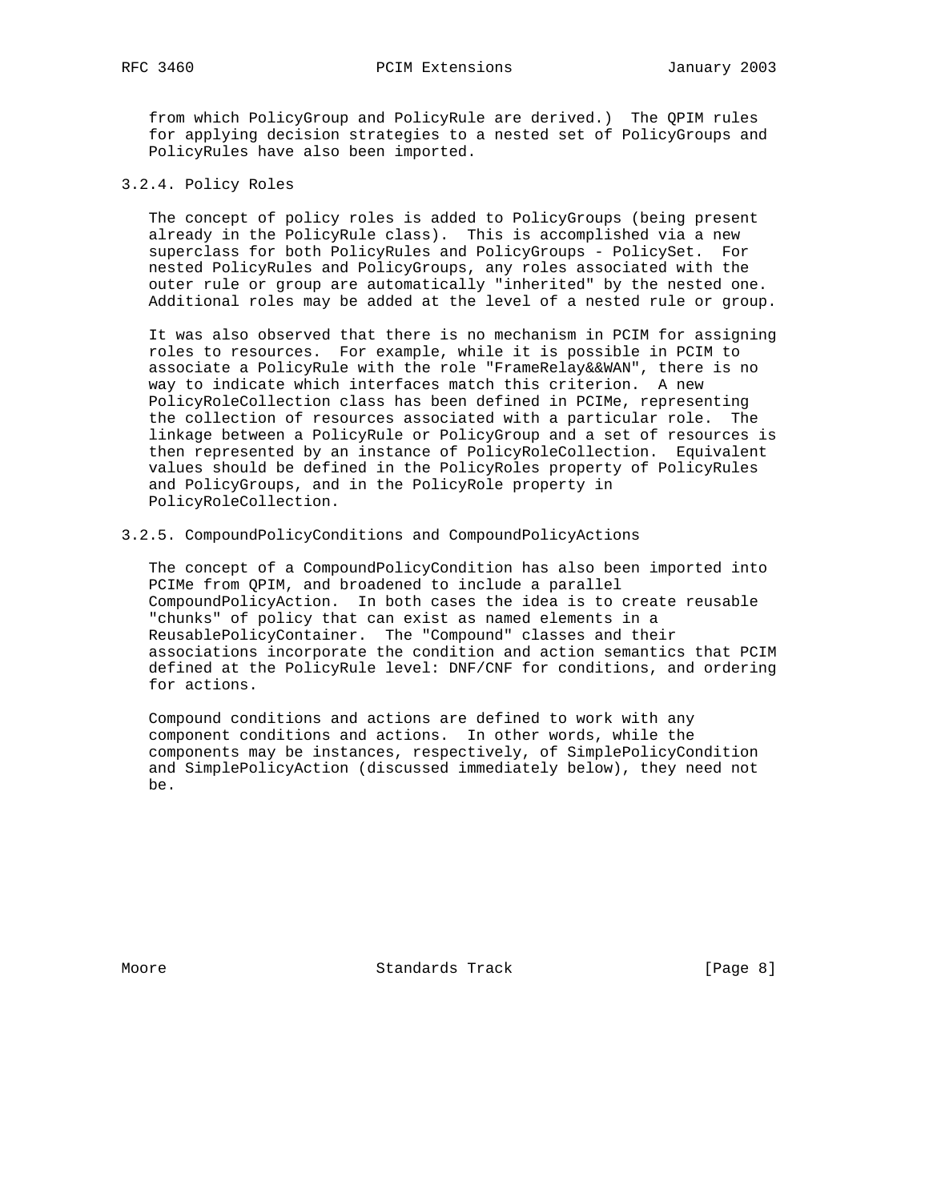from which PolicyGroup and PolicyRule are derived.)  The QPIM rules for applying decision strategies to a nested set of PolicyGroups and PolicyRules have also been imported.

### 3.2.4. Policy Roles

The concept of policy roles is added to PolicyGroups (being present already in the PolicyRule class).  This is accomplished via a new superclass for both PolicyRules and PolicyGroups - PolicySet.  For nested PolicyRules and PolicyGroups, any roles associated with the outer rule or group are automatically "inherited" by the nested one. Additional roles may be added at the level of a nested rule or group.

It was also observed that there is no mechanism in PCIM for assigning roles to resources.  For example, while it is possible in PCIM to associate a PolicyRule with the role "FrameRelay&&WAN", there is no way to indicate which interfaces match this criterion.  A new PolicyRoleCollection class has been defined in PCIMe, representing the collection of resources associated with a particular role.  The linkage between a PolicyRule or PolicyGroup and a set of resources is then represented by an instance of PolicyRoleCollection.  Equivalent values should be defined in the PolicyRoles property of PolicyRules and PolicyGroups, and in the PolicyRole property in PolicyRoleCollection.

### 3.2.5. CompoundPolicyConditions and CompoundPolicyActions

The concept of a CompoundPolicyCondition has also been imported into PCIMe from QPIM, and broadened to include a parallel CompoundPolicyAction.  In both cases the idea is to create reusable "chunks" of policy that can exist as named elements in a ReusablePolicyContainer.  The "Compound" classes and their associations incorporate the condition and action semantics that PCIM defined at the PolicyRule level: DNF/CNF for conditions, and ordering for actions.

Compound conditions and actions are defined to work with any component conditions and actions.  In other words, while the components may be instances, respectively, of SimplePolicyCondition and SimplePolicyAction (discussed immediately below), they need not be.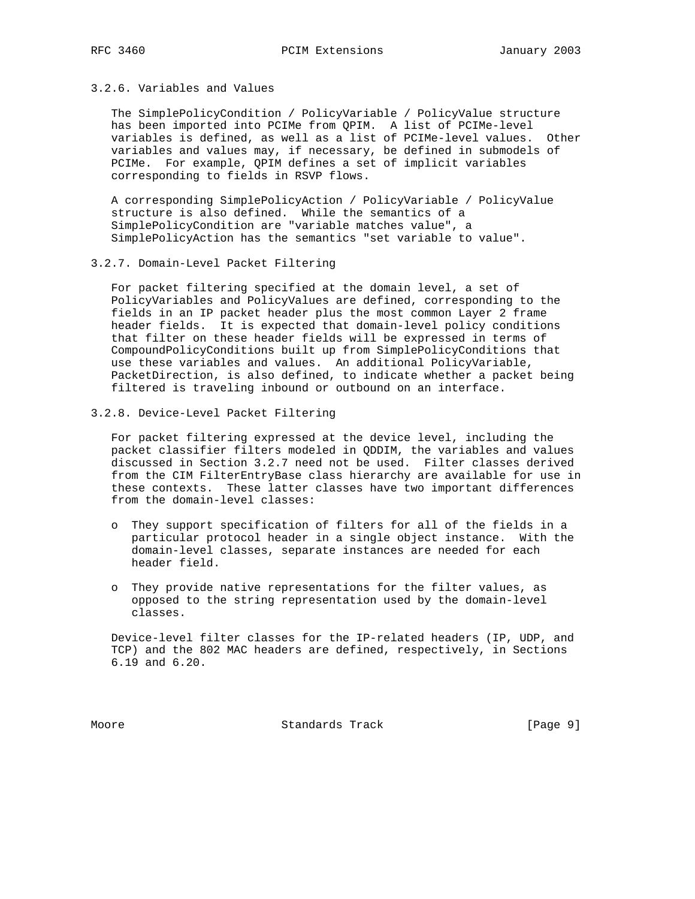### 3.2.6. Variables and Values

The SimplePolicyCondition / PolicyVariable / PolicyValue structure has been imported into PCIMe from QPIM. A list of PCIMe-level variables is defined, as well as a list of PCIMe-level values. Other variables and values may, if necessary, be defined in submodels of PCIMe. For example, QPIM defines a set of implicit variables corresponding to fields in RSVP flows.

A corresponding SimplePolicyAction / PolicyVariable / PolicyValue structure is also defined. While the semantics of a SimplePolicyCondition are "variable matches value", a SimplePolicyAction has the semantics "set variable to value".

### 3.2.7. Domain-Level Packet Filtering

For packet filtering specified at the domain level, a set of PolicyVariables and PolicyValues are defined, corresponding to the fields in an IP packet header plus the most common Layer 2 frame header fields. It is expected that domain-level policy conditions that filter on these header fields will be expressed in terms of CompoundPolicyConditions built up from SimplePolicyConditions that use these variables and values. An additional PolicyVariable, PacketDirection, is also defined, to indicate whether a packet being filtered is traveling inbound or outbound on an interface.

### 3.2.8. Device-Level Packet Filtering

For packet filtering expressed at the device level, including the packet classifier filters modeled in QDDIM, the variables and values discussed in Section 3.2.7 need not be used. Filter classes derived from the CIM FilterEntryBase class hierarchy are available for use in these contexts. These latter classes have two important differences from the domain-level classes:

- They support specification of filters for all of the fields in a particular protocol header in a single object instance. With the domain-level classes, separate instances are needed for each header field.

- They provide native representations for the filter values, as opposed to the string representation used by the domain-level classes.

Device-level filter classes for the IP-related headers (IP, UDP, and TCP) and the 802 MAC headers are defined, respectively, in Sections 6.19 and 6.20.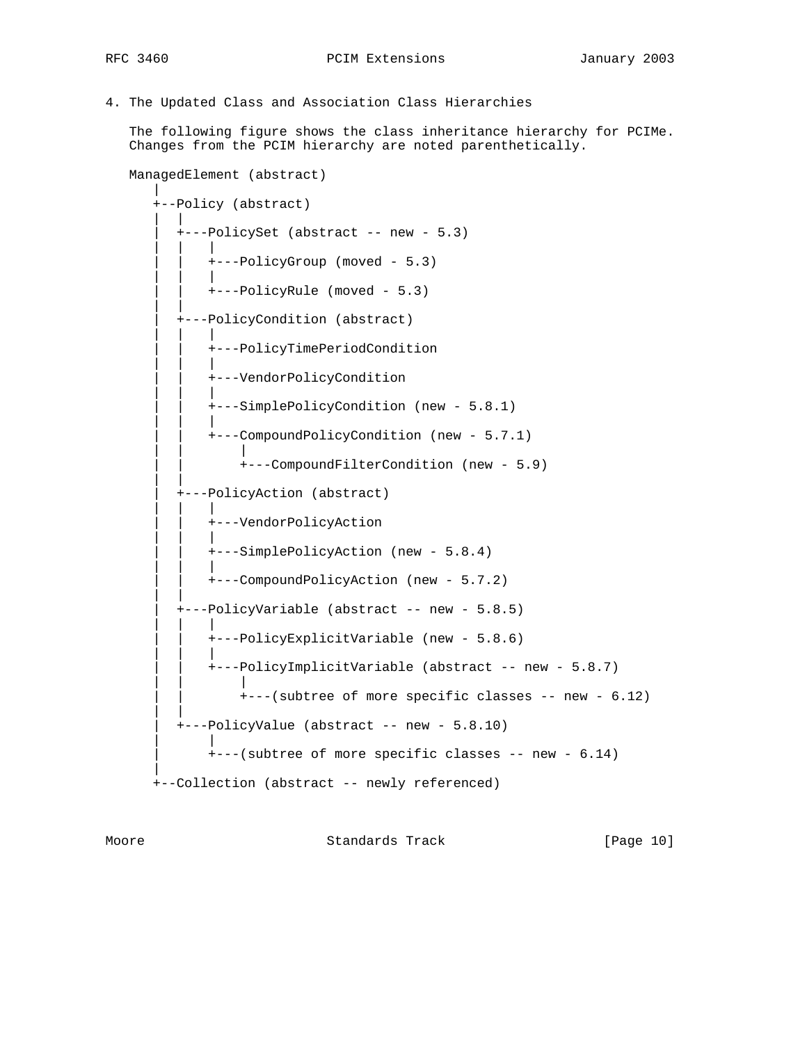## 4. The Updated Class and Association Class Hierarchies

The following figure shows the class inheritance hierarchy for PCIMe. Changes from the PCIM hierarchy are noted parenthetically.

```
ManagedElement (abstract)
   |
   +--Policy (abstract)
   |  |
   |  +---PolicySet (abstract -- new - 5.3)
   |  |   |
   |  |   +---PolicyGroup (moved - 5.3)
   |  |   |
   |  |   +---PolicyRule (moved - 5.3)
   |  |
   |  +---PolicyCondition (abstract)
   |  |   |
   |  |   +---PolicyTimePeriodCondition
   |  |   |
   |  |   +---VendorPolicyCondition
   |  |   |
   |  |   +---SimplePolicyCondition (new - 5.8.1)
   |  |   |
   |  |   +---CompoundPolicyCondition (new - 5.7.1)
   |  |       |
   |  |       +---CompoundFilterCondition (new - 5.9)
   |  |
   |  +---PolicyAction (abstract)
   |  |   |
   |  |   +---VendorPolicyAction
   |  |   |
   |  |   +---SimplePolicyAction (new - 5.8.4)
   |  |   |
   |  |   +---CompoundPolicyAction (new - 5.7.2)
   |  |
   |  +---PolicyVariable (abstract -- new - 5.8.5)
   |  |   |
   |  |   +---PolicyExplicitVariable (new - 5.8.6)
   |  |   |
   |  |   +---PolicyImplicitVariable (abstract -- new - 5.8.7)
   |  |       |
   |  |       +---(subtree of more specific classes -- new - 6.12)
   |  |
   |  +---PolicyValue (abstract -- new - 5.8.10)
   |      |
   |      +---(subtree of more specific classes -- new - 6.14)
   |
   +--Collection (abstract -- newly referenced)
```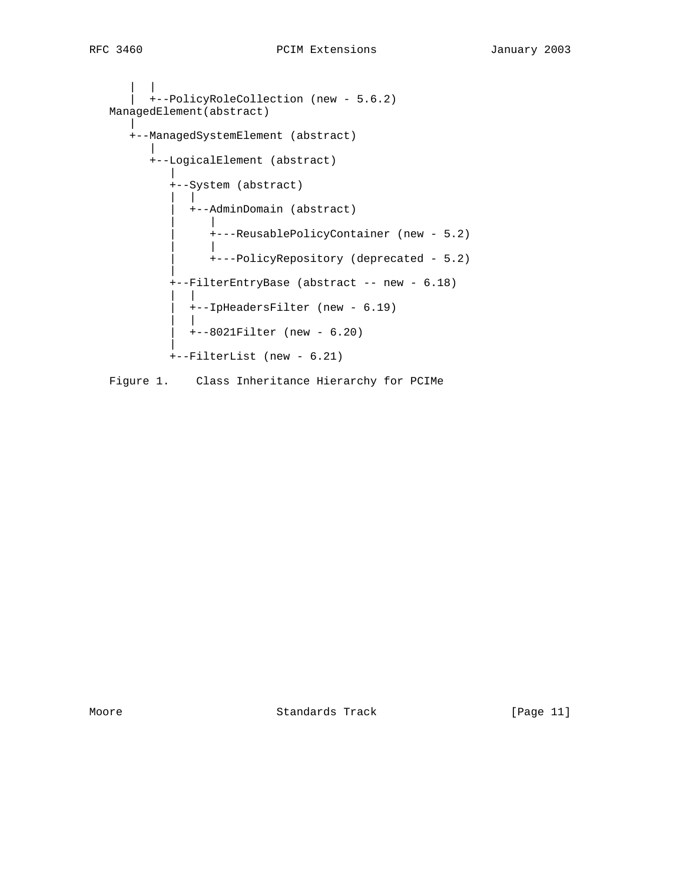```
      |  |
      |  +--PolicyRoleCollection (new - 5.6.2)
   ManagedElement(abstract)
      |
      +--ManagedSystemElement (abstract)
         |
         +--LogicalElement (abstract)
            |
            +--System (abstract)
            |  |
            |  +--AdminDomain (abstract)
            |     |
            |     +---ReusablePolicyContainer (new - 5.2)
            |     |
            |     +---PolicyRepository (deprecated - 5.2)
            |
            +--FilterEntryBase (abstract -- new - 6.18)
            |  |
            |  +--IpHeadersFilter (new - 6.19)
            |  |
            |  +--8021Filter (new - 6.20)
            |
            +--FilterList (new - 6.21)
```

Figure 1.    Class Inheritance Hierarchy for PCIMe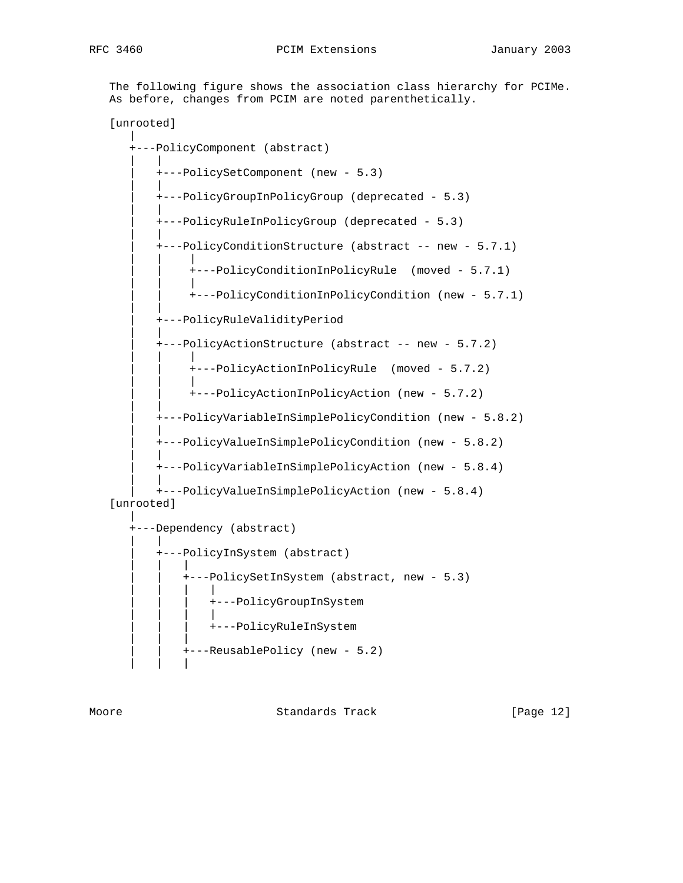The following figure shows the association class hierarchy for PCIMe. As before, changes from PCIM are noted parenthetically.

```
[unrooted]
   |
   +---PolicyComponent (abstract)
   |   |
   |   +---PolicySetComponent (new - 5.3)
   |   |
   |   +---PolicyGroupInPolicyGroup (deprecated - 5.3)
   |   |
   |   +---PolicyRuleInPolicyGroup (deprecated - 5.3)
   |   |
   |   +---PolicyConditionStructure (abstract -- new - 5.7.1)
   |   |    |
   |   |    +---PolicyConditionInPolicyRule  (moved - 5.7.1)
   |   |    |
   |   |    +---PolicyConditionInPolicyCondition (new - 5.7.1)
   |   |
   |   +---PolicyRuleValidityPeriod
   |   |
   |   +---PolicyActionStructure (abstract -- new - 5.7.2)
   |   |    |
   |   |    +---PolicyActionInPolicyRule  (moved - 5.7.2)
   |   |    |
   |   |    +---PolicyActionInPolicyAction (new - 5.7.2)
   |   |
   |   +---PolicyVariableInSimplePolicyCondition (new - 5.8.2)
   |   |
   |   +---PolicyValueInSimplePolicyCondition (new - 5.8.2)
   |   |
   |   +---PolicyVariableInSimplePolicyAction (new - 5.8.4)
   |   |
   |   +---PolicyValueInSimplePolicyAction (new - 5.8.4)
[unrooted]
   |
   +---Dependency (abstract)
   |   |
   |   +---PolicyInSystem (abstract)
   |   |   |
   |   |   +---PolicySetInSystem (abstract, new - 5.3)
   |   |   |   |
   |   |   |   +---PolicyGroupInSystem
   |   |   |   |
   |   |   |   +---PolicyRuleInSystem
   |   |   |
   |   |   +---ReusablePolicy (new - 5.2)
   |   |   |
```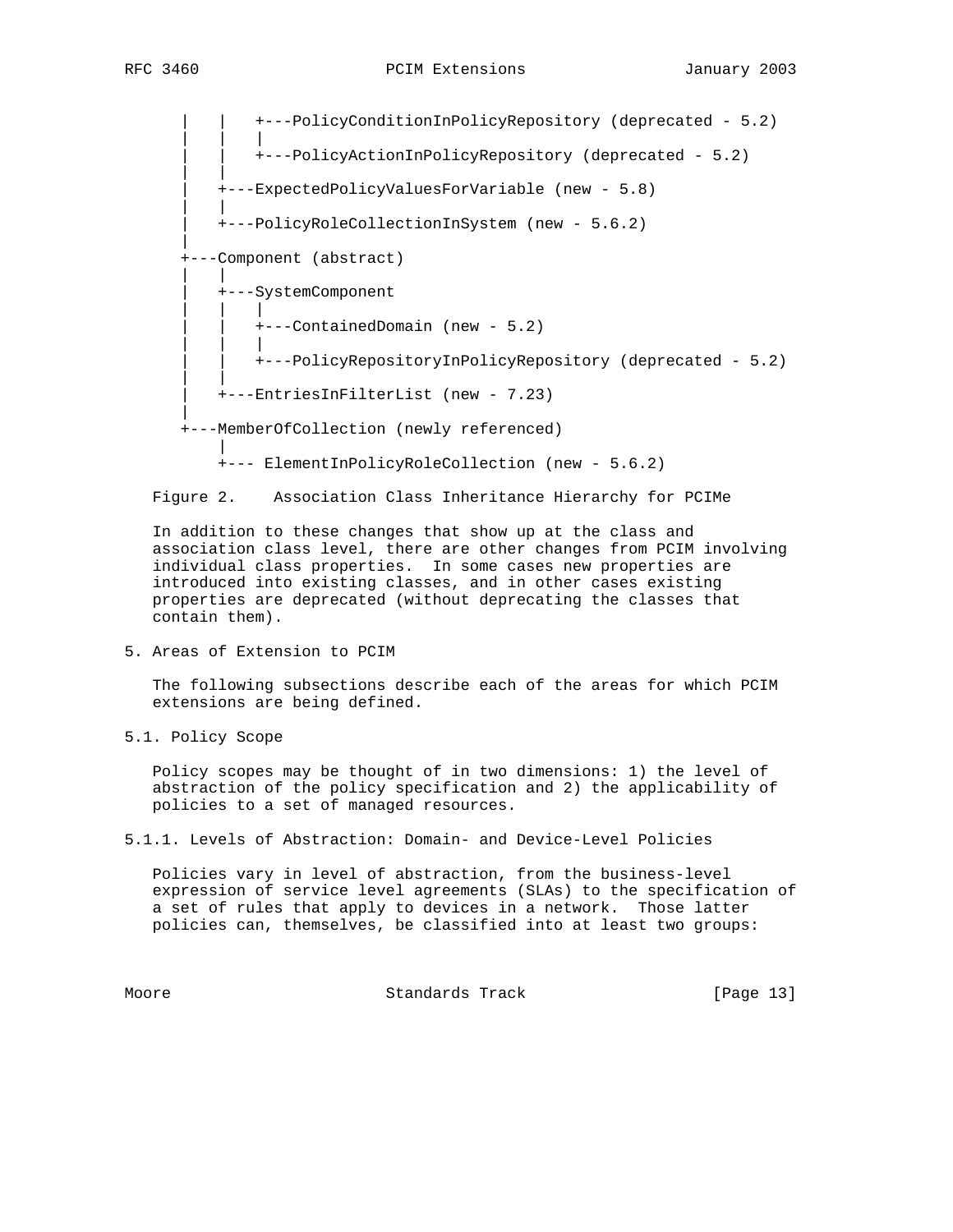```
      |   |   +---PolicyConditionInPolicyRepository (deprecated - 5.2)
      |   |   |
      |   |   +---PolicyActionInPolicyRepository (deprecated - 5.2)
      |   |
      |   +---ExpectedPolicyValuesForVariable (new - 5.8)
      |   |
      |   +---PolicyRoleCollectionInSystem (new - 5.6.2)
      |
      +---Component (abstract)
      |   |
      |   +---SystemComponent
      |   |   |
      |   |   +---ContainedDomain (new - 5.2)
      |   |   |
      |   |   +---PolicyRepositoryInPolicyRepository (deprecated - 5.2)
      |   |
      |   +---EntriesInFilterList (new - 7.23)
      |
      +---MemberOfCollection (newly referenced)
          |
          +--- ElementInPolicyRoleCollection (new - 5.6.2)
```

Figure 2. Association Class Inheritance Hierarchy for PCIMe

In addition to these changes that show up at the class and association class level, there are other changes from PCIM involving individual class properties. In some cases new properties are introduced into existing classes, and in other cases existing properties are deprecated (without deprecating the classes that contain them).

## 5. Areas of Extension to PCIM

The following subsections describe each of the areas for which PCIM extensions are being defined.

### 5.1. Policy Scope

Policy scopes may be thought of in two dimensions: 1) the level of abstraction of the policy specification and 2) the applicability of policies to a set of managed resources.

#### 5.1.1. Levels of Abstraction: Domain- and Device-Level Policies

Policies vary in level of abstraction, from the business-level expression of service level agreements (SLAs) to the specification of a set of rules that apply to devices in a network. Those latter policies can, themselves, be classified into at least two groups: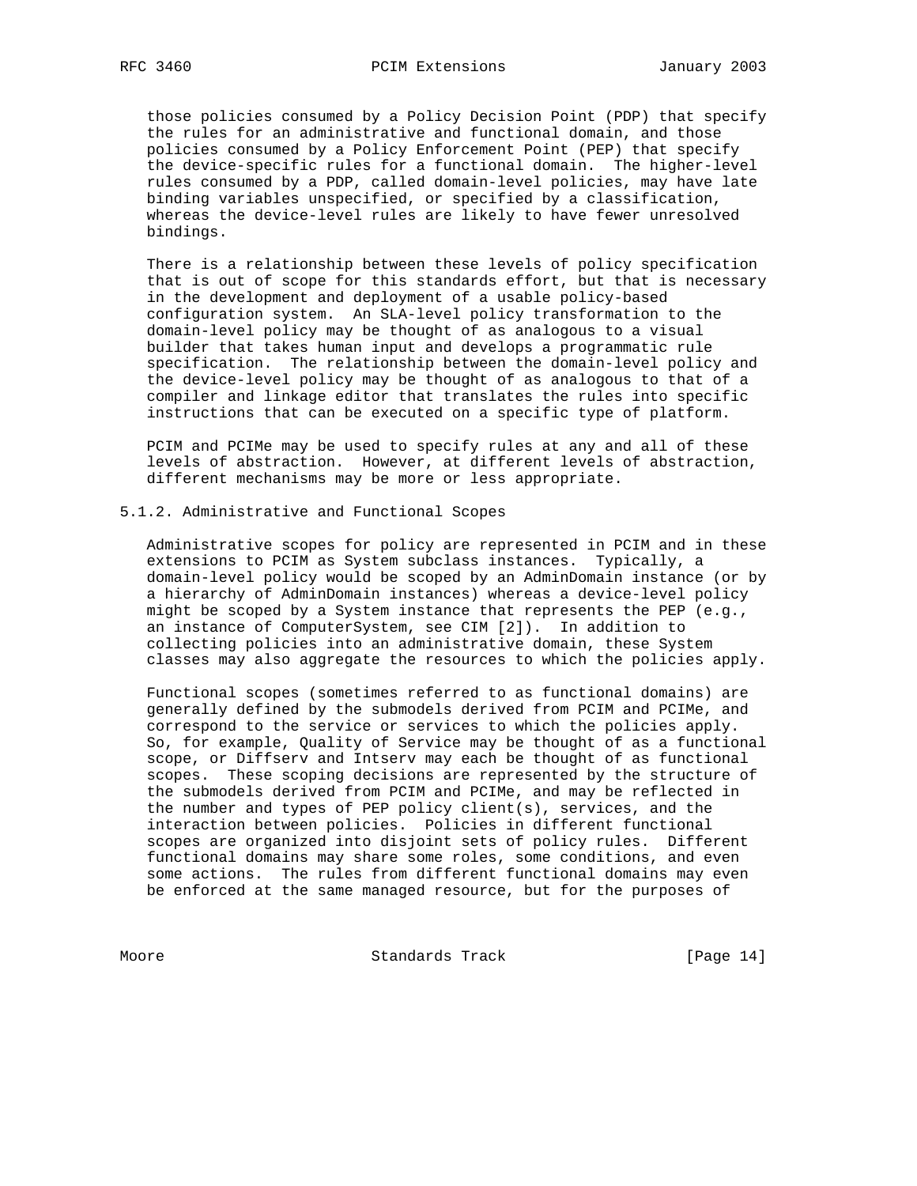those policies consumed by a Policy Decision Point (PDP) that specify the rules for an administrative and functional domain, and those policies consumed by a Policy Enforcement Point (PEP) that specify the device-specific rules for a functional domain. The higher-level rules consumed by a PDP, called domain-level policies, may have late binding variables unspecified, or specified by a classification, whereas the device-level rules are likely to have fewer unresolved bindings.

There is a relationship between these levels of policy specification that is out of scope for this standards effort, but that is necessary in the development and deployment of a usable policy-based configuration system. An SLA-level policy transformation to the domain-level policy may be thought of as analogous to a visual builder that takes human input and develops a programmatic rule specification. The relationship between the domain-level policy and the device-level policy may be thought of as analogous to that of a compiler and linkage editor that translates the rules into specific instructions that can be executed on a specific type of platform.

PCIM and PCIMe may be used to specify rules at any and all of these levels of abstraction. However, at different levels of abstraction, different mechanisms may be more or less appropriate.

### 5.1.2. Administrative and Functional Scopes

Administrative scopes for policy are represented in PCIM and in these extensions to PCIM as System subclass instances. Typically, a domain-level policy would be scoped by an AdminDomain instance (or by a hierarchy of AdminDomain instances) whereas a device-level policy might be scoped by a System instance that represents the PEP (e.g., an instance of ComputerSystem, see CIM [2]). In addition to collecting policies into an administrative domain, these System classes may also aggregate the resources to which the policies apply.

Functional scopes (sometimes referred to as functional domains) are generally defined by the submodels derived from PCIM and PCIMe, and correspond to the service or services to which the policies apply. So, for example, Quality of Service may be thought of as a functional scope, or Diffserv and Intserv may each be thought of as functional scopes. These scoping decisions are represented by the structure of the submodels derived from PCIM and PCIMe, and may be reflected in the number and types of PEP policy client(s), services, and the interaction between policies. Policies in different functional scopes are organized into disjoint sets of policy rules. Different functional domains may share some roles, some conditions, and even some actions. The rules from different functional domains may even be enforced at the same managed resource, but for the purposes of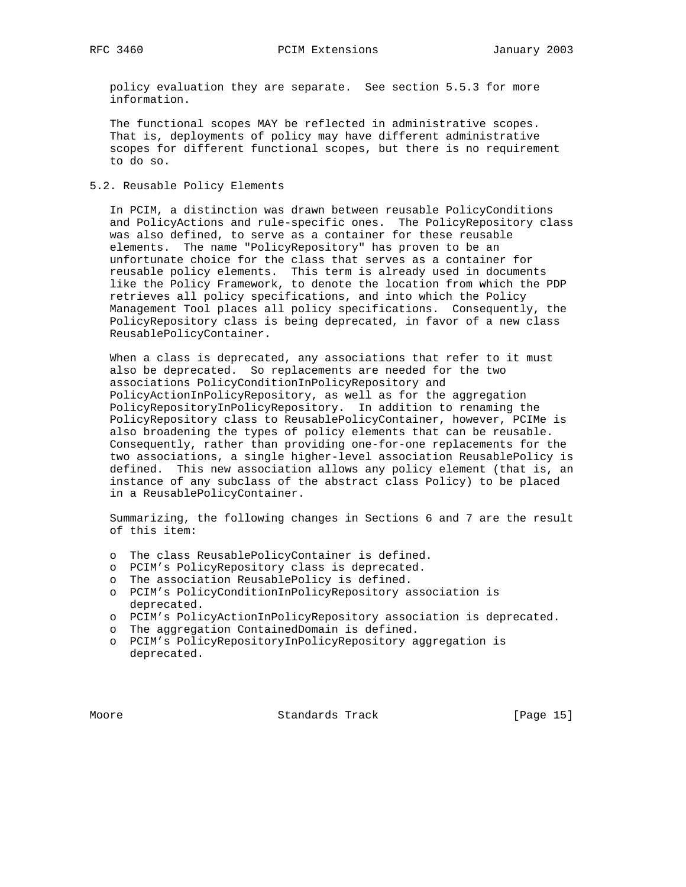policy evaluation they are separate. See section 5.5.3 for more information.

The functional scopes MAY be reflected in administrative scopes. That is, deployments of policy may have different administrative scopes for different functional scopes, but there is no requirement to do so.

## 5.2. Reusable Policy Elements

In PCIM, a distinction was drawn between reusable PolicyConditions and PolicyActions and rule-specific ones. The PolicyRepository class was also defined, to serve as a container for these reusable elements. The name "PolicyRepository" has proven to be an unfortunate choice for the class that serves as a container for reusable policy elements. This term is already used in documents like the Policy Framework, to denote the location from which the PDP retrieves all policy specifications, and into which the Policy Management Tool places all policy specifications. Consequently, the PolicyRepository class is being deprecated, in favor of a new class ReusablePolicyContainer.

When a class is deprecated, any associations that refer to it must also be deprecated. So replacements are needed for the two associations PolicyConditionInPolicyRepository and PolicyActionInPolicyRepository, as well as for the aggregation PolicyRepositoryInPolicyRepository. In addition to renaming the PolicyRepository class to ReusablePolicyContainer, however, PCIMe is also broadening the types of policy elements that can be reusable. Consequently, rather than providing one-for-one replacements for the two associations, a single higher-level association ReusablePolicy is defined. This new association allows any policy element (that is, an instance of any subclass of the abstract class Policy) to be placed in a ReusablePolicyContainer.

Summarizing, the following changes in Sections 6 and 7 are the result of this item:

- The class ReusablePolicyContainer is defined.
- PCIM's PolicyRepository class is deprecated.
- The association ReusablePolicy is defined.
- PCIM's PolicyConditionInPolicyRepository association is deprecated.
- PCIM's PolicyActionInPolicyRepository association is deprecated.
- The aggregation ContainedDomain is defined.
- PCIM's PolicyRepositoryInPolicyRepository aggregation is deprecated.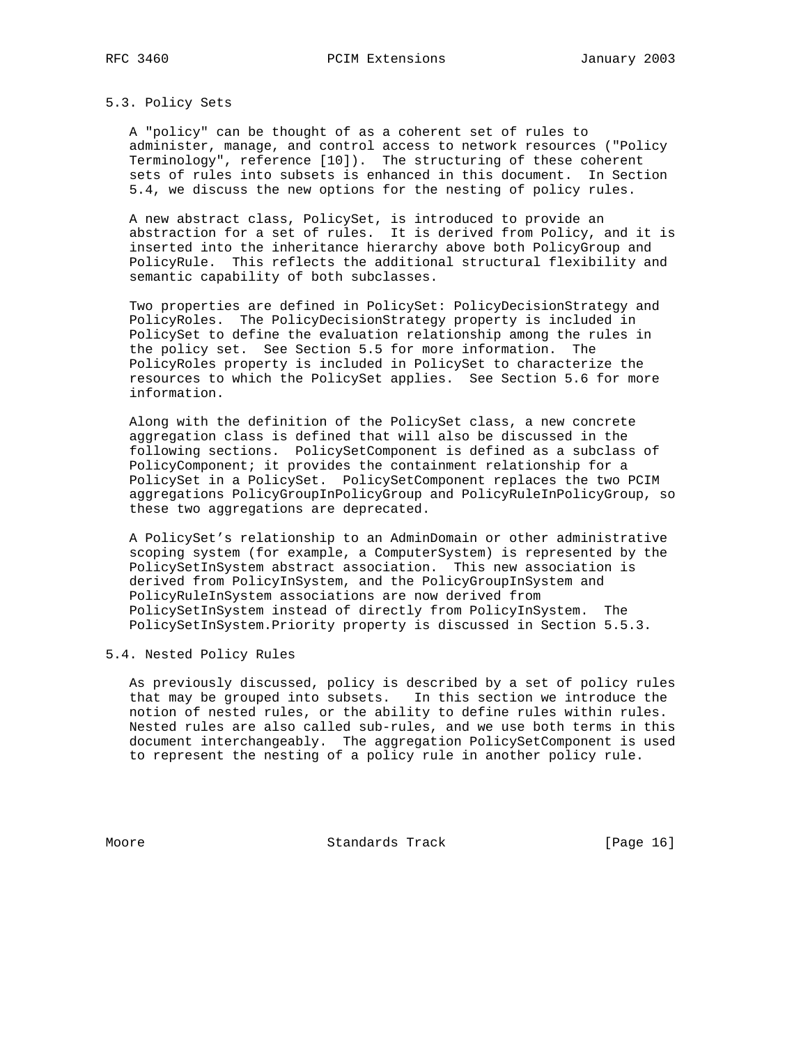### 5.3. Policy Sets

A "policy" can be thought of as a coherent set of rules to administer, manage, and control access to network resources ("Policy Terminology", reference [10]). The structuring of these coherent sets of rules into subsets is enhanced in this document. In Section 5.4, we discuss the new options for the nesting of policy rules.

A new abstract class, PolicySet, is introduced to provide an abstraction for a set of rules. It is derived from Policy, and it is inserted into the inheritance hierarchy above both PolicyGroup and PolicyRule. This reflects the additional structural flexibility and semantic capability of both subclasses.

Two properties are defined in PolicySet: PolicyDecisionStrategy and PolicyRoles. The PolicyDecisionStrategy property is included in PolicySet to define the evaluation relationship among the rules in the policy set. See Section 5.5 for more information. The PolicyRoles property is included in PolicySet to characterize the resources to which the PolicySet applies. See Section 5.6 for more information.

Along with the definition of the PolicySet class, a new concrete aggregation class is defined that will also be discussed in the following sections. PolicySetComponent is defined as a subclass of PolicyComponent; it provides the containment relationship for a PolicySet in a PolicySet. PolicySetComponent replaces the two PCIM aggregations PolicyGroupInPolicyGroup and PolicyRuleInPolicyGroup, so these two aggregations are deprecated.

A PolicySet’s relationship to an AdminDomain or other administrative scoping system (for example, a ComputerSystem) is represented by the PolicySetInSystem abstract association. This new association is derived from PolicyInSystem, and the PolicyGroupInSystem and PolicyRuleInSystem associations are now derived from PolicySetInSystem instead of directly from PolicyInSystem. The PolicySetInSystem.Priority property is discussed in Section 5.5.3.

### 5.4. Nested Policy Rules

As previously discussed, policy is described by a set of policy rules that may be grouped into subsets. In this section we introduce the notion of nested rules, or the ability to define rules within rules. Nested rules are also called sub-rules, and we use both terms in this document interchangeably. The aggregation PolicySetComponent is used to represent the nesting of a policy rule in another policy rule.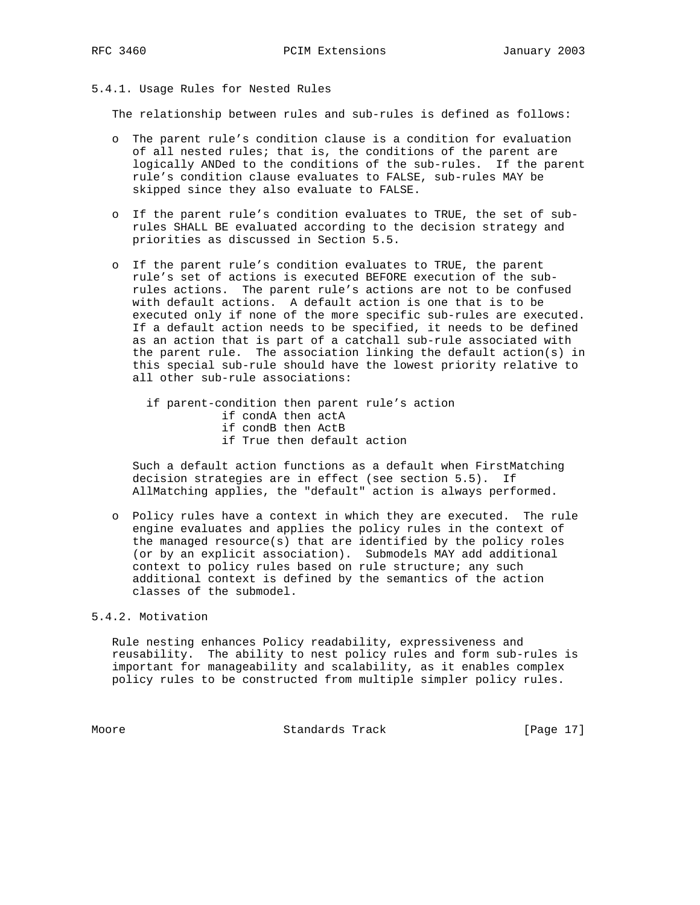### 5.4.1. Usage Rules for Nested Rules

The relationship between rules and sub-rules is defined as follows:

- The parent rule's condition clause is a condition for evaluation of all nested rules; that is, the conditions of the parent are logically ANDed to the conditions of the sub-rules. If the parent rule's condition clause evaluates to FALSE, sub-rules MAY be skipped since they also evaluate to FALSE.

- If the parent rule's condition evaluates to TRUE, the set of sub-rules SHALL BE evaluated according to the decision strategy and priorities as discussed in Section 5.5.

- If the parent rule's condition evaluates to TRUE, the parent rule's set of actions is executed BEFORE execution of the sub-rules actions. The parent rule's actions are not to be confused with default actions. A default action is one that is to be executed only if none of the more specific sub-rules are executed. If a default action needs to be specified, it needs to be defined as an action that is part of a catchall sub-rule associated with the parent rule. The association linking the default action(s) in this special sub-rule should have the lowest priority relative to all other sub-rule associations:

  ```
  if parent-condition then parent rule's action
             if condA then actA
             if condB then ActB
             if True then default action
  ```

  Such a default action functions as a default when FirstMatching decision strategies are in effect (see section 5.5). If AllMatching applies, the "default" action is always performed.

- Policy rules have a context in which they are executed. The rule engine evaluates and applies the policy rules in the context of the managed resource(s) that are identified by the policy roles (or by an explicit association). Submodels MAY add additional context to policy rules based on rule structure; any such additional context is defined by the semantics of the action classes of the submodel.

### 5.4.2. Motivation

Rule nesting enhances Policy readability, expressiveness and reusability. The ability to nest policy rules and form sub-rules is important for manageability and scalability, as it enables complex policy rules to be constructed from multiple simpler policy rules.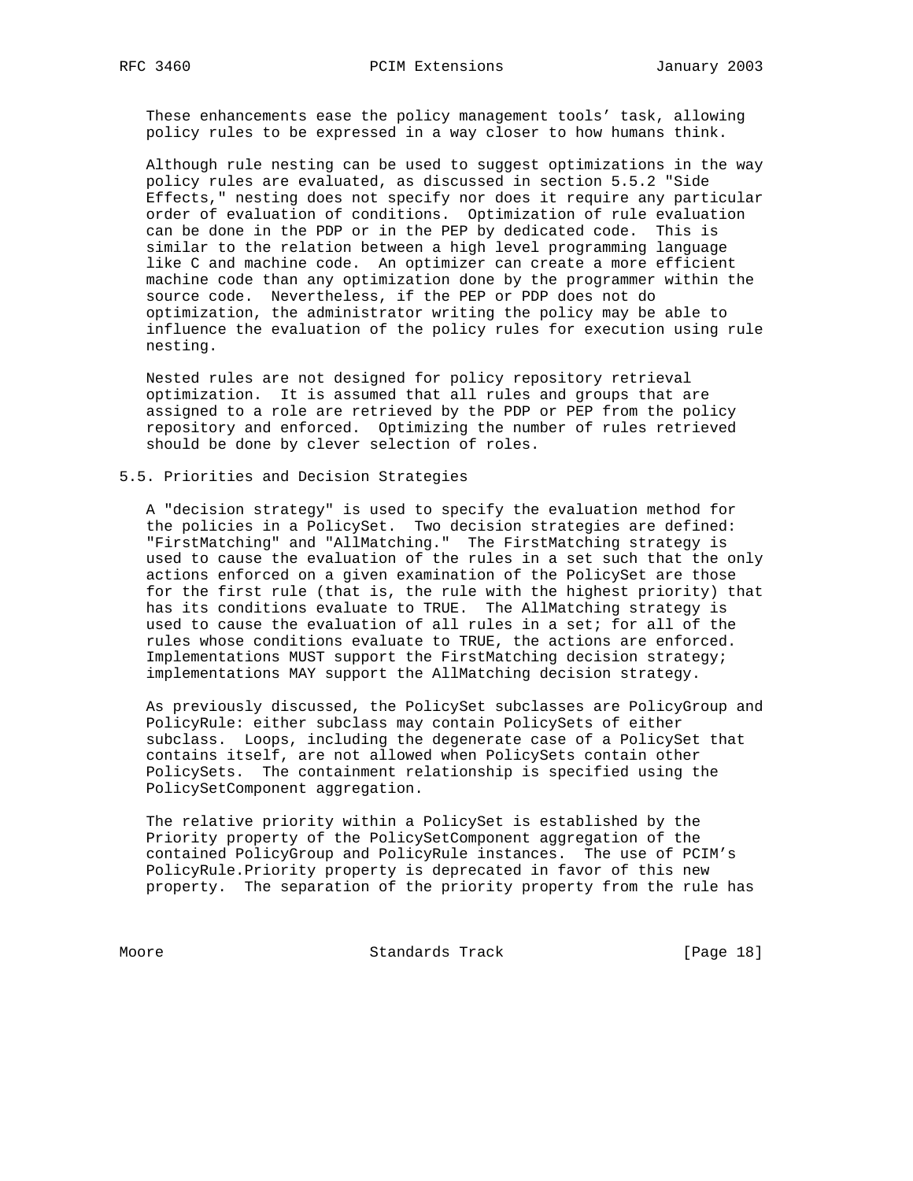These enhancements ease the policy management tools' task, allowing policy rules to be expressed in a way closer to how humans think.

Although rule nesting can be used to suggest optimizations in the way policy rules are evaluated, as discussed in section 5.5.2 "Side Effects," nesting does not specify nor does it require any particular order of evaluation of conditions. Optimization of rule evaluation can be done in the PDP or in the PEP by dedicated code. This is similar to the relation between a high level programming language like C and machine code. An optimizer can create a more efficient machine code than any optimization done by the programmer within the source code. Nevertheless, if the PEP or PDP does not do optimization, the administrator writing the policy may be able to influence the evaluation of the policy rules for execution using rule nesting.

Nested rules are not designed for policy repository retrieval optimization. It is assumed that all rules and groups that are assigned to a role are retrieved by the PDP or PEP from the policy repository and enforced. Optimizing the number of rules retrieved should be done by clever selection of roles.

## 5.5. Priorities and Decision Strategies

A "decision strategy" is used to specify the evaluation method for the policies in a PolicySet. Two decision strategies are defined: "FirstMatching" and "AllMatching." The FirstMatching strategy is used to cause the evaluation of the rules in a set such that the only actions enforced on a given examination of the PolicySet are those for the first rule (that is, the rule with the highest priority) that has its conditions evaluate to TRUE. The AllMatching strategy is used to cause the evaluation of all rules in a set; for all of the rules whose conditions evaluate to TRUE, the actions are enforced. Implementations MUST support the FirstMatching decision strategy; implementations MAY support the AllMatching decision strategy.

As previously discussed, the PolicySet subclasses are PolicyGroup and PolicyRule: either subclass may contain PolicySets of either subclass. Loops, including the degenerate case of a PolicySet that contains itself, are not allowed when PolicySets contain other PolicySets. The containment relationship is specified using the PolicySetComponent aggregation.

The relative priority within a PolicySet is established by the Priority property of the PolicySetComponent aggregation of the contained PolicyGroup and PolicyRule instances. The use of PCIM's PolicyRule.Priority property is deprecated in favor of this new property. The separation of the priority property from the rule has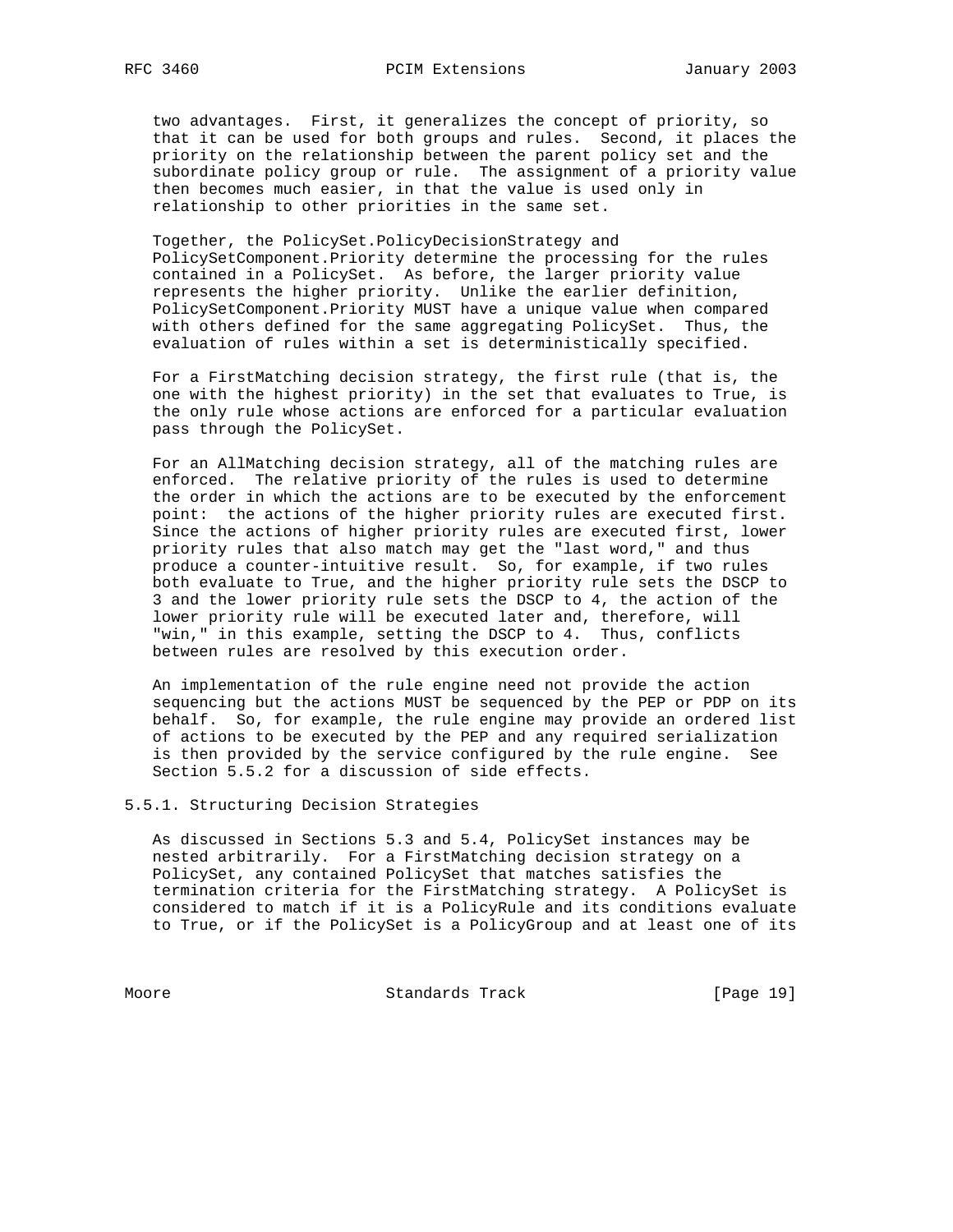two advantages. First, it generalizes the concept of priority, so that it can be used for both groups and rules. Second, it places the priority on the relationship between the parent policy set and the subordinate policy group or rule. The assignment of a priority value then becomes much easier, in that the value is used only in relationship to other priorities in the same set.

Together, the PolicySet.PolicyDecisionStrategy and PolicySetComponent.Priority determine the processing for the rules contained in a PolicySet. As before, the larger priority value represents the higher priority. Unlike the earlier definition, PolicySetComponent.Priority MUST have a unique value when compared with others defined for the same aggregating PolicySet. Thus, the evaluation of rules within a set is deterministically specified.

For a FirstMatching decision strategy, the first rule (that is, the one with the highest priority) in the set that evaluates to True, is the only rule whose actions are enforced for a particular evaluation pass through the PolicySet.

For an AllMatching decision strategy, all of the matching rules are enforced. The relative priority of the rules is used to determine the order in which the actions are to be executed by the enforcement point: the actions of the higher priority rules are executed first. Since the actions of higher priority rules are executed first, lower priority rules that also match may get the "last word," and thus produce a counter-intuitive result. So, for example, if two rules both evaluate to True, and the higher priority rule sets the DSCP to 3 and the lower priority rule sets the DSCP to 4, the action of the lower priority rule will be executed later and, therefore, will "win," in this example, setting the DSCP to 4. Thus, conflicts between rules are resolved by this execution order.

An implementation of the rule engine need not provide the action sequencing but the actions MUST be sequenced by the PEP or PDP on its behalf. So, for example, the rule engine may provide an ordered list of actions to be executed by the PEP and any required serialization is then provided by the service configured by the rule engine. See Section 5.5.2 for a discussion of side effects.

### 5.5.1. Structuring Decision Strategies

As discussed in Sections 5.3 and 5.4, PolicySet instances may be nested arbitrarily. For a FirstMatching decision strategy on a PolicySet, any contained PolicySet that matches satisfies the termination criteria for the FirstMatching strategy. A PolicySet is considered to match if it is a PolicyRule and its conditions evaluate to True, or if the PolicySet is a PolicyGroup and at least one of its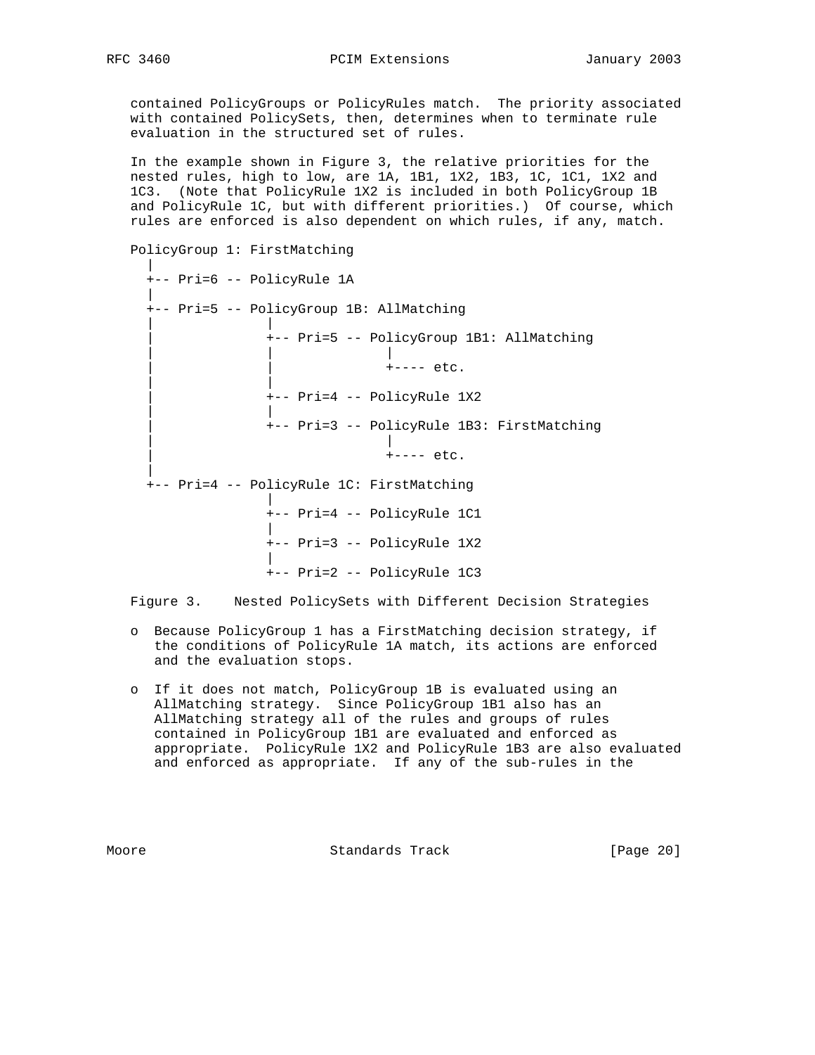contained PolicyGroups or PolicyRules match. The priority associated with contained PolicySets, then, determines when to terminate rule evaluation in the structured set of rules.

In the example shown in Figure 3, the relative priorities for the nested rules, high to low, are 1A, 1B1, 1X2, 1B3, 1C, 1C1, 1X2 and 1C3. (Note that PolicyRule 1X2 is included in both PolicyGroup 1B and PolicyRule 1C, but with different priorities.) Of course, which rules are enforced is also dependent on which rules, if any, match.

```
PolicyGroup 1: FirstMatching
  |
  +-- Pri=6 -- PolicyRule 1A
  |
  +-- Pri=5 -- PolicyGroup 1B: AllMatching
  |              |
  |              +-- Pri=5 -- PolicyGroup 1B1: AllMatching
  |              |              |
  |              |              +---- etc.
  |              |
  |              +-- Pri=4 -- PolicyRule 1X2
  |              |
  |              +-- Pri=3 -- PolicyRule 1B3: FirstMatching
  |                             |
  |                             +---- etc.
  |
  +-- Pri=4 -- PolicyRule 1C: FirstMatching
                 |
                 +-- Pri=4 -- PolicyRule 1C1
                 |
                 +-- Pri=3 -- PolicyRule 1X2
                 |
                 +-- Pri=2 -- PolicyRule 1C3
```

Figure 3. Nested PolicySets with Different Decision Strategies

- o Because PolicyGroup 1 has a FirstMatching decision strategy, if the conditions of PolicyRule 1A match, its actions are enforced and the evaluation stops.

- o If it does not match, PolicyGroup 1B is evaluated using an AllMatching strategy. Since PolicyGroup 1B1 also has an AllMatching strategy all of the rules and groups of rules contained in PolicyGroup 1B1 are evaluated and enforced as appropriate. PolicyRule 1X2 and PolicyRule 1B3 are also evaluated and enforced as appropriate. If any of the sub-rules in the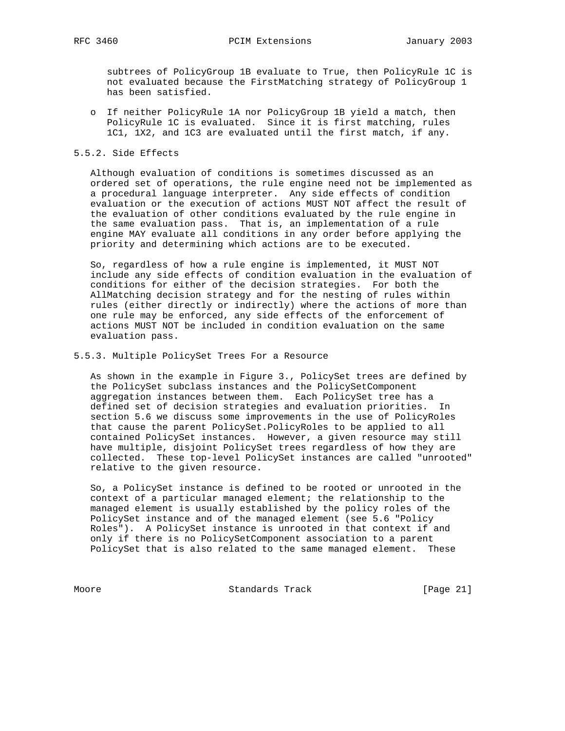subtrees of PolicyGroup 1B evaluate to True, then PolicyRule 1C is not evaluated because the FirstMatching strategy of PolicyGroup 1 has been satisfied.

- If neither PolicyRule 1A nor PolicyGroup 1B yield a match, then PolicyRule 1C is evaluated. Since it is first matching, rules 1C1, 1X2, and 1C3 are evaluated until the first match, if any.

### 5.5.2. Side Effects

Although evaluation of conditions is sometimes discussed as an ordered set of operations, the rule engine need not be implemented as a procedural language interpreter. Any side effects of condition evaluation or the execution of actions MUST NOT affect the result of the evaluation of other conditions evaluated by the rule engine in the same evaluation pass. That is, an implementation of a rule engine MAY evaluate all conditions in any order before applying the priority and determining which actions are to be executed.

So, regardless of how a rule engine is implemented, it MUST NOT include any side effects of condition evaluation in the evaluation of conditions for either of the decision strategies. For both the AllMatching decision strategy and for the nesting of rules within rules (either directly or indirectly) where the actions of more than one rule may be enforced, any side effects of the enforcement of actions MUST NOT be included in condition evaluation on the same evaluation pass.

### 5.5.3. Multiple PolicySet Trees For a Resource

As shown in the example in Figure 3., PolicySet trees are defined by the PolicySet subclass instances and the PolicySetComponent aggregation instances between them. Each PolicySet tree has a defined set of decision strategies and evaluation priorities. In section 5.6 we discuss some improvements in the use of PolicyRoles that cause the parent PolicySet.PolicyRoles to be applied to all contained PolicySet instances. However, a given resource may still have multiple, disjoint PolicySet trees regardless of how they are collected. These top-level PolicySet instances are called "unrooted" relative to the given resource.

So, a PolicySet instance is defined to be rooted or unrooted in the context of a particular managed element; the relationship to the managed element is usually established by the policy roles of the PolicySet instance and of the managed element (see 5.6 "Policy Roles"). A PolicySet instance is unrooted in that context if and only if there is no PolicySetComponent association to a parent PolicySet that is also related to the same managed element. These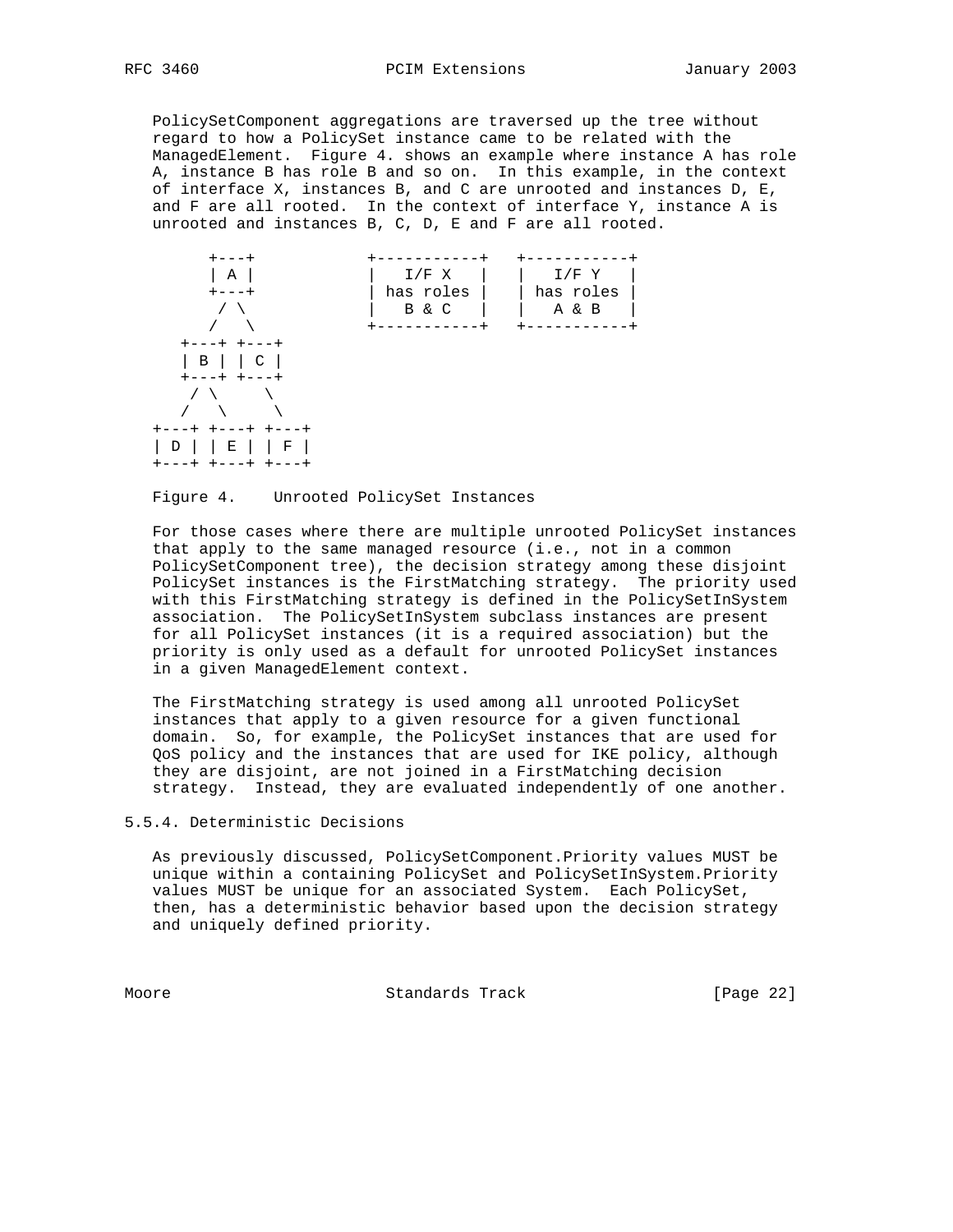PolicySetComponent aggregations are traversed up the tree without regard to how a PolicySet instance came to be related with the ManagedElement. Figure 4. shows an example where instance A has role A, instance B has role B and so on. In this example, in the context of interface X, instances B, and C are unrooted and instances D, E, and F are all rooted. In the context of interface Y, instance A is unrooted and instances B, C, D, E and F are all rooted.

```
       +---+           +-----------+   +-----------+
       | A |           |   I/F X   |   |   I/F Y   |
       +---+           | has roles |   | has roles |
        / \            |   B & C   |   |   A & B   |
       /   \           +-----------+   +-----------+
   +---+ +---+
   | B | | C |
   +---+ +---+
    / \     \
   /   \     \
+---+ +---+ +---+
| D | | E | | F |
+---+ +---+ +---+
```

Figure 4. Unrooted PolicySet Instances

For those cases where there are multiple unrooted PolicySet instances that apply to the same managed resource (i.e., not in a common PolicySetComponent tree), the decision strategy among these disjoint PolicySet instances is the FirstMatching strategy. The priority used with this FirstMatching strategy is defined in the PolicySetInSystem association. The PolicySetInSystem subclass instances are present for all PolicySet instances (it is a required association) but the priority is only used as a default for unrooted PolicySet instances in a given ManagedElement context.

The FirstMatching strategy is used among all unrooted PolicySet instances that apply to a given resource for a given functional domain. So, for example, the PolicySet instances that are used for QoS policy and the instances that are used for IKE policy, although they are disjoint, are not joined in a FirstMatching decision strategy. Instead, they are evaluated independently of one another.

### 5.5.4. Deterministic Decisions

As previously discussed, PolicySetComponent.Priority values MUST be unique within a containing PolicySet and PolicySetInSystem.Priority values MUST be unique for an associated System. Each PolicySet, then, has a deterministic behavior based upon the decision strategy and uniquely defined priority.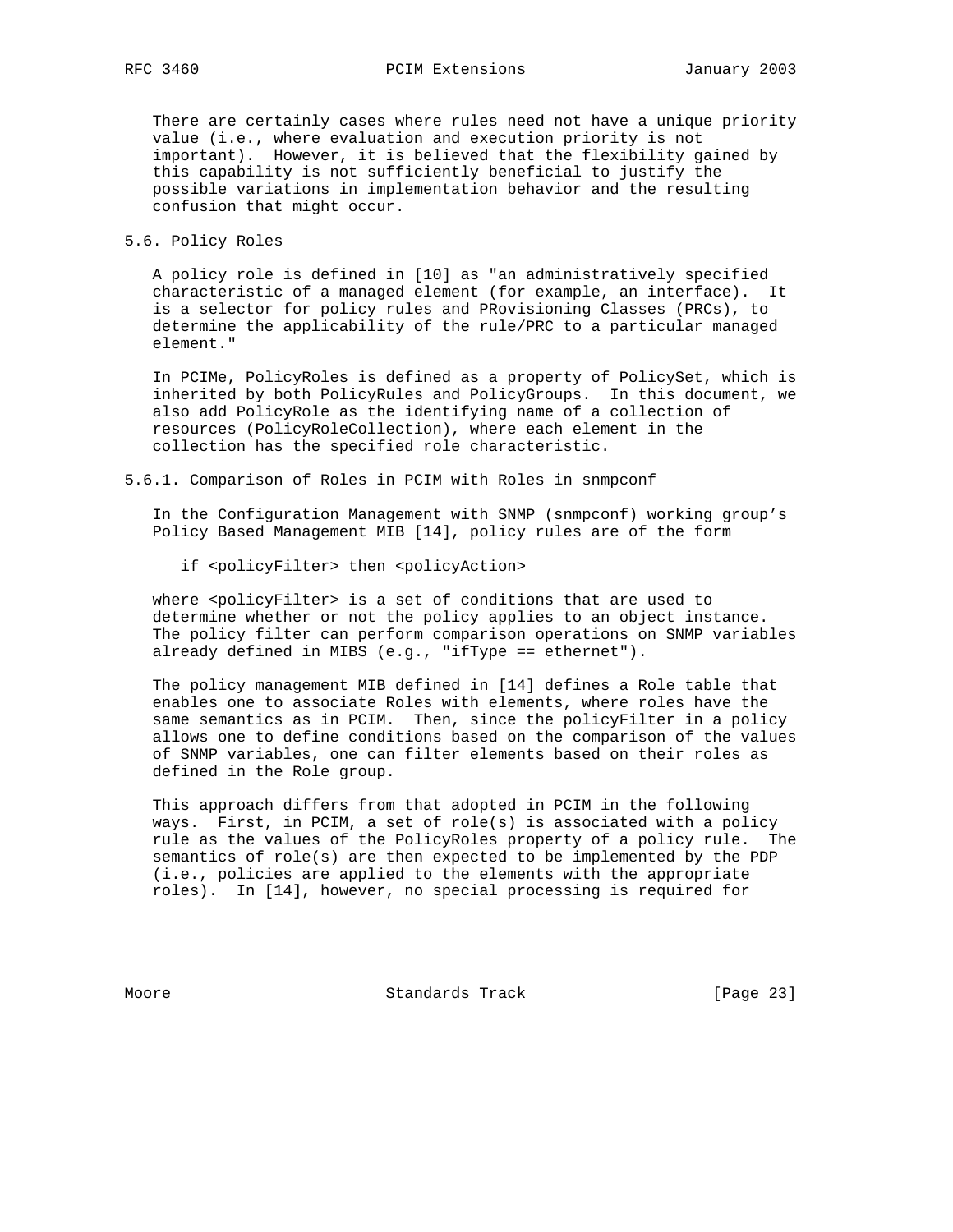There are certainly cases where rules need not have a unique priority value (i.e., where evaluation and execution priority is not important). However, it is believed that the flexibility gained by this capability is not sufficiently beneficial to justify the possible variations in implementation behavior and the resulting confusion that might occur.

## 5.6. Policy Roles

A policy role is defined in [10] as "an administratively specified characteristic of a managed element (for example, an interface). It is a selector for policy rules and PRovisioning Classes (PRCs), to determine the applicability of the rule/PRC to a particular managed element."

In PCIMe, PolicyRoles is defined as a property of PolicySet, which is inherited by both PolicyRules and PolicyGroups. In this document, we also add PolicyRole as the identifying name of a collection of resources (PolicyRoleCollection), where each element in the collection has the specified role characteristic.

### 5.6.1. Comparison of Roles in PCIM with Roles in snmpconf

In the Configuration Management with SNMP (snmpconf) working group's Policy Based Management MIB [14], policy rules are of the form

```
if <policyFilter> then <policyAction>
```

where <policyFilter> is a set of conditions that are used to determine whether or not the policy applies to an object instance. The policy filter can perform comparison operations on SNMP variables already defined in MIBS (e.g., "ifType == ethernet").

The policy management MIB defined in [14] defines a Role table that enables one to associate Roles with elements, where roles have the same semantics as in PCIM. Then, since the policyFilter in a policy allows one to define conditions based on the comparison of the values of SNMP variables, one can filter elements based on their roles as defined in the Role group.

This approach differs from that adopted in PCIM in the following ways. First, in PCIM, a set of role(s) is associated with a policy rule as the values of the PolicyRoles property of a policy rule. The semantics of role(s) are then expected to be implemented by the PDP (i.e., policies are applied to the elements with the appropriate roles). In [14], however, no special processing is required for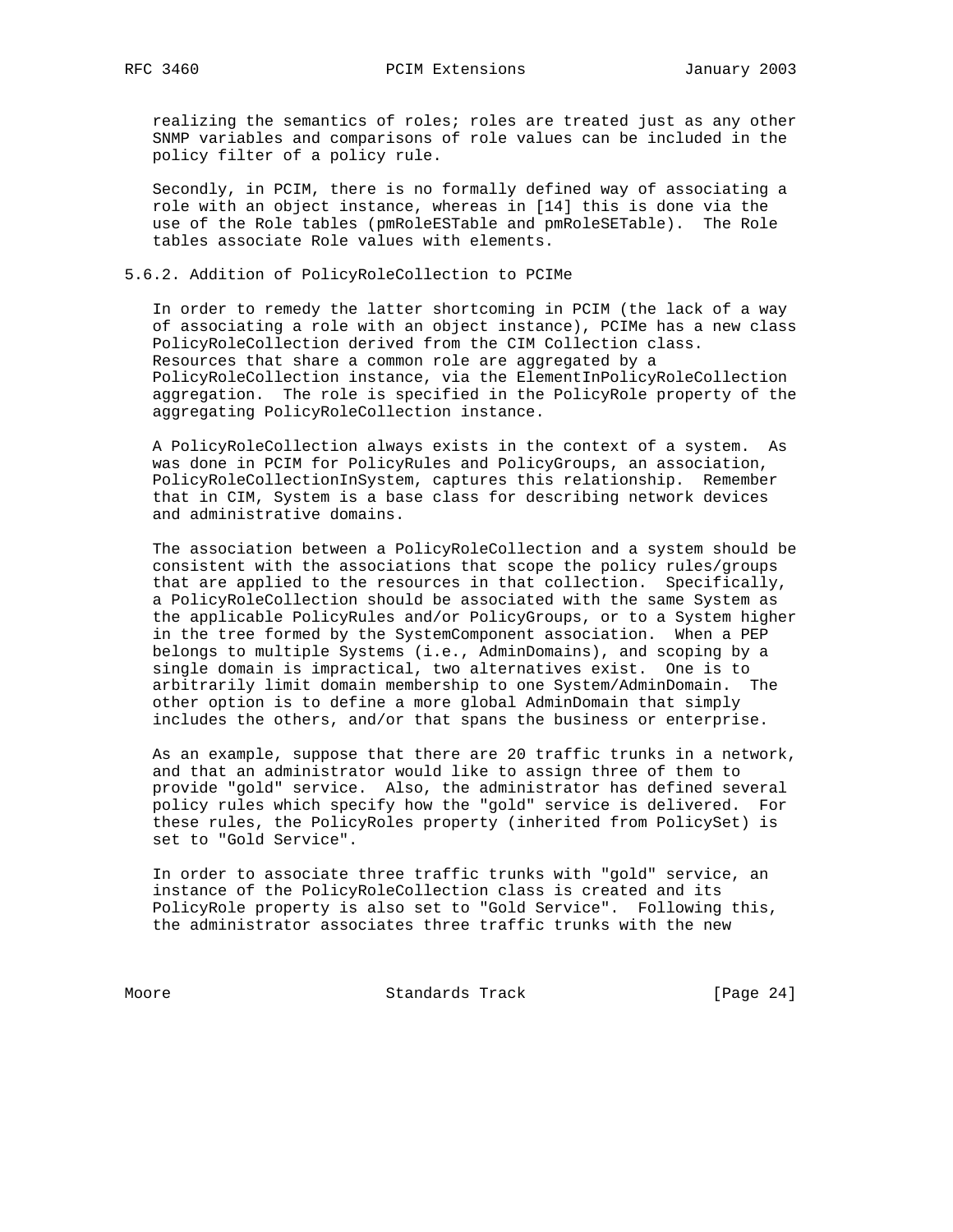realizing the semantics of roles; roles are treated just as any other SNMP variables and comparisons of role values can be included in the policy filter of a policy rule.

Secondly, in PCIM, there is no formally defined way of associating a role with an object instance, whereas in [14] this is done via the use of the Role tables (pmRoleESTable and pmRoleSETable). The Role tables associate Role values with elements.

### 5.6.2. Addition of PolicyRoleCollection to PCIMe

In order to remedy the latter shortcoming in PCIM (the lack of a way of associating a role with an object instance), PCIMe has a new class PolicyRoleCollection derived from the CIM Collection class. Resources that share a common role are aggregated by a PolicyRoleCollection instance, via the ElementInPolicyRoleCollection aggregation. The role is specified in the PolicyRole property of the aggregating PolicyRoleCollection instance.

A PolicyRoleCollection always exists in the context of a system. As was done in PCIM for PolicyRules and PolicyGroups, an association, PolicyRoleCollectionInSystem, captures this relationship. Remember that in CIM, System is a base class for describing network devices and administrative domains.

The association between a PolicyRoleCollection and a system should be consistent with the associations that scope the policy rules/groups that are applied to the resources in that collection. Specifically, a PolicyRoleCollection should be associated with the same System as the applicable PolicyRules and/or PolicyGroups, or to a System higher in the tree formed by the SystemComponent association. When a PEP belongs to multiple Systems (i.e., AdminDomains), and scoping by a single domain is impractical, two alternatives exist. One is to arbitrarily limit domain membership to one System/AdminDomain. The other option is to define a more global AdminDomain that simply includes the others, and/or that spans the business or enterprise.

As an example, suppose that there are 20 traffic trunks in a network, and that an administrator would like to assign three of them to provide "gold" service. Also, the administrator has defined several policy rules which specify how the "gold" service is delivered. For these rules, the PolicyRoles property (inherited from PolicySet) is set to "Gold Service".

In order to associate three traffic trunks with "gold" service, an instance of the PolicyRoleCollection class is created and its PolicyRole property is also set to "Gold Service". Following this, the administrator associates three traffic trunks with the new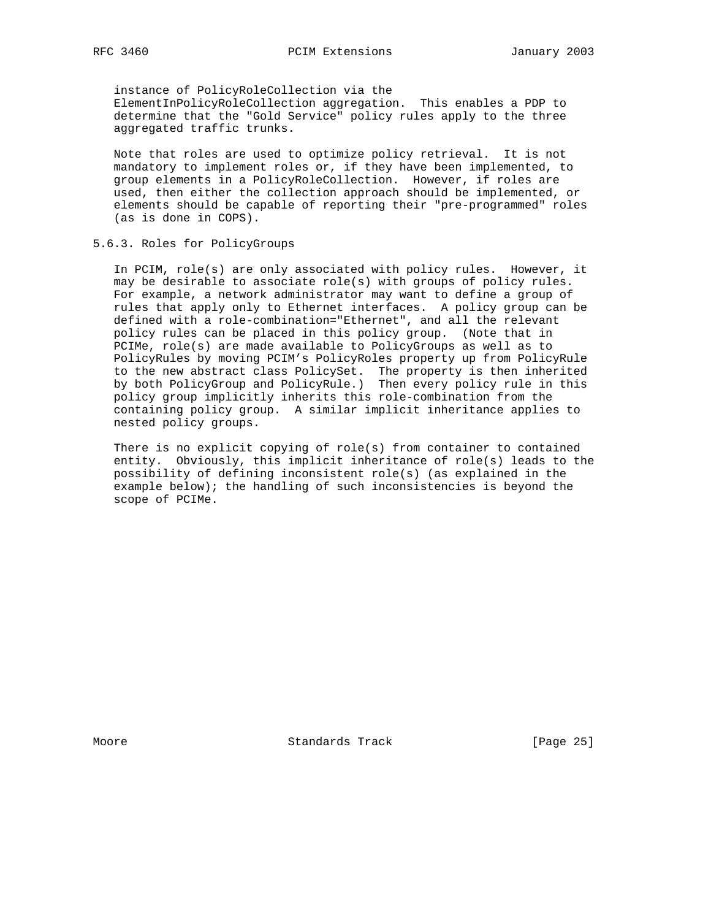instance of PolicyRoleCollection via the ElementInPolicyRoleCollection aggregation. This enables a PDP to determine that the "Gold Service" policy rules apply to the three aggregated traffic trunks.

Note that roles are used to optimize policy retrieval. It is not mandatory to implement roles or, if they have been implemented, to group elements in a PolicyRoleCollection. However, if roles are used, then either the collection approach should be implemented, or elements should be capable of reporting their "pre-programmed" roles (as is done in COPS).

### 5.6.3. Roles for PolicyGroups

In PCIM, role(s) are only associated with policy rules. However, it may be desirable to associate role(s) with groups of policy rules. For example, a network administrator may want to define a group of rules that apply only to Ethernet interfaces. A policy group can be defined with a role-combination="Ethernet", and all the relevant policy rules can be placed in this policy group. (Note that in PCIMe, role(s) are made available to PolicyGroups as well as to PolicyRules by moving PCIM's PolicyRoles property up from PolicyRule to the new abstract class PolicySet. The property is then inherited by both PolicyGroup and PolicyRule.) Then every policy rule in this policy group implicitly inherits this role-combination from the containing policy group. A similar implicit inheritance applies to nested policy groups.

There is no explicit copying of role(s) from container to contained entity. Obviously, this implicit inheritance of role(s) leads to the possibility of defining inconsistent role(s) (as explained in the example below); the handling of such inconsistencies is beyond the scope of PCIMe.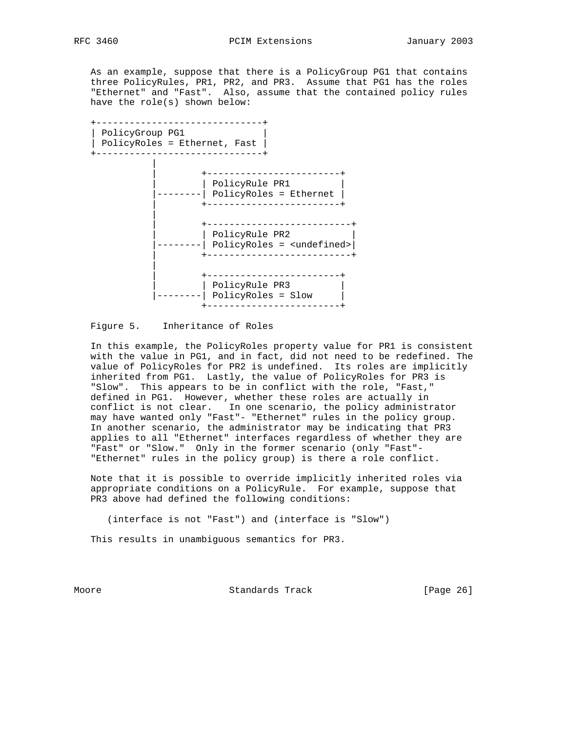As an example, suppose that there is a PolicyGroup PG1 that contains three PolicyRules, PR1, PR2, and PR3. Assume that PG1 has the roles "Ethernet" and "Fast". Also, assume that the contained policy rules have the role(s) shown below:

```
+------------------------------+
| PolicyGroup PG1              |
| PolicyRoles = Ethernet, Fast |
+------------------------------+
           |
           |        +------------------------+
           |        | PolicyRule PR1         |
           |--------| PolicyRoles = Ethernet |
           |        +------------------------+
           |
           |        +--------------------------+
           |        | PolicyRule PR2           |
           |--------| PolicyRoles = <undefined>|
           |        +--------------------------+
           |
           |        +------------------------+
           |        | PolicyRule PR3         |
           |--------| PolicyRoles = Slow     |
                    +------------------------+
```

Figure 5. Inheritance of Roles

In this example, the PolicyRoles property value for PR1 is consistent with the value in PG1, and in fact, did not need to be redefined. The value of PolicyRoles for PR2 is undefined. Its roles are implicitly inherited from PG1. Lastly, the value of PolicyRoles for PR3 is "Slow". This appears to be in conflict with the role, "Fast," defined in PG1. However, whether these roles are actually in conflict is not clear. In one scenario, the policy administrator may have wanted only "Fast"- "Ethernet" rules in the policy group. In another scenario, the administrator may be indicating that PR3 applies to all "Ethernet" interfaces regardless of whether they are "Fast" or "Slow." Only in the former scenario (only "Fast"- "Ethernet" rules in the policy group) is there a role conflict.

Note that it is possible to override implicitly inherited roles via appropriate conditions on a PolicyRule. For example, suppose that PR3 above had defined the following conditions:

```
(interface is not "Fast") and (interface is "Slow")
```

This results in unambiguous semantics for PR3.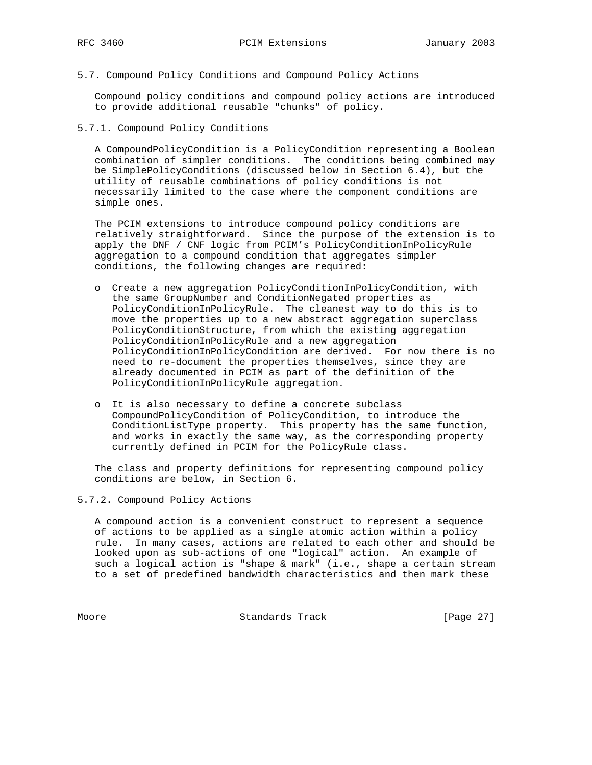### 5.7. Compound Policy Conditions and Compound Policy Actions

Compound policy conditions and compound policy actions are introduced to provide additional reusable "chunks" of policy.

#### 5.7.1. Compound Policy Conditions

A CompoundPolicyCondition is a PolicyCondition representing a Boolean combination of simpler conditions. The conditions being combined may be SimplePolicyConditions (discussed below in Section 6.4), but the utility of reusable combinations of policy conditions is not necessarily limited to the case where the component conditions are simple ones.

The PCIM extensions to introduce compound policy conditions are relatively straightforward. Since the purpose of the extension is to apply the DNF / CNF logic from PCIM's PolicyConditionInPolicyRule aggregation to a compound condition that aggregates simpler conditions, the following changes are required:

- Create a new aggregation PolicyConditionInPolicyCondition, with the same GroupNumber and ConditionNegated properties as PolicyConditionInPolicyRule. The cleanest way to do this is to move the properties up to a new abstract aggregation superclass PolicyConditionStructure, from which the existing aggregation PolicyConditionInPolicyRule and a new aggregation PolicyConditionInPolicyCondition are derived. For now there is no need to re-document the properties themselves, since they are already documented in PCIM as part of the definition of the PolicyConditionInPolicyRule aggregation.

- It is also necessary to define a concrete subclass CompoundPolicyCondition of PolicyCondition, to introduce the ConditionListType property. This property has the same function, and works in exactly the same way, as the corresponding property currently defined in PCIM for the PolicyRule class.

The class and property definitions for representing compound policy conditions are below, in Section 6.

#### 5.7.2. Compound Policy Actions

A compound action is a convenient construct to represent a sequence of actions to be applied as a single atomic action within a policy rule. In many cases, actions are related to each other and should be looked upon as sub-actions of one "logical" action. An example of such a logical action is "shape & mark" (i.e., shape a certain stream to a set of predefined bandwidth characteristics and then mark these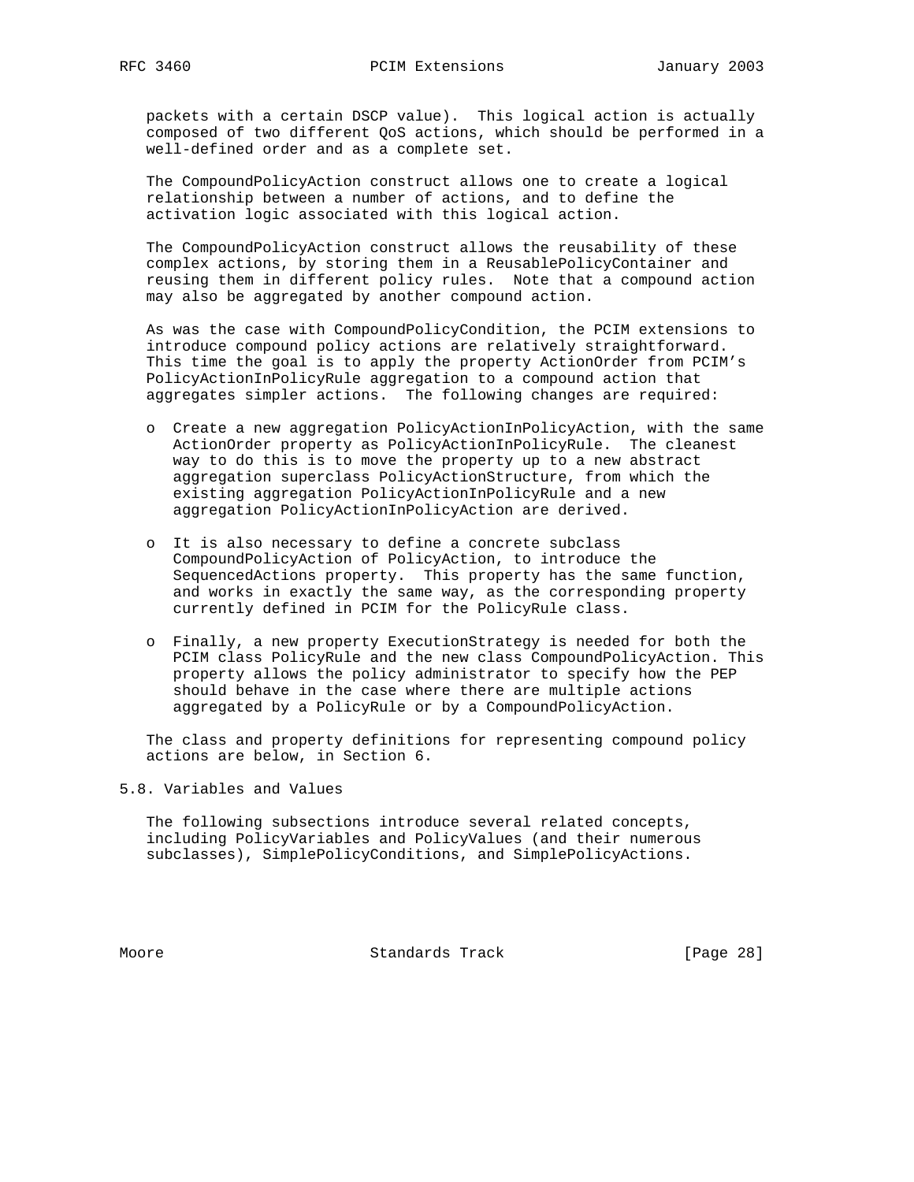packets with a certain DSCP value). This logical action is actually composed of two different QoS actions, which should be performed in a well-defined order and as a complete set.

The CompoundPolicyAction construct allows one to create a logical relationship between a number of actions, and to define the activation logic associated with this logical action.

The CompoundPolicyAction construct allows the reusability of these complex actions, by storing them in a ReusablePolicyContainer and reusing them in different policy rules. Note that a compound action may also be aggregated by another compound action.

As was the case with CompoundPolicyCondition, the PCIM extensions to introduce compound policy actions are relatively straightforward. This time the goal is to apply the property ActionOrder from PCIM's PolicyActionInPolicyRule aggregation to a compound action that aggregates simpler actions. The following changes are required:

- o Create a new aggregation PolicyActionInPolicyAction, with the same ActionOrder property as PolicyActionInPolicyRule. The cleanest way to do this is to move the property up to a new abstract aggregation superclass PolicyActionStructure, from which the existing aggregation PolicyActionInPolicyRule and a new aggregation PolicyActionInPolicyAction are derived.

- o It is also necessary to define a concrete subclass CompoundPolicyAction of PolicyAction, to introduce the SequencedActions property. This property has the same function, and works in exactly the same way, as the corresponding property currently defined in PCIM for the PolicyRule class.

- o Finally, a new property ExecutionStrategy is needed for both the PCIM class PolicyRule and the new class CompoundPolicyAction. This property allows the policy administrator to specify how the PEP should behave in the case where there are multiple actions aggregated by a PolicyRule or by a CompoundPolicyAction.

The class and property definitions for representing compound policy actions are below, in Section 6.

## 5.8. Variables and Values

The following subsections introduce several related concepts, including PolicyVariables and PolicyValues (and their numerous subclasses), SimplePolicyConditions, and SimplePolicyActions.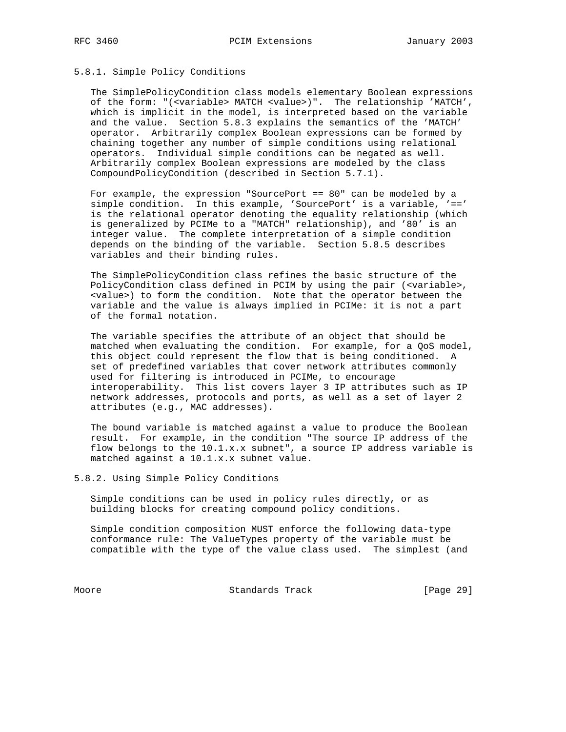### 5.8.1. Simple Policy Conditions

The SimplePolicyCondition class models elementary Boolean expressions of the form: "(<variable> MATCH <value>)". The relationship 'MATCH', which is implicit in the model, is interpreted based on the variable and the value. Section 5.8.3 explains the semantics of the 'MATCH' operator. Arbitrarily complex Boolean expressions can be formed by chaining together any number of simple conditions using relational operators. Individual simple conditions can be negated as well. Arbitrarily complex Boolean expressions are modeled by the class CompoundPolicyCondition (described in Section 5.7.1).

For example, the expression "SourcePort == 80" can be modeled by a simple condition. In this example, 'SourcePort' is a variable, '==' is the relational operator denoting the equality relationship (which is generalized by PCIMe to a "MATCH" relationship), and '80' is an integer value. The complete interpretation of a simple condition depends on the binding of the variable. Section 5.8.5 describes variables and their binding rules.

The SimplePolicyCondition class refines the basic structure of the PolicyCondition class defined in PCIM by using the pair (<variable>, <value>) to form the condition. Note that the operator between the variable and the value is always implied in PCIMe: it is not a part of the formal notation.

The variable specifies the attribute of an object that should be matched when evaluating the condition. For example, for a QoS model, this object could represent the flow that is being conditioned. A set of predefined variables that cover network attributes commonly used for filtering is introduced in PCIMe, to encourage interoperability. This list covers layer 3 IP attributes such as IP network addresses, protocols and ports, as well as a set of layer 2 attributes (e.g., MAC addresses).

The bound variable is matched against a value to produce the Boolean result. For example, in the condition "The source IP address of the flow belongs to the 10.1.x.x subnet", a source IP address variable is matched against a 10.1.x.x subnet value.

### 5.8.2. Using Simple Policy Conditions

Simple conditions can be used in policy rules directly, or as building blocks for creating compound policy conditions.

Simple condition composition MUST enforce the following data-type conformance rule: The ValueTypes property of the variable must be compatible with the type of the value class used. The simplest (and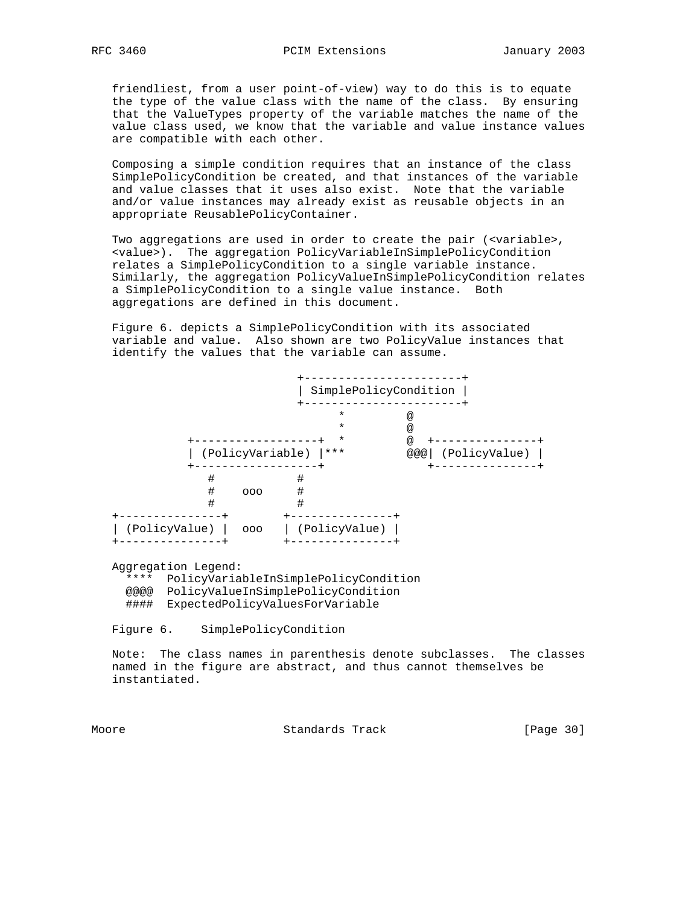friendliest, from a user point-of-view) way to do this is to equate the type of the value class with the name of the class. By ensuring that the ValueTypes property of the variable matches the name of the value class used, we know that the variable and value instance values are compatible with each other.

Composing a simple condition requires that an instance of the class SimplePolicyCondition be created, and that instances of the variable and value classes that it uses also exist. Note that the variable and/or value instances may already exist as reusable objects in an appropriate ReusablePolicyContainer.

Two aggregations are used in order to create the pair (<variable>, <value>). The aggregation PolicyVariableInSimplePolicyCondition relates a SimplePolicyCondition to a single variable instance. Similarly, the aggregation PolicyValueInSimplePolicyCondition relates a SimplePolicyCondition to a single value instance. Both aggregations are defined in this document.

Figure 6. depicts a SimplePolicyCondition with its associated variable and value. Also shown are two PolicyValue instances that identify the values that the variable can assume.

```
                         +-----------------------+
                         | SimplePolicyCondition |
                         +-----------------------+
                               *         @
                               *         @
         +------------------+  *         @  +---------------+
         | (PolicyVariable) |***         @@@| (PolicyValue) |
         +------------------+               +---------------+
            #            #
            #    ooo     #
            #            #
+---------------+        +---------------+
| (PolicyValue) |  ooo   | (PolicyValue) |
+---------------+        +---------------+

   Aggregation Legend:
     ****  PolicyVariableInSimplePolicyCondition
     @@@@  PolicyValueInSimplePolicyCondition
     ####  ExpectedPolicyValuesForVariable
```

Figure 6.    SimplePolicyCondition

Note: The class names in parenthesis denote subclasses. The classes named in the figure are abstract, and thus cannot themselves be instantiated.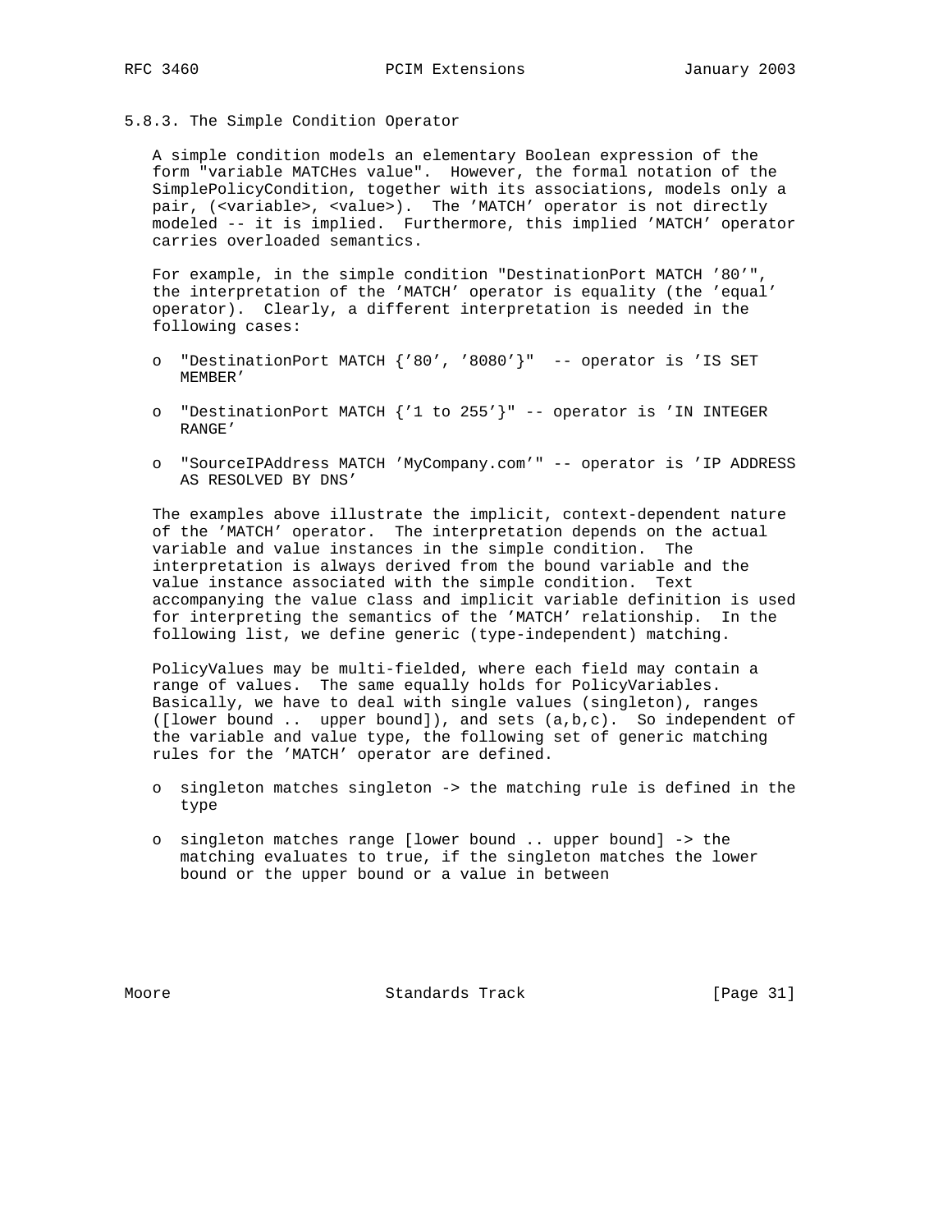### 5.8.3. The Simple Condition Operator

A simple condition models an elementary Boolean expression of the form "variable MATCHes value". However, the formal notation of the SimplePolicyCondition, together with its associations, models only a pair, (<variable>, <value>). The 'MATCH' operator is not directly modeled -- it is implied. Furthermore, this implied 'MATCH' operator carries overloaded semantics.

For example, in the simple condition "DestinationPort MATCH '80'", the interpretation of the 'MATCH' operator is equality (the 'equal' operator). Clearly, a different interpretation is needed in the following cases:

- "DestinationPort MATCH {'80', '8080'}" -- operator is 'IS SET MEMBER'
- "DestinationPort MATCH {'1 to 255'}" -- operator is 'IN INTEGER RANGE'
- "SourceIPAddress MATCH 'MyCompany.com'" -- operator is 'IP ADDRESS AS RESOLVED BY DNS'

The examples above illustrate the implicit, context-dependent nature of the 'MATCH' operator. The interpretation depends on the actual variable and value instances in the simple condition. The interpretation is always derived from the bound variable and the value instance associated with the simple condition. Text accompanying the value class and implicit variable definition is used for interpreting the semantics of the 'MATCH' relationship. In the following list, we define generic (type-independent) matching.

PolicyValues may be multi-fielded, where each field may contain a range of values. The same equally holds for PolicyVariables. Basically, we have to deal with single values (singleton), ranges ([lower bound .. upper bound]), and sets (a,b,c). So independent of the variable and value type, the following set of generic matching rules for the 'MATCH' operator are defined.

- singleton matches singleton -> the matching rule is defined in the type
- singleton matches range [lower bound .. upper bound] -> the matching evaluates to true, if the singleton matches the lower bound or the upper bound or a value in between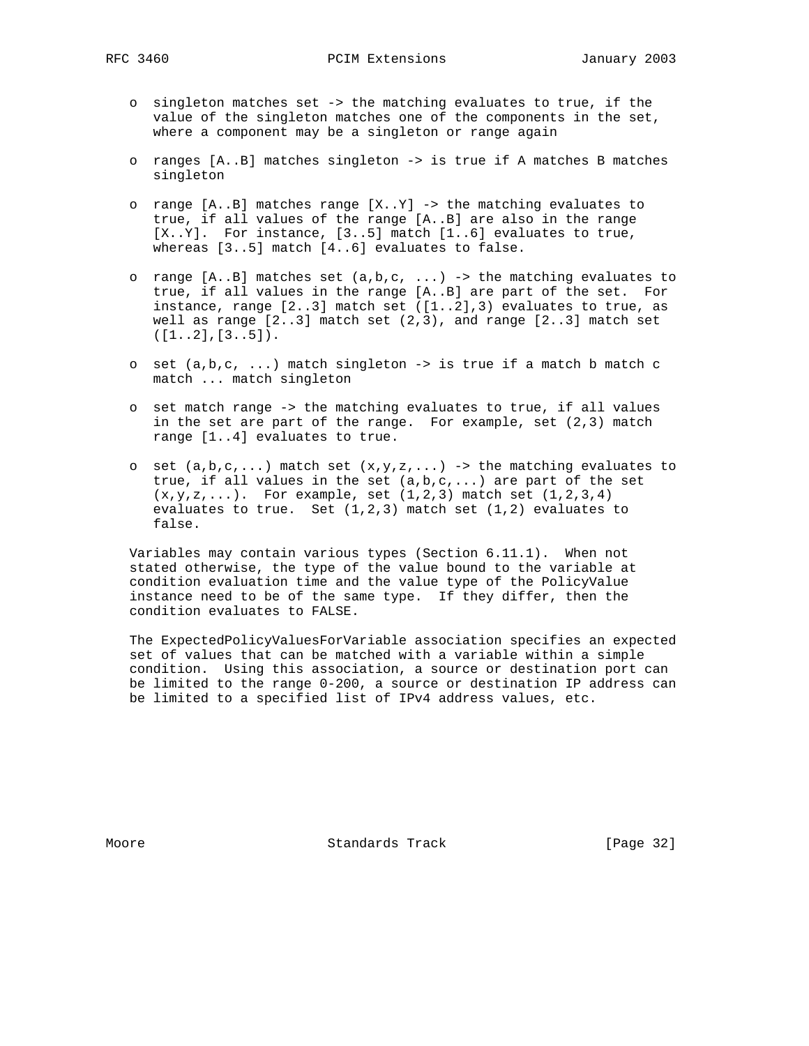- singleton matches set -> the matching evaluates to true, if the value of the singleton matches one of the components in the set, where a component may be a singleton or range again

- ranges [A..B] matches singleton -> is true if A matches B matches singleton

- range [A..B] matches range [X..Y] -> the matching evaluates to true, if all values of the range [A..B] are also in the range [X..Y]. For instance, [3..5] match [1..6] evaluates to true, whereas [3..5] match [4..6] evaluates to false.

- range [A..B] matches set (a,b,c, ...) -> the matching evaluates to true, if all values in the range [A..B] are part of the set. For instance, range [2..3] match set ([1..2],3) evaluates to true, as well as range [2..3] match set (2,3), and range [2..3] match set ([1..2],[3..5]).

- set (a,b,c, ...) match singleton -> is true if a match b match c match ... match singleton

- set match range -> the matching evaluates to true, if all values in the set are part of the range. For example, set (2,3) match range [1..4] evaluates to true.

- set (a,b,c,...) match set (x,y,z,...) -> the matching evaluates to true, if all values in the set (a,b,c,...) are part of the set (x,y,z,...). For example, set (1,2,3) match set (1,2,3,4) evaluates to true. Set (1,2,3) match set (1,2) evaluates to false.

Variables may contain various types (Section 6.11.1). When not stated otherwise, the type of the value bound to the variable at condition evaluation time and the value type of the PolicyValue instance need to be of the same type. If they differ, then the condition evaluates to FALSE.

The ExpectedPolicyValuesForVariable association specifies an expected set of values that can be matched with a variable within a simple condition. Using this association, a source or destination port can be limited to the range 0-200, a source or destination IP address can be limited to a specified list of IPv4 address values, etc.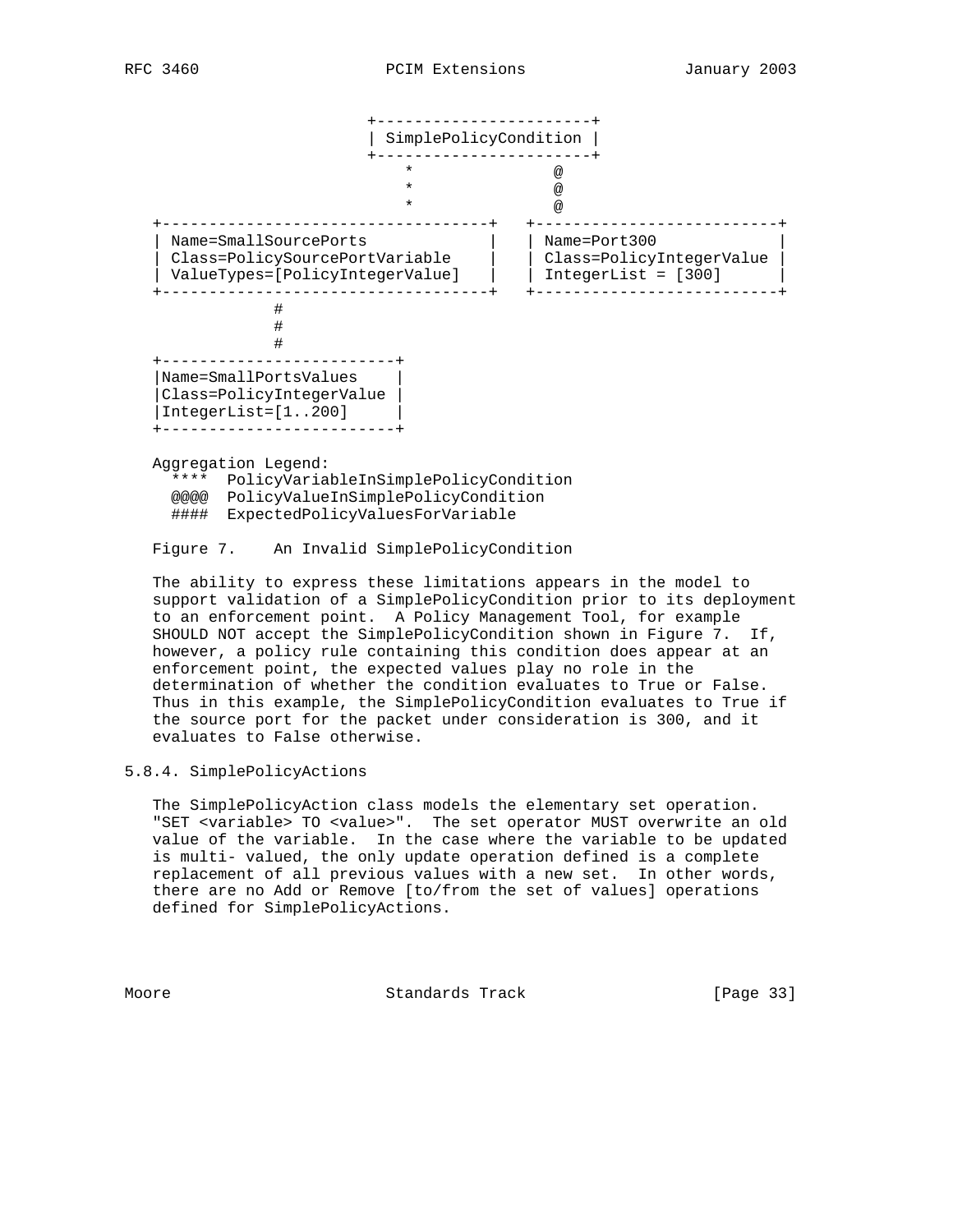```
                        +-----------------------+
                        | SimplePolicyCondition |
                        +-----------------------+
                            *            @
                            *            @
                            *            @
   +-----------------------------------+   +--------------------------+
   | Name=SmallSourcePorts             |   | Name=Port300             |
   | Class=PolicySourcePortVariable    |   | Class=PolicyIntegerValue |
   | ValueTypes=[PolicyIntegerValue]   |   | IntegerList = [300]      |
   +-----------------------------------+   +--------------------------+
                 #
                 #
                 #
   +-------------------------+
   |Name=SmallPortsValues    |
   |Class=PolicyIntegerValue |
   |IntegerList=[1..200]     |
   +-------------------------+

   Aggregation Legend:
     ****  PolicyVariableInSimplePolicyCondition
     @@@@  PolicyValueInSimplePolicyCondition
     ####  ExpectedPolicyValuesForVariable
```

Figure 7. An Invalid SimplePolicyCondition

The ability to express these limitations appears in the model to support validation of a SimplePolicyCondition prior to its deployment to an enforcement point. A Policy Management Tool, for example SHOULD NOT accept the SimplePolicyCondition shown in Figure 7. If, however, a policy rule containing this condition does appear at an enforcement point, the expected values play no role in the determination of whether the condition evaluates to True or False. Thus in this example, the SimplePolicyCondition evaluates to True if the source port for the packet under consideration is 300, and it evaluates to False otherwise.

### 5.8.4. SimplePolicyActions

The SimplePolicyAction class models the elementary set operation. "SET <variable> TO <value>". The set operator MUST overwrite an old value of the variable. In the case where the variable to be updated is multi- valued, the only update operation defined is a complete replacement of all previous values with a new set. In other words, there are no Add or Remove [to/from the set of values] operations defined for SimplePolicyActions.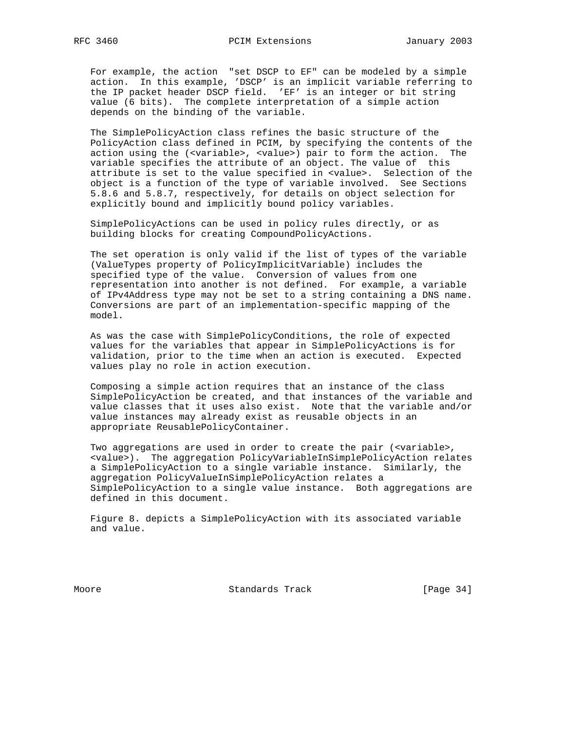For example, the action "set DSCP to EF" can be modeled by a simple action. In this example, 'DSCP' is an implicit variable referring to the IP packet header DSCP field. 'EF' is an integer or bit string value (6 bits). The complete interpretation of a simple action depends on the binding of the variable.

The SimplePolicyAction class refines the basic structure of the PolicyAction class defined in PCIM, by specifying the contents of the action using the (<variable>, <value>) pair to form the action. The variable specifies the attribute of an object. The value of this attribute is set to the value specified in <value>. Selection of the object is a function of the type of variable involved. See Sections 5.8.6 and 5.8.7, respectively, for details on object selection for explicitly bound and implicitly bound policy variables.

SimplePolicyActions can be used in policy rules directly, or as building blocks for creating CompoundPolicyActions.

The set operation is only valid if the list of types of the variable (ValueTypes property of PolicyImplicitVariable) includes the specified type of the value. Conversion of values from one representation into another is not defined. For example, a variable of IPv4Address type may not be set to a string containing a DNS name. Conversions are part of an implementation-specific mapping of the model.

As was the case with SimplePolicyConditions, the role of expected values for the variables that appear in SimplePolicyActions is for validation, prior to the time when an action is executed. Expected values play no role in action execution.

Composing a simple action requires that an instance of the class SimplePolicyAction be created, and that instances of the variable and value classes that it uses also exist. Note that the variable and/or value instances may already exist as reusable objects in an appropriate ReusablePolicyContainer.

Two aggregations are used in order to create the pair (<variable>, <value>). The aggregation PolicyVariableInSimplePolicyAction relates a SimplePolicyAction to a single variable instance. Similarly, the aggregation PolicyValueInSimplePolicyAction relates a SimplePolicyAction to a single value instance. Both aggregations are defined in this document.

Figure 8. depicts a SimplePolicyAction with its associated variable and value.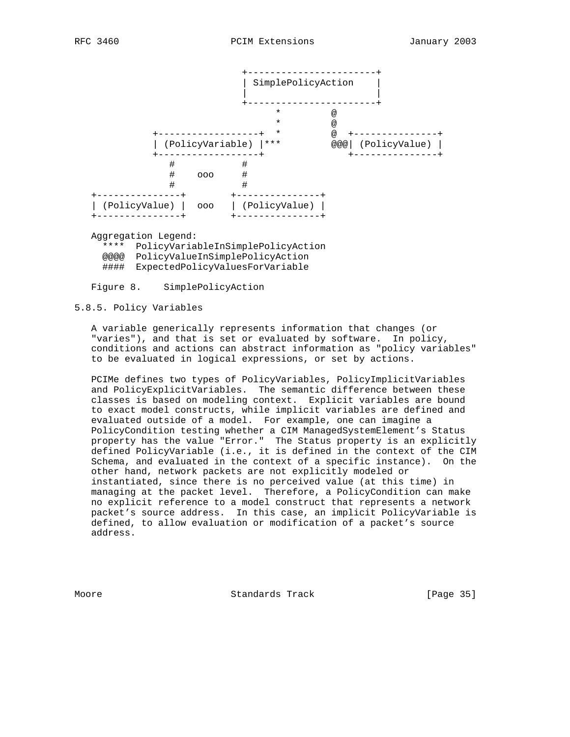```
                             +-----------------------+
                             | SimplePolicyAction    |
                             |                       |
                             +-----------------------+
                                   *         @
                                   *         @
           +------------------+  *         @  +---------------+
           | (PolicyVariable) |***         @@@| (PolicyValue) |
           +------------------+               +---------------+
              #           #
              #    ooo    #
              #           #
   +---------------+        +---------------+
   | (PolicyValue) |  ooo   | (PolicyValue) |
   +---------------+        +---------------+

   Aggregation Legend:
     ****  PolicyVariableInSimplePolicyAction
     @@@@  PolicyValueInSimplePolicyAction
     ####  ExpectedPolicyValuesForVariable
```

Figure 8.    SimplePolicyAction

### 5.8.5. Policy Variables

A variable generically represents information that changes (or "varies"), and that is set or evaluated by software. In policy, conditions and actions can abstract information as "policy variables" to be evaluated in logical expressions, or set by actions.

PCIMe defines two types of PolicyVariables, PolicyImplicitVariables and PolicyExplicitVariables. The semantic difference between these classes is based on modeling context. Explicit variables are bound to exact model constructs, while implicit variables are defined and evaluated outside of a model. For example, one can imagine a PolicyCondition testing whether a CIM ManagedSystemElement's Status property has the value "Error." The Status property is an explicitly defined PolicyVariable (i.e., it is defined in the context of the CIM Schema, and evaluated in the context of a specific instance). On the other hand, network packets are not explicitly modeled or instantiated, since there is no perceived value (at this time) in managing at the packet level. Therefore, a PolicyCondition can make no explicit reference to a model construct that represents a network packet's source address. In this case, an implicit PolicyVariable is defined, to allow evaluation or modification of a packet's source address.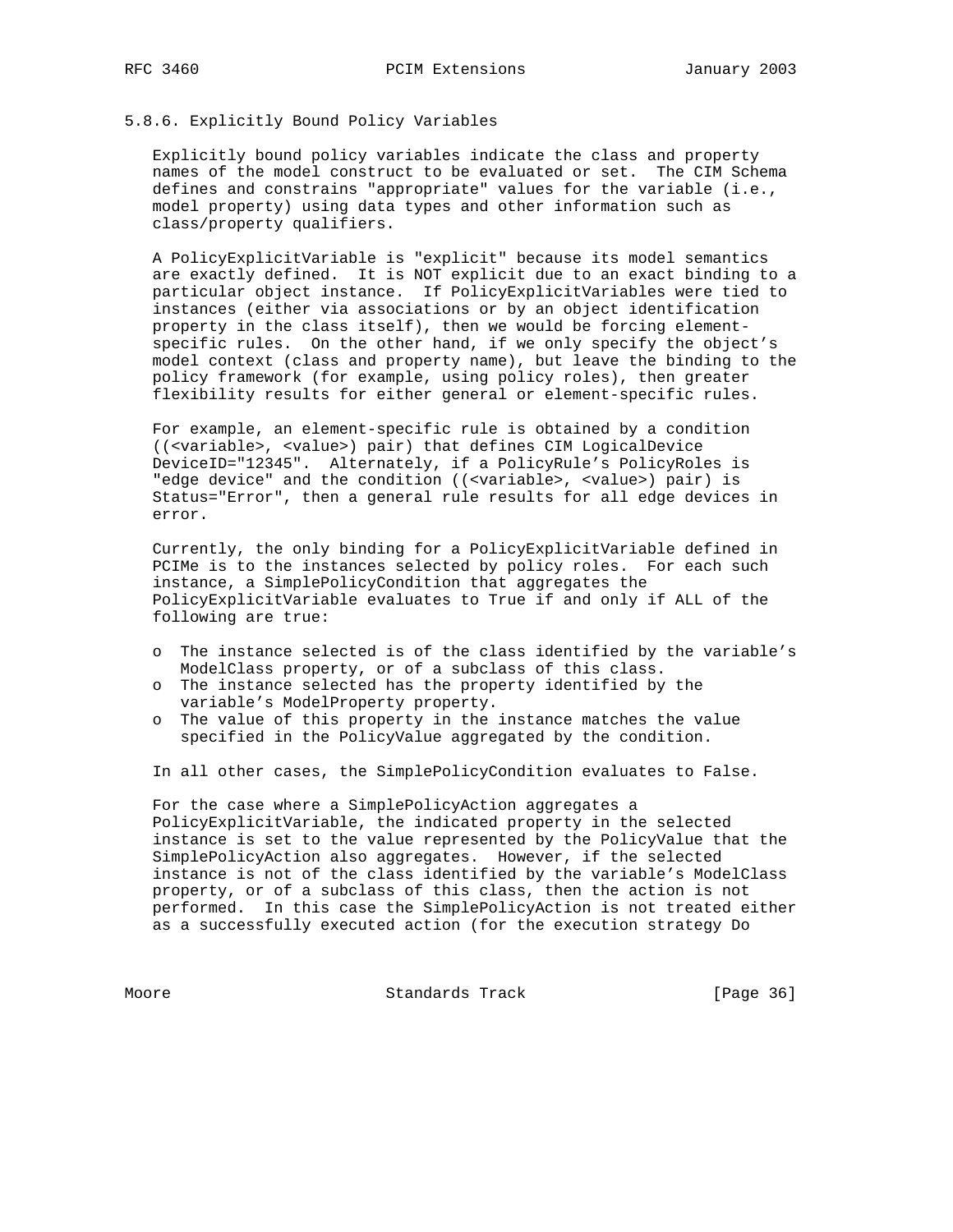### 5.8.6. Explicitly Bound Policy Variables

Explicitly bound policy variables indicate the class and property names of the model construct to be evaluated or set. The CIM Schema defines and constrains "appropriate" values for the variable (i.e., model property) using data types and other information such as class/property qualifiers.

A PolicyExplicitVariable is "explicit" because its model semantics are exactly defined. It is NOT explicit due to an exact binding to a particular object instance. If PolicyExplicitVariables were tied to instances (either via associations or by an object identification property in the class itself), then we would be forcing element-specific rules. On the other hand, if we only specify the object's model context (class and property name), but leave the binding to the policy framework (for example, using policy roles), then greater flexibility results for either general or element-specific rules.

For example, an element-specific rule is obtained by a condition ((<variable>, <value>) pair) that defines CIM LogicalDevice DeviceID="12345". Alternately, if a PolicyRule's PolicyRoles is "edge device" and the condition ((<variable>, <value>) pair) is Status="Error", then a general rule results for all edge devices in error.

Currently, the only binding for a PolicyExplicitVariable defined in PCIMe is to the instances selected by policy roles. For each such instance, a SimplePolicyCondition that aggregates the PolicyExplicitVariable evaluates to True if and only if ALL of the following are true:

- The instance selected is of the class identified by the variable's ModelClass property, or of a subclass of this class.
- The instance selected has the property identified by the variable's ModelProperty property.
- The value of this property in the instance matches the value specified in the PolicyValue aggregated by the condition.

In all other cases, the SimplePolicyCondition evaluates to False.

For the case where a SimplePolicyAction aggregates a PolicyExplicitVariable, the indicated property in the selected instance is set to the value represented by the PolicyValue that the SimplePolicyAction also aggregates. However, if the selected instance is not of the class identified by the variable's ModelClass property, or of a subclass of this class, then the action is not performed. In this case the SimplePolicyAction is not treated either as a successfully executed action (for the execution strategy Do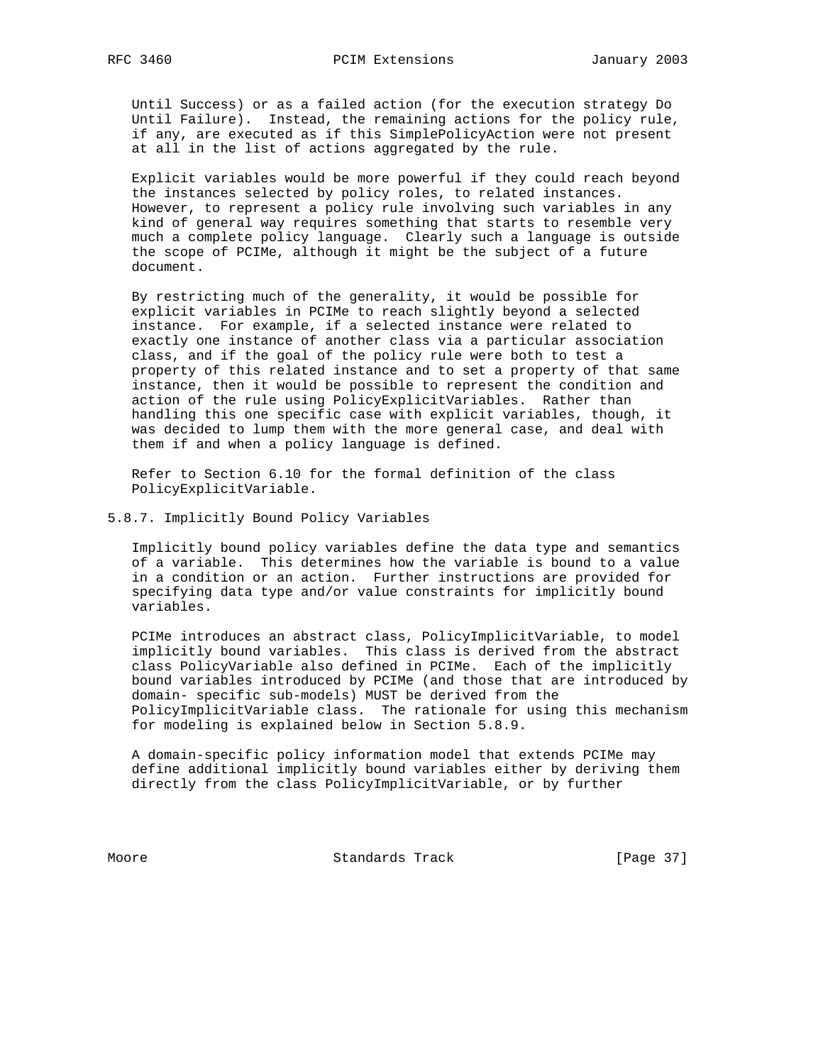Until Success) or as a failed action (for the execution strategy Do Until Failure). Instead, the remaining actions for the policy rule, if any, are executed as if this SimplePolicyAction were not present at all in the list of actions aggregated by the rule.

Explicit variables would be more powerful if they could reach beyond the instances selected by policy roles, to related instances. However, to represent a policy rule involving such variables in any kind of general way requires something that starts to resemble very much a complete policy language. Clearly such a language is outside the scope of PCIMe, although it might be the subject of a future document.

By restricting much of the generality, it would be possible for explicit variables in PCIMe to reach slightly beyond a selected instance. For example, if a selected instance were related to exactly one instance of another class via a particular association class, and if the goal of the policy rule were both to test a property of this related instance and to set a property of that same instance, then it would be possible to represent the condition and action of the rule using PolicyExplicitVariables. Rather than handling this one specific case with explicit variables, though, it was decided to lump them with the more general case, and deal with them if and when a policy language is defined.

Refer to Section 6.10 for the formal definition of the class PolicyExplicitVariable.

### 5.8.7. Implicitly Bound Policy Variables

Implicitly bound policy variables define the data type and semantics of a variable. This determines how the variable is bound to a value in a condition or an action. Further instructions are provided for specifying data type and/or value constraints for implicitly bound variables.

PCIMe introduces an abstract class, PolicyImplicitVariable, to model implicitly bound variables. This class is derived from the abstract class PolicyVariable also defined in PCIMe. Each of the implicitly bound variables introduced by PCIMe (and those that are introduced by domain- specific sub-models) MUST be derived from the PolicyImplicitVariable class. The rationale for using this mechanism for modeling is explained below in Section 5.8.9.

A domain-specific policy information model that extends PCIMe may define additional implicitly bound variables either by deriving them directly from the class PolicyImplicitVariable, or by further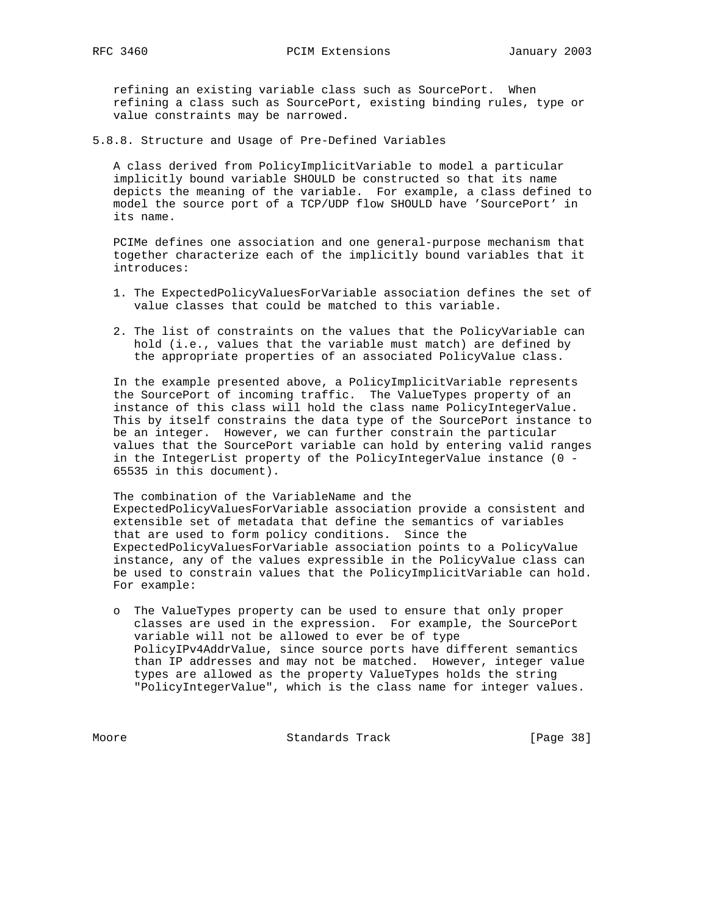refining an existing variable class such as SourcePort. When refining a class such as SourcePort, existing binding rules, type or value constraints may be narrowed.

### 5.8.8. Structure and Usage of Pre-Defined Variables

A class derived from PolicyImplicitVariable to model a particular implicitly bound variable SHOULD be constructed so that its name depicts the meaning of the variable. For example, a class defined to model the source port of a TCP/UDP flow SHOULD have 'SourcePort' in its name.

PCIMe defines one association and one general-purpose mechanism that together characterize each of the implicitly bound variables that it introduces:

1. The ExpectedPolicyValuesForVariable association defines the set of value classes that could be matched to this variable.

2. The list of constraints on the values that the PolicyVariable can hold (i.e., values that the variable must match) are defined by the appropriate properties of an associated PolicyValue class.

In the example presented above, a PolicyImplicitVariable represents the SourcePort of incoming traffic. The ValueTypes property of an instance of this class will hold the class name PolicyIntegerValue. This by itself constrains the data type of the SourcePort instance to be an integer. However, we can further constrain the particular values that the SourcePort variable can hold by entering valid ranges in the IntegerList property of the PolicyIntegerValue instance (0 - 65535 in this document).

The combination of the VariableName and the ExpectedPolicyValuesForVariable association provide a consistent and extensible set of metadata that define the semantics of variables that are used to form policy conditions. Since the ExpectedPolicyValuesForVariable association points to a PolicyValue instance, any of the values expressible in the PolicyValue class can be used to constrain values that the PolicyImplicitVariable can hold. For example:

- The ValueTypes property can be used to ensure that only proper classes are used in the expression. For example, the SourcePort variable will not be allowed to ever be of type PolicyIPv4AddrValue, since source ports have different semantics than IP addresses and may not be matched. However, integer value types are allowed as the property ValueTypes holds the string "PolicyIntegerValue", which is the class name for integer values.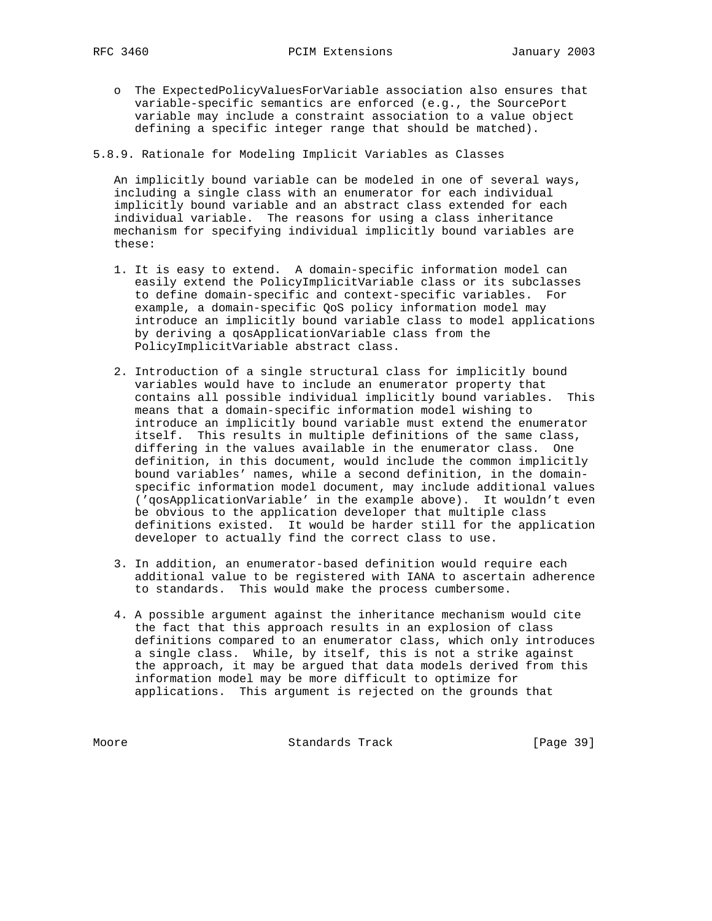- The ExpectedPolicyValuesForVariable association also ensures that variable-specific semantics are enforced (e.g., the SourcePort variable may include a constraint association to a value object defining a specific integer range that should be matched).

### 5.8.9. Rationale for Modeling Implicit Variables as Classes

An implicitly bound variable can be modeled in one of several ways, including a single class with an enumerator for each individual implicitly bound variable and an abstract class extended for each individual variable. The reasons for using a class inheritance mechanism for specifying individual implicitly bound variables are these:

1. It is easy to extend. A domain-specific information model can easily extend the PolicyImplicitVariable class or its subclasses to define domain-specific and context-specific variables. For example, a domain-specific QoS policy information model may introduce an implicitly bound variable class to model applications by deriving a qosApplicationVariable class from the PolicyImplicitVariable abstract class.

2. Introduction of a single structural class for implicitly bound variables would have to include an enumerator property that contains all possible individual implicitly bound variables. This means that a domain-specific information model wishing to introduce an implicitly bound variable must extend the enumerator itself. This results in multiple definitions of the same class, differing in the values available in the enumerator class. One definition, in this document, would include the common implicitly bound variables' names, while a second definition, in the domain-specific information model document, may include additional values ('qosApplicationVariable' in the example above). It wouldn't even be obvious to the application developer that multiple class definitions existed. It would be harder still for the application developer to actually find the correct class to use.

3. In addition, an enumerator-based definition would require each additional value to be registered with IANA to ascertain adherence to standards. This would make the process cumbersome.

4. A possible argument against the inheritance mechanism would cite the fact that this approach results in an explosion of class definitions compared to an enumerator class, which only introduces a single class. While, by itself, this is not a strike against the approach, it may be argued that data models derived from this information model may be more difficult to optimize for applications. This argument is rejected on the grounds that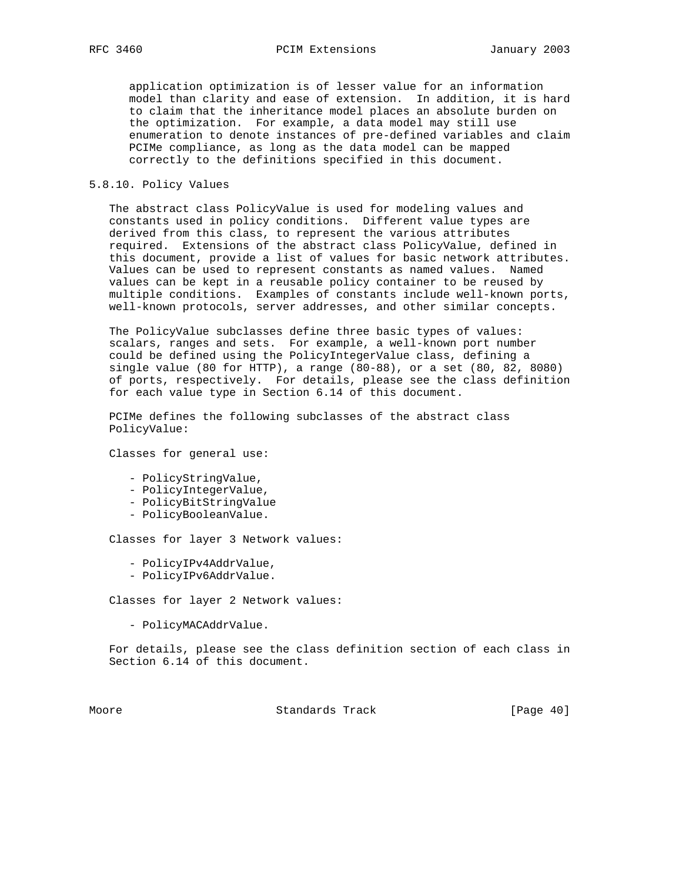application optimization is of lesser value for an information model than clarity and ease of extension. In addition, it is hard to claim that the inheritance model places an absolute burden on the optimization. For example, a data model may still use enumeration to denote instances of pre-defined variables and claim PCIMe compliance, as long as the data model can be mapped correctly to the definitions specified in this document.

### 5.8.10. Policy Values

The abstract class PolicyValue is used for modeling values and constants used in policy conditions. Different value types are derived from this class, to represent the various attributes required. Extensions of the abstract class PolicyValue, defined in this document, provide a list of values for basic network attributes. Values can be used to represent constants as named values. Named values can be kept in a reusable policy container to be reused by multiple conditions. Examples of constants include well-known ports, well-known protocols, server addresses, and other similar concepts.

The PolicyValue subclasses define three basic types of values: scalars, ranges and sets. For example, a well-known port number could be defined using the PolicyIntegerValue class, defining a single value (80 for HTTP), a range (80-88), or a set (80, 82, 8080) of ports, respectively. For details, please see the class definition for each value type in Section 6.14 of this document.

PCIMe defines the following subclasses of the abstract class PolicyValue:

Classes for general use:

- PolicyStringValue,
- PolicyIntegerValue,
- PolicyBitStringValue
- PolicyBooleanValue.

Classes for layer 3 Network values:

- PolicyIPv4AddrValue,
- PolicyIPv6AddrValue.

Classes for layer 2 Network values:

- PolicyMACAddrValue.

For details, please see the class definition section of each class in Section 6.14 of this document.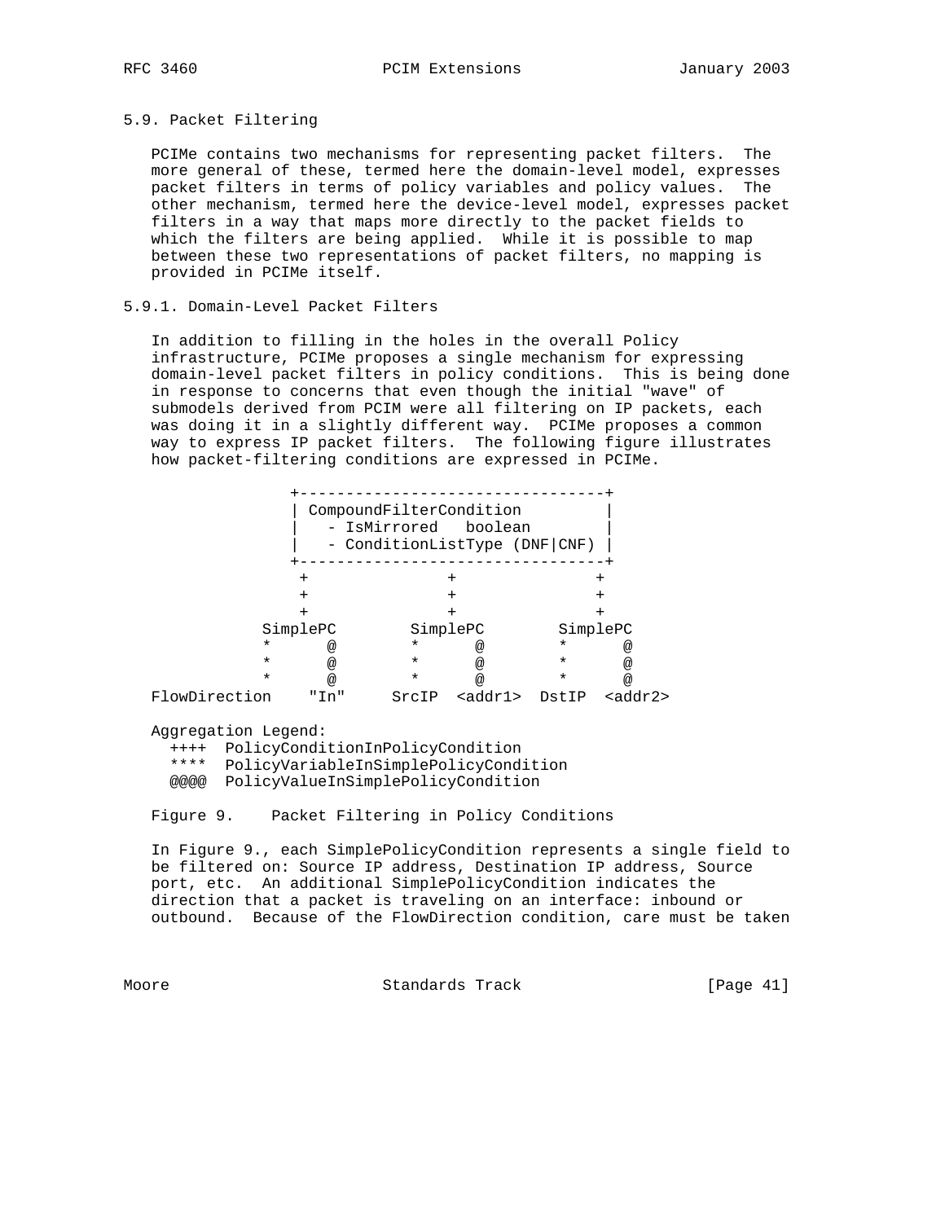## 5.9. Packet Filtering

PCIMe contains two mechanisms for representing packet filters. The more general of these, termed here the domain-level model, expresses packet filters in terms of policy variables and policy values. The other mechanism, termed here the device-level model, expresses packet filters in a way that maps more directly to the packet fields to which the filters are being applied. While it is possible to map between these two representations of packet filters, no mapping is provided in PCIMe itself.

### 5.9.1. Domain-Level Packet Filters

In addition to filling in the holes in the overall Policy infrastructure, PCIMe proposes a single mechanism for expressing domain-level packet filters in policy conditions. This is being done in response to concerns that even though the initial "wave" of submodels derived from PCIM were all filtering on IP packets, each was doing it in a slightly different way. PCIMe proposes a common way to express IP packet filters. The following figure illustrates how packet-filtering conditions are expressed in PCIMe.

```
              +---------------------------------+
              | CompoundFilterCondition         |
              |   - IsMirrored   boolean        |
              |   - ConditionListType (DNF|CNF) |
              +---------------------------------+
               +               +               +
               +               +               +
               +               +               +
           SimplePC        SimplePC        SimplePC
           *      @        *      @        *      @
           *      @        *      @        *      @
           *      @        *      @        *      @
FlowDirection    "In"     SrcIP  <addr1>  DstIP  <addr2>

Aggregation Legend:
  ++++  PolicyConditionInPolicyCondition
  ****  PolicyVariableInSimplePolicyCondition
  @@@@  PolicyValueInSimplePolicyCondition
```

Figure 9.    Packet Filtering in Policy Conditions

In Figure 9., each SimplePolicyCondition represents a single field to be filtered on: Source IP address, Destination IP address, Source port, etc. An additional SimplePolicyCondition indicates the direction that a packet is traveling on an interface: inbound or outbound. Because of the FlowDirection condition, care must be taken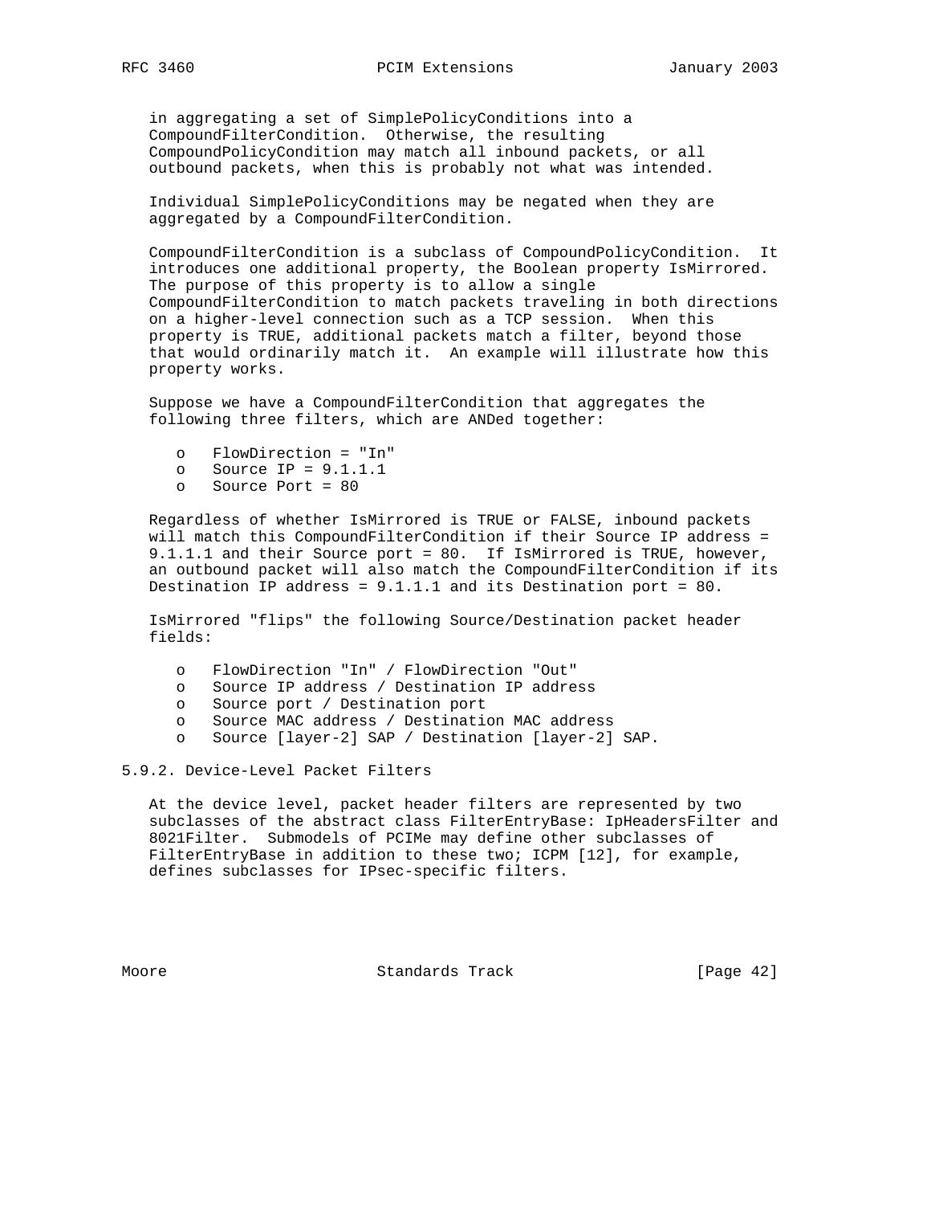in aggregating a set of SimplePolicyConditions into a CompoundFilterCondition. Otherwise, the resulting CompoundPolicyCondition may match all inbound packets, or all outbound packets, when this is probably not what was intended.

Individual SimplePolicyConditions may be negated when they are aggregated by a CompoundFilterCondition.

CompoundFilterCondition is a subclass of CompoundPolicyCondition. It introduces one additional property, the Boolean property IsMirrored. The purpose of this property is to allow a single CompoundFilterCondition to match packets traveling in both directions on a higher-level connection such as a TCP session. When this property is TRUE, additional packets match a filter, beyond those that would ordinarily match it. An example will illustrate how this property works.

Suppose we have a CompoundFilterCondition that aggregates the following three filters, which are ANDed together:

- FlowDirection = "In"
- Source IP = 9.1.1.1
- Source Port = 80

Regardless of whether IsMirrored is TRUE or FALSE, inbound packets will match this CompoundFilterCondition if their Source IP address = 9.1.1.1 and their Source port = 80. If IsMirrored is TRUE, however, an outbound packet will also match the CompoundFilterCondition if its Destination IP address = 9.1.1.1 and its Destination port = 80.

IsMirrored "flips" the following Source/Destination packet header fields:

- FlowDirection "In" / FlowDirection "Out"
- Source IP address / Destination IP address
- Source port / Destination port
- Source MAC address / Destination MAC address
- Source [layer-2] SAP / Destination [layer-2] SAP.

### 5.9.2. Device-Level Packet Filters

At the device level, packet header filters are represented by two subclasses of the abstract class FilterEntryBase: IpHeadersFilter and 8021Filter. Submodels of PCIMe may define other subclasses of FilterEntryBase in addition to these two; ICPM [12], for example, defines subclasses for IPsec-specific filters.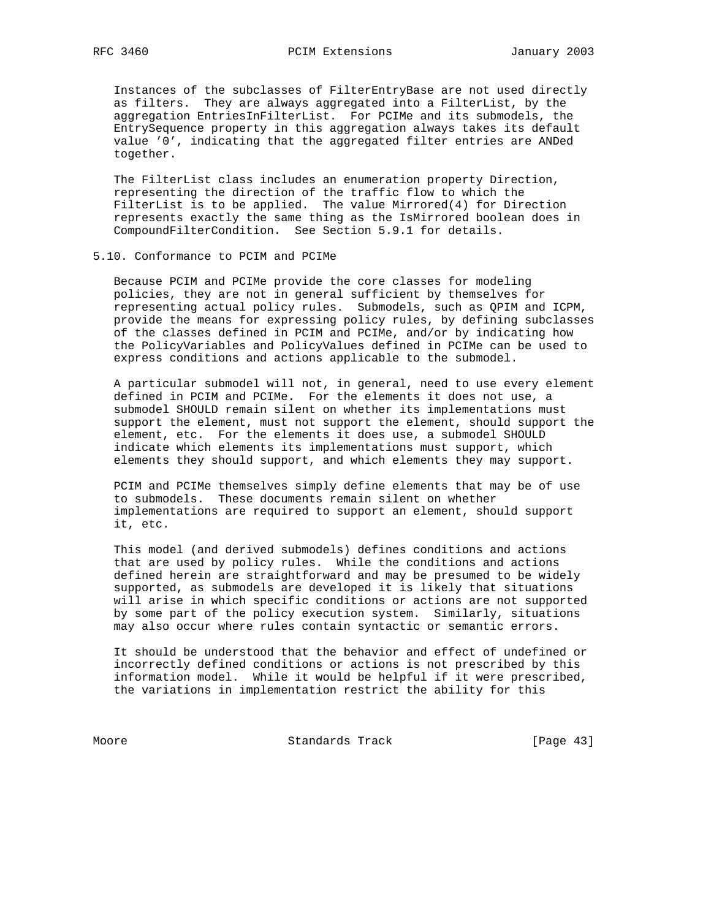Instances of the subclasses of FilterEntryBase are not used directly as filters. They are always aggregated into a FilterList, by the aggregation EntriesInFilterList. For PCIMe and its submodels, the EntrySequence property in this aggregation always takes its default value '0', indicating that the aggregated filter entries are ANDed together.

The FilterList class includes an enumeration property Direction, representing the direction of the traffic flow to which the FilterList is to be applied. The value Mirrored(4) for Direction represents exactly the same thing as the IsMirrored boolean does in CompoundFilterCondition. See Section 5.9.1 for details.

## 5.10. Conformance to PCIM and PCIMe

Because PCIM and PCIMe provide the core classes for modeling policies, they are not in general sufficient by themselves for representing actual policy rules. Submodels, such as QPIM and ICPM, provide the means for expressing policy rules, by defining subclasses of the classes defined in PCIM and PCIMe, and/or by indicating how the PolicyVariables and PolicyValues defined in PCIMe can be used to express conditions and actions applicable to the submodel.

A particular submodel will not, in general, need to use every element defined in PCIM and PCIMe. For the elements it does not use, a submodel SHOULD remain silent on whether its implementations must support the element, must not support the element, should support the element, etc. For the elements it does use, a submodel SHOULD indicate which elements its implementations must support, which elements they should support, and which elements they may support.

PCIM and PCIMe themselves simply define elements that may be of use to submodels. These documents remain silent on whether implementations are required to support an element, should support it, etc.

This model (and derived submodels) defines conditions and actions that are used by policy rules. While the conditions and actions defined herein are straightforward and may be presumed to be widely supported, as submodels are developed it is likely that situations will arise in which specific conditions or actions are not supported by some part of the policy execution system. Similarly, situations may also occur where rules contain syntactic or semantic errors.

It should be understood that the behavior and effect of undefined or incorrectly defined conditions or actions is not prescribed by this information model. While it would be helpful if it were prescribed, the variations in implementation restrict the ability for this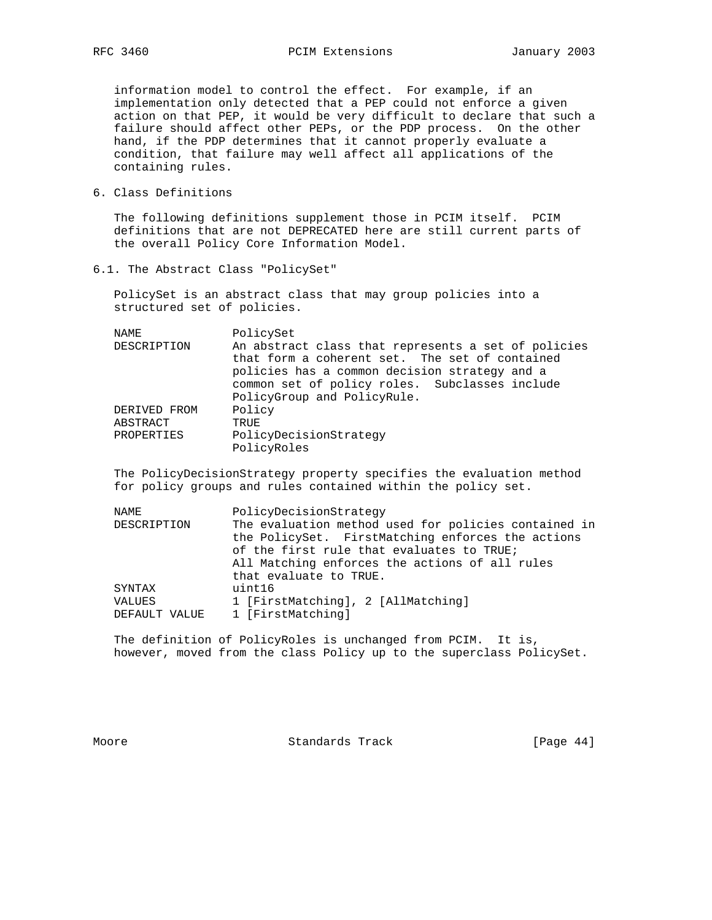information model to control the effect. For example, if an implementation only detected that a PEP could not enforce a given action on that PEP, it would be very difficult to declare that such a failure should affect other PEPs, or the PDP process. On the other hand, if the PDP determines that it cannot properly evaluate a condition, that failure may well affect all applications of the containing rules.

## 6. Class Definitions

The following definitions supplement those in PCIM itself. PCIM definitions that are not DEPRECATED here are still current parts of the overall Policy Core Information Model.

### 6.1. The Abstract Class "PolicySet"

PolicySet is an abstract class that may group policies into a structured set of policies.

```
NAME            PolicySet
DESCRIPTION     An abstract class that represents a set of policies
                that form a coherent set.  The set of contained
                policies has a common decision strategy and a
                common set of policy roles.  Subclasses include
                PolicyGroup and PolicyRule.
DERIVED FROM    Policy
ABSTRACT        TRUE
PROPERTIES      PolicyDecisionStrategy
                PolicyRoles
```

The PolicyDecisionStrategy property specifies the evaluation method for policy groups and rules contained within the policy set.

```
NAME            PolicyDecisionStrategy
DESCRIPTION     The evaluation method used for policies contained in
                the PolicySet.  FirstMatching enforces the actions
                of the first rule that evaluates to TRUE;
                All Matching enforces the actions of all rules
                that evaluate to TRUE.
SYNTAX          uint16
VALUES          1 [FirstMatching], 2 [AllMatching]
DEFAULT VALUE   1 [FirstMatching]
```

The definition of PolicyRoles is unchanged from PCIM. It is, however, moved from the class Policy up to the superclass PolicySet.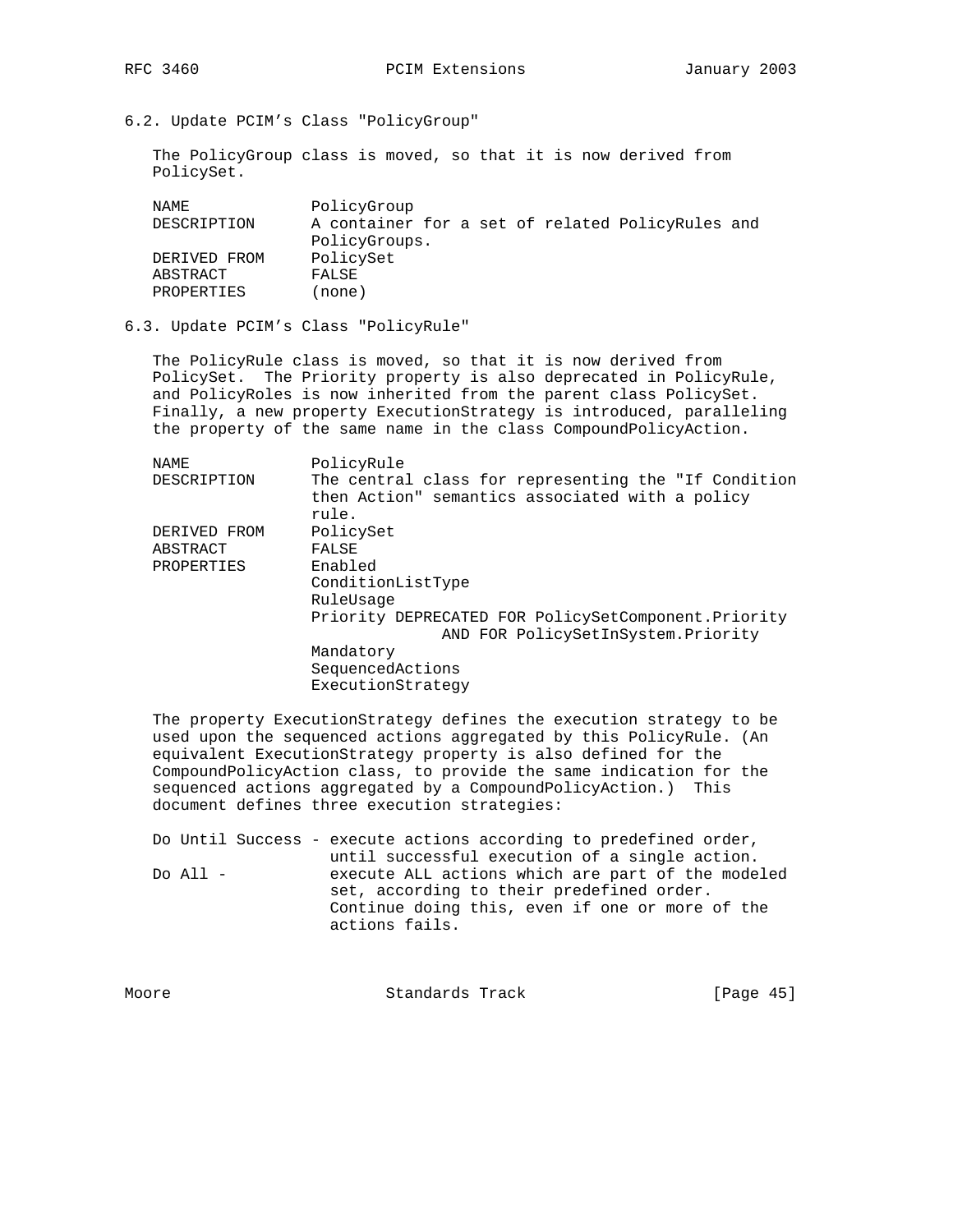## 6.2. Update PCIM's Class "PolicyGroup"

The PolicyGroup class is moved, so that it is now derived from PolicySet.

```
NAME            PolicyGroup
DESCRIPTION     A container for a set of related PolicyRules and
                PolicyGroups.
DERIVED FROM    PolicySet
ABSTRACT        FALSE
PROPERTIES      (none)
```

## 6.3. Update PCIM's Class "PolicyRule"

The PolicyRule class is moved, so that it is now derived from PolicySet. The Priority property is also deprecated in PolicyRule, and PolicyRoles is now inherited from the parent class PolicySet. Finally, a new property ExecutionStrategy is introduced, paralleling the property of the same name in the class CompoundPolicyAction.

```
NAME            PolicyRule
DESCRIPTION     The central class for representing the "If Condition
                then Action" semantics associated with a policy
                rule.
DERIVED FROM    PolicySet
ABSTRACT        FALSE
PROPERTIES      Enabled
                ConditionListType
                RuleUsage
                Priority DEPRECATED FOR PolicySetComponent.Priority
                              AND FOR PolicySetInSystem.Priority
                Mandatory
                SequencedActions
                ExecutionStrategy
```

The property ExecutionStrategy defines the execution strategy to be used upon the sequenced actions aggregated by this PolicyRule. (An equivalent ExecutionStrategy property is also defined for the CompoundPolicyAction class, to provide the same indication for the sequenced actions aggregated by a CompoundPolicyAction.) This document defines three execution strategies:

```
Do Until Success - execute actions according to predefined order,
                   until successful execution of a single action.
Do All -           execute ALL actions which are part of the modeled
                   set, according to their predefined order.
                   Continue doing this, even if one or more of the
                   actions fails.
```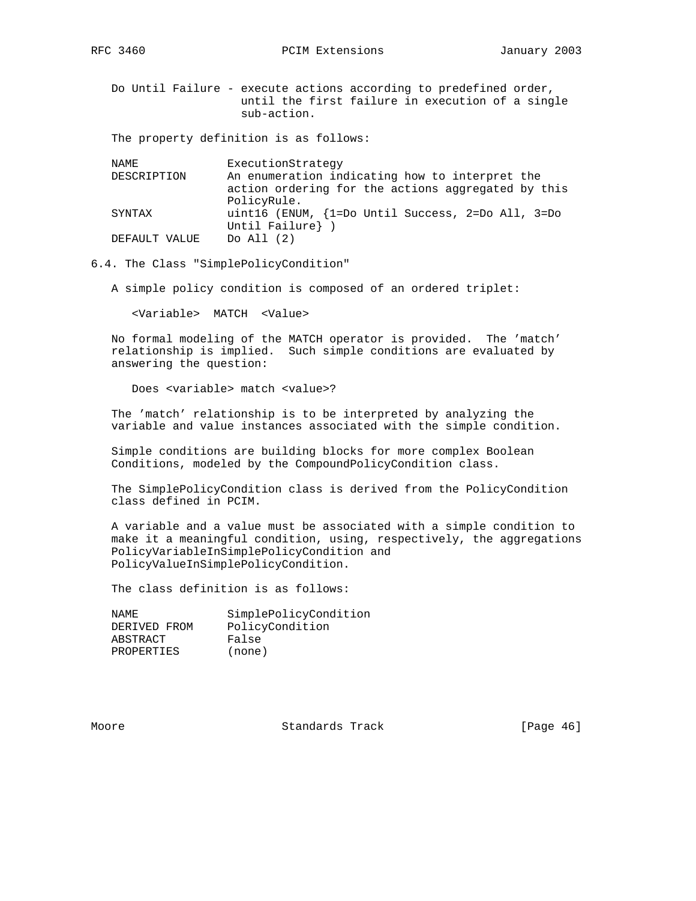Do Until Failure - execute actions according to predefined order, until the first failure in execution of a single sub-action.

The property definition is as follows:

```
NAME             ExecutionStrategy
DESCRIPTION      An enumeration indicating how to interpret the
                 action ordering for the actions aggregated by this
                 PolicyRule.
SYNTAX           uint16 (ENUM, {1=Do Until Success, 2=Do All, 3=Do
                 Until Failure} )
DEFAULT VALUE    Do All (2)
```

## 6.4. The Class "SimplePolicyCondition"

A simple policy condition is composed of an ordered triplet:

```
<Variable>  MATCH  <Value>
```

No formal modeling of the MATCH operator is provided. The 'match' relationship is implied. Such simple conditions are evaluated by answering the question:

```
Does <variable> match <value>?
```

The 'match' relationship is to be interpreted by analyzing the variable and value instances associated with the simple condition.

Simple conditions are building blocks for more complex Boolean Conditions, modeled by the CompoundPolicyCondition class.

The SimplePolicyCondition class is derived from the PolicyCondition class defined in PCIM.

A variable and a value must be associated with a simple condition to make it a meaningful condition, using, respectively, the aggregations PolicyVariableInSimplePolicyCondition and PolicyValueInSimplePolicyCondition.

The class definition is as follows:

```
NAME             SimplePolicyCondition
DERIVED FROM     PolicyCondition
ABSTRACT         False
PROPERTIES       (none)
```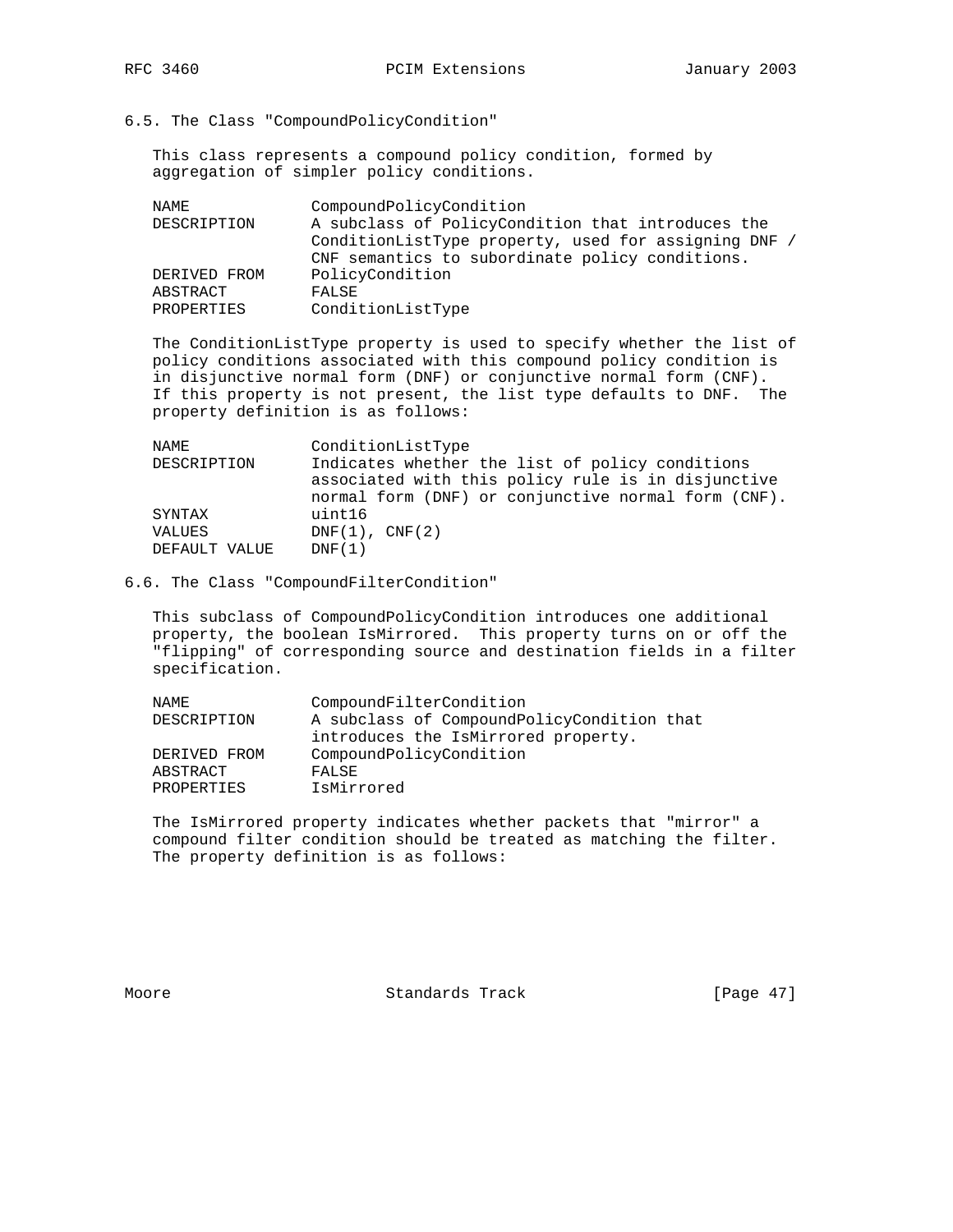### 6.5. The Class "CompoundPolicyCondition"

This class represents a compound policy condition, formed by aggregation of simpler policy conditions.

| | |
|---|---|
| NAME | CompoundPolicyCondition |
| DESCRIPTION | A subclass of PolicyCondition that introduces the ConditionListType property, used for assigning DNF / CNF semantics to subordinate policy conditions. |
| DERIVED FROM | PolicyCondition |
| ABSTRACT | FALSE |
| PROPERTIES | ConditionListType |

The ConditionListType property is used to specify whether the list of policy conditions associated with this compound policy condition is in disjunctive normal form (DNF) or conjunctive normal form (CNF). If this property is not present, the list type defaults to DNF. The property definition is as follows:

| | |
|---|---|
| NAME | ConditionListType |
| DESCRIPTION | Indicates whether the list of policy conditions associated with this policy rule is in disjunctive normal form (DNF) or conjunctive normal form (CNF). |
| SYNTAX | uint16 |
| VALUES | DNF(1), CNF(2) |
| DEFAULT VALUE | DNF(1) |

### 6.6. The Class "CompoundFilterCondition"

This subclass of CompoundPolicyCondition introduces one additional property, the boolean IsMirrored. This property turns on or off the "flipping" of corresponding source and destination fields in a filter specification.

| | |
|---|---|
| NAME | CompoundFilterCondition |
| DESCRIPTION | A subclass of CompoundPolicyCondition that introduces the IsMirrored property. |
| DERIVED FROM | CompoundPolicyCondition |
| ABSTRACT | FALSE |
| PROPERTIES | IsMirrored |

The IsMirrored property indicates whether packets that "mirror" a compound filter condition should be treated as matching the filter. The property definition is as follows: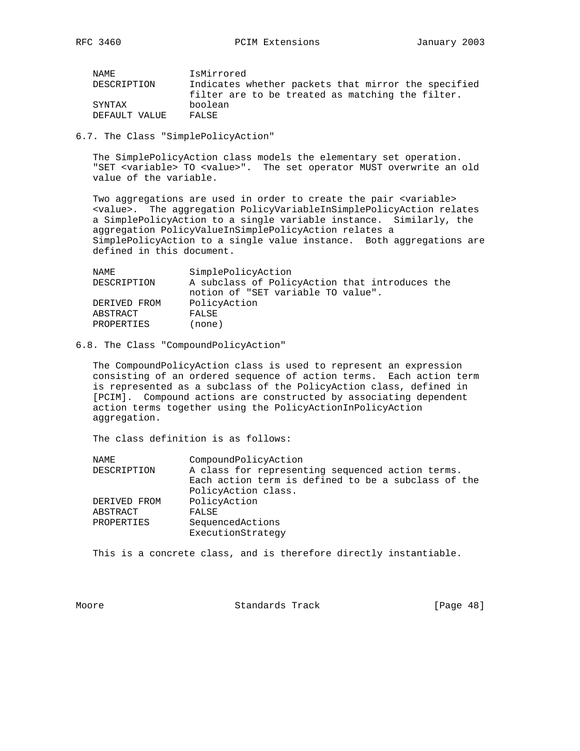```
NAME            IsMirrored
DESCRIPTION     Indicates whether packets that mirror the specified
                filter are to be treated as matching the filter.
SYNTAX          boolean
DEFAULT VALUE   FALSE
```

## 6.7. The Class "SimplePolicyAction"

The SimplePolicyAction class models the elementary set operation. "SET <variable> TO <value>". The set operator MUST overwrite an old value of the variable.

Two aggregations are used in order to create the pair <variable> <value>. The aggregation PolicyVariableInSimplePolicyAction relates a SimplePolicyAction to a single variable instance. Similarly, the aggregation PolicyValueInSimplePolicyAction relates a SimplePolicyAction to a single value instance. Both aggregations are defined in this document.

```
NAME            SimplePolicyAction
DESCRIPTION     A subclass of PolicyAction that introduces the
                notion of "SET variable TO value".
DERIVED FROM    PolicyAction
ABSTRACT        FALSE
PROPERTIES      (none)
```

## 6.8. The Class "CompoundPolicyAction"

The CompoundPolicyAction class is used to represent an expression consisting of an ordered sequence of action terms. Each action term is represented as a subclass of the PolicyAction class, defined in [PCIM]. Compound actions are constructed by associating dependent action terms together using the PolicyActionInPolicyAction aggregation.

The class definition is as follows:

```
NAME            CompoundPolicyAction
DESCRIPTION     A class for representing sequenced action terms.
                Each action term is defined to be a subclass of the
                PolicyAction class.
DERIVED FROM    PolicyAction
ABSTRACT        FALSE
PROPERTIES      SequencedActions
                ExecutionStrategy
```

This is a concrete class, and is therefore directly instantiable.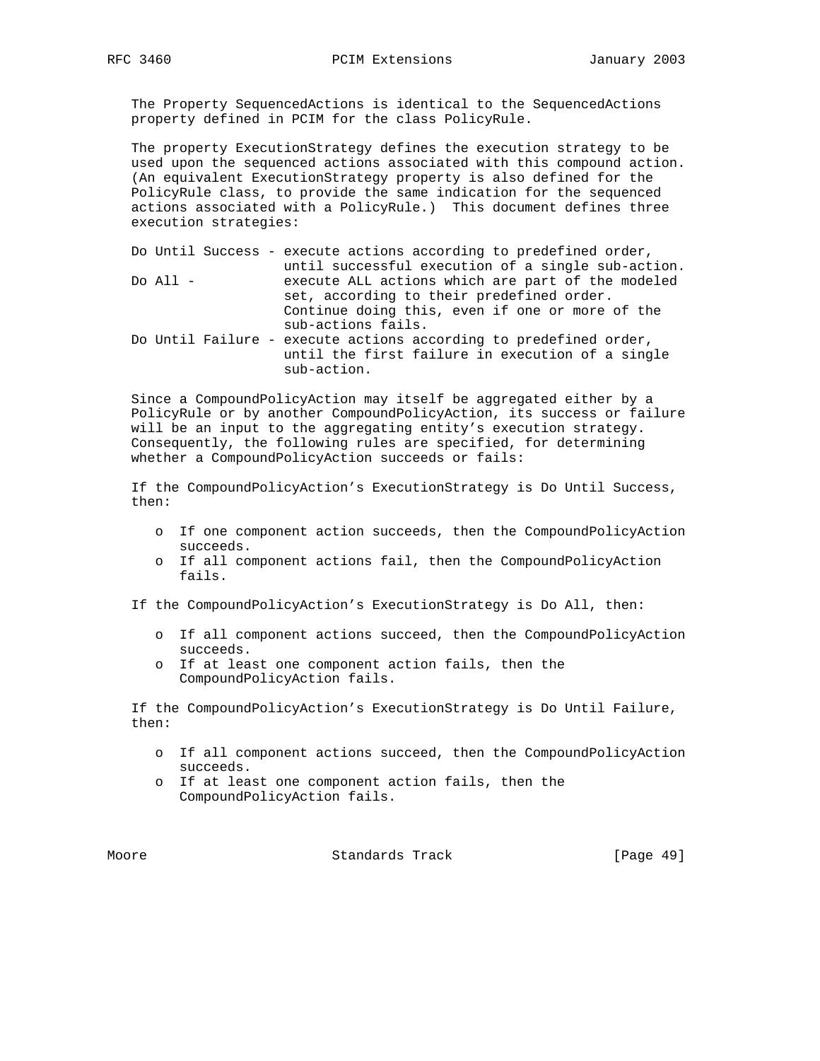The Property SequencedActions is identical to the SequencedActions property defined in PCIM for the class PolicyRule.

The property ExecutionStrategy defines the execution strategy to be used upon the sequenced actions associated with this compound action. (An equivalent ExecutionStrategy property is also defined for the PolicyRule class, to provide the same indication for the sequenced actions associated with a PolicyRule.) This document defines three execution strategies:

```
Do Until Success - execute actions according to predefined order,
                   until successful execution of a single sub-action.
Do All -           execute ALL actions which are part of the modeled
                   set, according to their predefined order.
                   Continue doing this, even if one or more of the
                   sub-actions fails.
Do Until Failure - execute actions according to predefined order,
                   until the first failure in execution of a single
                   sub-action.
```

Since a CompoundPolicyAction may itself be aggregated either by a PolicyRule or by another CompoundPolicyAction, its success or failure will be an input to the aggregating entity's execution strategy. Consequently, the following rules are specified, for determining whether a CompoundPolicyAction succeeds or fails:

If the CompoundPolicyAction's ExecutionStrategy is Do Until Success, then:

- o If one component action succeeds, then the CompoundPolicyAction succeeds.
- o If all component actions fail, then the CompoundPolicyAction fails.

If the CompoundPolicyAction's ExecutionStrategy is Do All, then:

- o If all component actions succeed, then the CompoundPolicyAction succeeds.
- o If at least one component action fails, then the CompoundPolicyAction fails.

If the CompoundPolicyAction's ExecutionStrategy is Do Until Failure, then:

- o If all component actions succeed, then the CompoundPolicyAction succeeds.
- o If at least one component action fails, then the CompoundPolicyAction fails.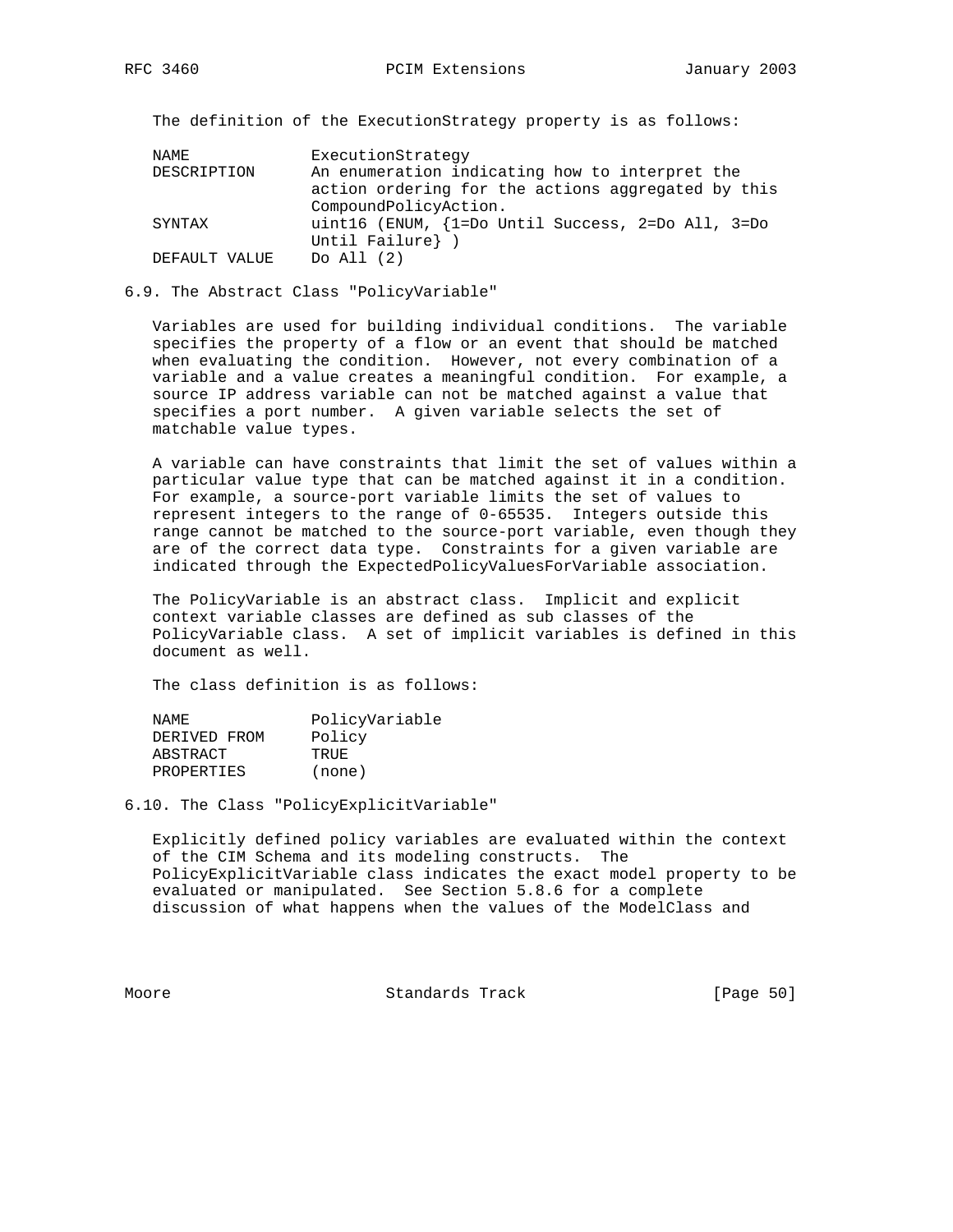The definition of the ExecutionStrategy property is as follows:

| | |
|---|---|
| NAME | ExecutionStrategy |
| DESCRIPTION | An enumeration indicating how to interpret the action ordering for the actions aggregated by this CompoundPolicyAction. |
| SYNTAX | uint16 (ENUM, {1=Do Until Success, 2=Do All, 3=Do Until Failure} ) |
| DEFAULT VALUE | Do All (2) |

## 6.9. The Abstract Class "PolicyVariable"

Variables are used for building individual conditions. The variable specifies the property of a flow or an event that should be matched when evaluating the condition. However, not every combination of a variable and a value creates a meaningful condition. For example, a source IP address variable can not be matched against a value that specifies a port number. A given variable selects the set of matchable value types.

A variable can have constraints that limit the set of values within a particular value type that can be matched against it in a condition. For example, a source-port variable limits the set of values to represent integers to the range of 0-65535. Integers outside this range cannot be matched to the source-port variable, even though they are of the correct data type. Constraints for a given variable are indicated through the ExpectedPolicyValuesForVariable association.

The PolicyVariable is an abstract class. Implicit and explicit context variable classes are defined as sub classes of the PolicyVariable class. A set of implicit variables is defined in this document as well.

The class definition is as follows:

| | |
|---|---|
| NAME | PolicyVariable |
| DERIVED FROM | Policy |
| ABSTRACT | TRUE |
| PROPERTIES | (none) |

## 6.10. The Class "PolicyExplicitVariable"

Explicitly defined policy variables are evaluated within the context of the CIM Schema and its modeling constructs. The PolicyExplicitVariable class indicates the exact model property to be evaluated or manipulated. See Section 5.8.6 for a complete discussion of what happens when the values of the ModelClass and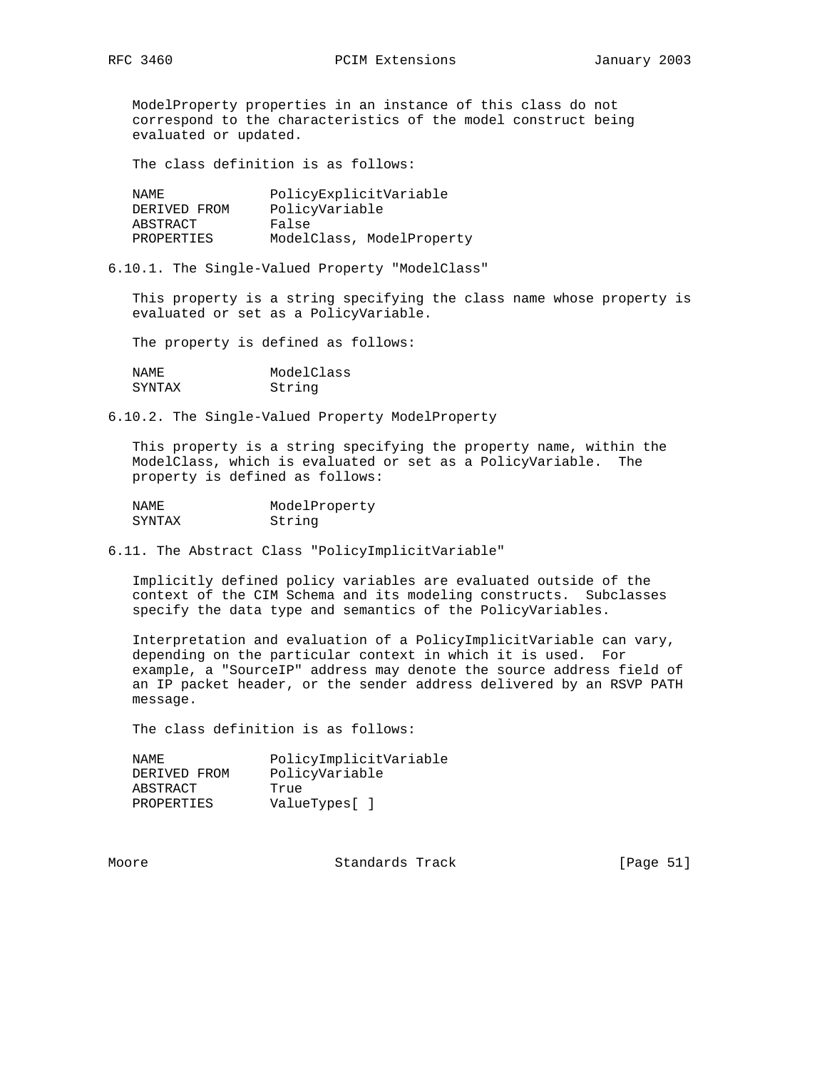ModelProperty properties in an instance of this class do not correspond to the characteristics of the model construct being evaluated or updated.

The class definition is as follows:

```
NAME            PolicyExplicitVariable
DERIVED FROM    PolicyVariable
ABSTRACT        False
PROPERTIES      ModelClass, ModelProperty
```

### 6.10.1. The Single-Valued Property "ModelClass"

This property is a string specifying the class name whose property is evaluated or set as a PolicyVariable.

The property is defined as follows:

```
NAME            ModelClass
SYNTAX          String
```

### 6.10.2. The Single-Valued Property ModelProperty

This property is a string specifying the property name, within the ModelClass, which is evaluated or set as a PolicyVariable. The property is defined as follows:

```
NAME            ModelProperty
SYNTAX          String
```

## 6.11. The Abstract Class "PolicyImplicitVariable"

Implicitly defined policy variables are evaluated outside of the context of the CIM Schema and its modeling constructs. Subclasses specify the data type and semantics of the PolicyVariables.

Interpretation and evaluation of a PolicyImplicitVariable can vary, depending on the particular context in which it is used. For example, a "SourceIP" address may denote the source address field of an IP packet header, or the sender address delivered by an RSVP PATH message.

The class definition is as follows:

```
NAME            PolicyImplicitVariable
DERIVED FROM    PolicyVariable
ABSTRACT        True
PROPERTIES      ValueTypes[ ]
```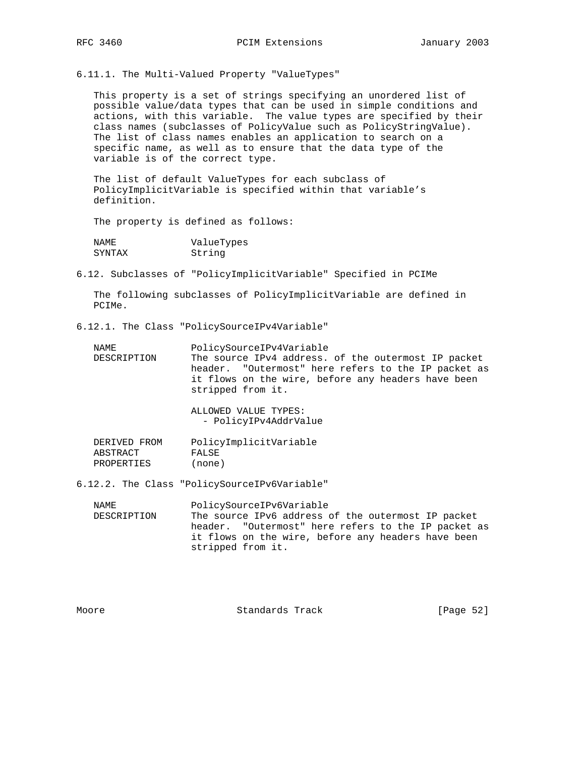### 6.11.1. The Multi-Valued Property "ValueTypes"

This property is a set of strings specifying an unordered list of possible value/data types that can be used in simple conditions and actions, with this variable. The value types are specified by their class names (subclasses of PolicyValue such as PolicyStringValue). The list of class names enables an application to search on a specific name, as well as to ensure that the data type of the variable is of the correct type.

The list of default ValueTypes for each subclass of PolicyImplicitVariable is specified within that variable's definition.

The property is defined as follows:

```
NAME             ValueTypes
SYNTAX           String
```

## 6.12. Subclasses of "PolicyImplicitVariable" Specified in PCIMe

The following subclasses of PolicyImplicitVariable are defined in PCIMe.

### 6.12.1. The Class "PolicySourceIPv4Variable"

```
NAME             PolicySourceIPv4Variable
DESCRIPTION      The source IPv4 address. of the outermost IP packet
                 header.  "Outermost" here refers to the IP packet as
                 it flows on the wire, before any headers have been
                 stripped from it.

                 ALLOWED VALUE TYPES:
                   - PolicyIPv4AddrValue

DERIVED FROM     PolicyImplicitVariable
ABSTRACT         FALSE
PROPERTIES       (none)
```

### 6.12.2. The Class "PolicySourceIPv6Variable"

```
NAME             PolicySourceIPv6Variable
DESCRIPTION      The source IPv6 address of the outermost IP packet
                 header.  "Outermost" here refers to the IP packet as
                 it flows on the wire, before any headers have been
                 stripped from it.
```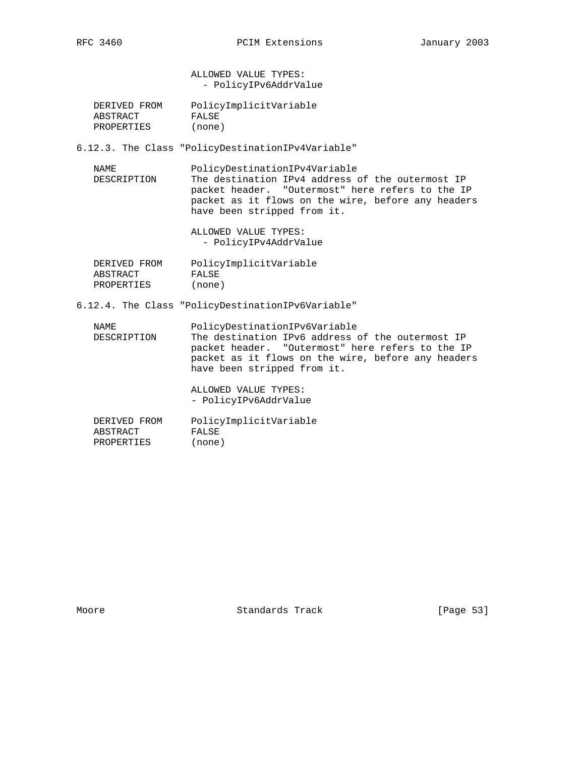ALLOWED VALUE TYPES:
  - PolicyIPv6AddrValue

```
DERIVED FROM     PolicyImplicitVariable
ABSTRACT         FALSE
PROPERTIES       (none)
```

### 6.12.3. The Class "PolicyDestinationIPv4Variable"

```
NAME             PolicyDestinationIPv4Variable
DESCRIPTION      The destination IPv4 address of the outermost IP
                 packet header.  "Outermost" here refers to the IP
                 packet as it flows on the wire, before any headers
                 have been stripped from it.

                 ALLOWED VALUE TYPES:
                   - PolicyIPv4AddrValue

DERIVED FROM     PolicyImplicitVariable
ABSTRACT         FALSE
PROPERTIES       (none)
```

### 6.12.4. The Class "PolicyDestinationIPv6Variable"

```
NAME             PolicyDestinationIPv6Variable
DESCRIPTION      The destination IPv6 address of the outermost IP
                 packet header.  "Outermost" here refers to the IP
                 packet as it flows on the wire, before any headers
                 have been stripped from it.

                 ALLOWED VALUE TYPES:
                 - PolicyIPv6AddrValue

DERIVED FROM     PolicyImplicitVariable
ABSTRACT         FALSE
PROPERTIES       (none)
```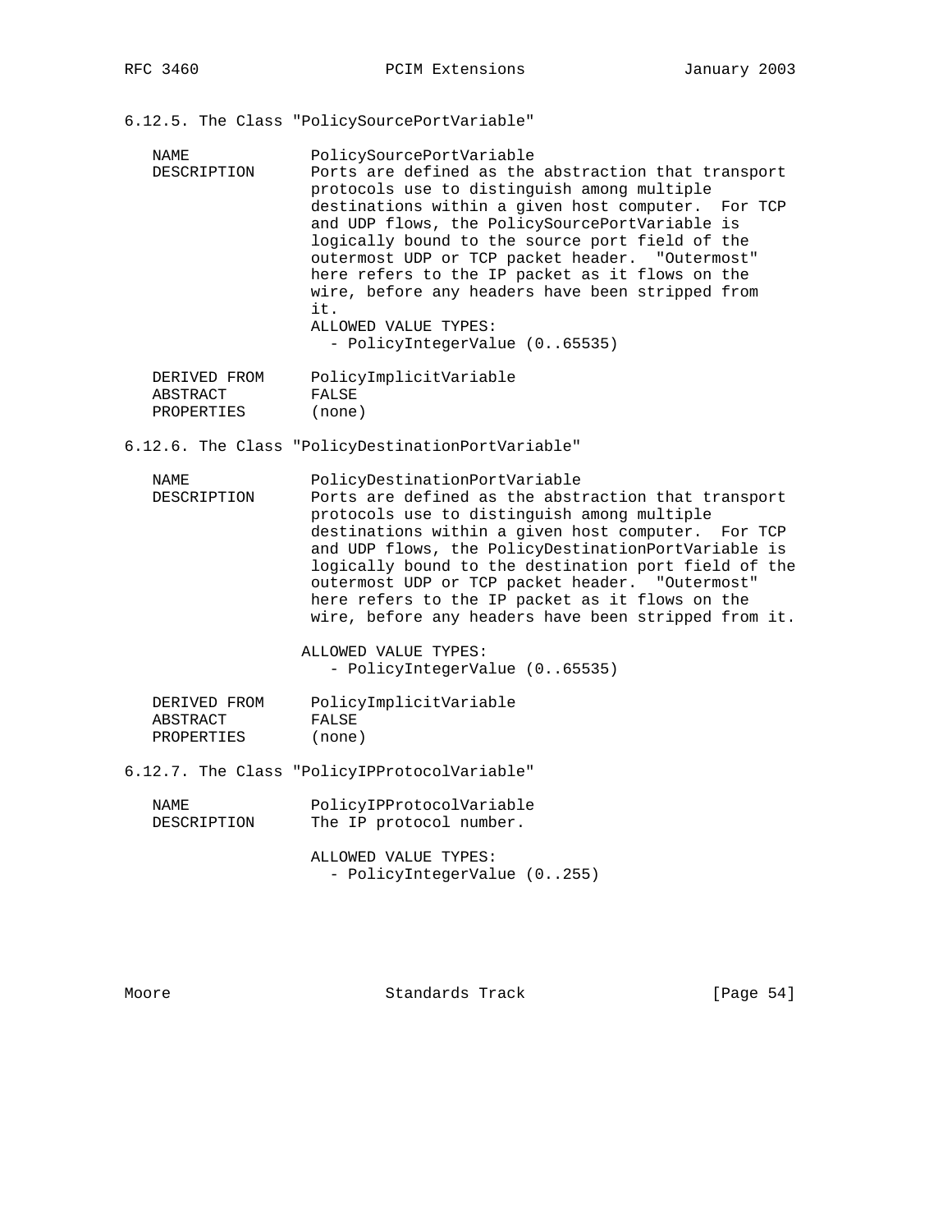### 6.12.5. The Class "PolicySourcePortVariable"

| | |
|---|---|
| NAME | PolicySourcePortVariable |
| DESCRIPTION | Ports are defined as the abstraction that transport protocols use to distinguish among multiple destinations within a given host computer. For TCP and UDP flows, the PolicySourcePortVariable is logically bound to the source port field of the outermost UDP or TCP packet header. "Outermost" here refers to the IP packet as it flows on the wire, before any headers have been stripped from it.<br>ALLOWED VALUE TYPES:<br>- PolicyIntegerValue (0..65535) |
| DERIVED FROM | PolicyImplicitVariable |
| ABSTRACT | FALSE |
| PROPERTIES | (none) |

### 6.12.6. The Class "PolicyDestinationPortVariable"

| | |
|---|---|
| NAME | PolicyDestinationPortVariable |
| DESCRIPTION | Ports are defined as the abstraction that transport protocols use to distinguish among multiple destinations within a given host computer. For TCP and UDP flows, the PolicyDestinationPortVariable is logically bound to the destination port field of the outermost UDP or TCP packet header. "Outermost" here refers to the IP packet as it flows on the wire, before any headers have been stripped from it.<br><br>ALLOWED VALUE TYPES:<br>- PolicyIntegerValue (0..65535) |
| DERIVED FROM | PolicyImplicitVariable |
| ABSTRACT | FALSE |
| PROPERTIES | (none) |

### 6.12.7. The Class "PolicyIPProtocolVariable"

| | |
|---|---|
| NAME | PolicyIPProtocolVariable |
| DESCRIPTION | The IP protocol number.<br><br>ALLOWED VALUE TYPES:<br>- PolicyIntegerValue (0..255) |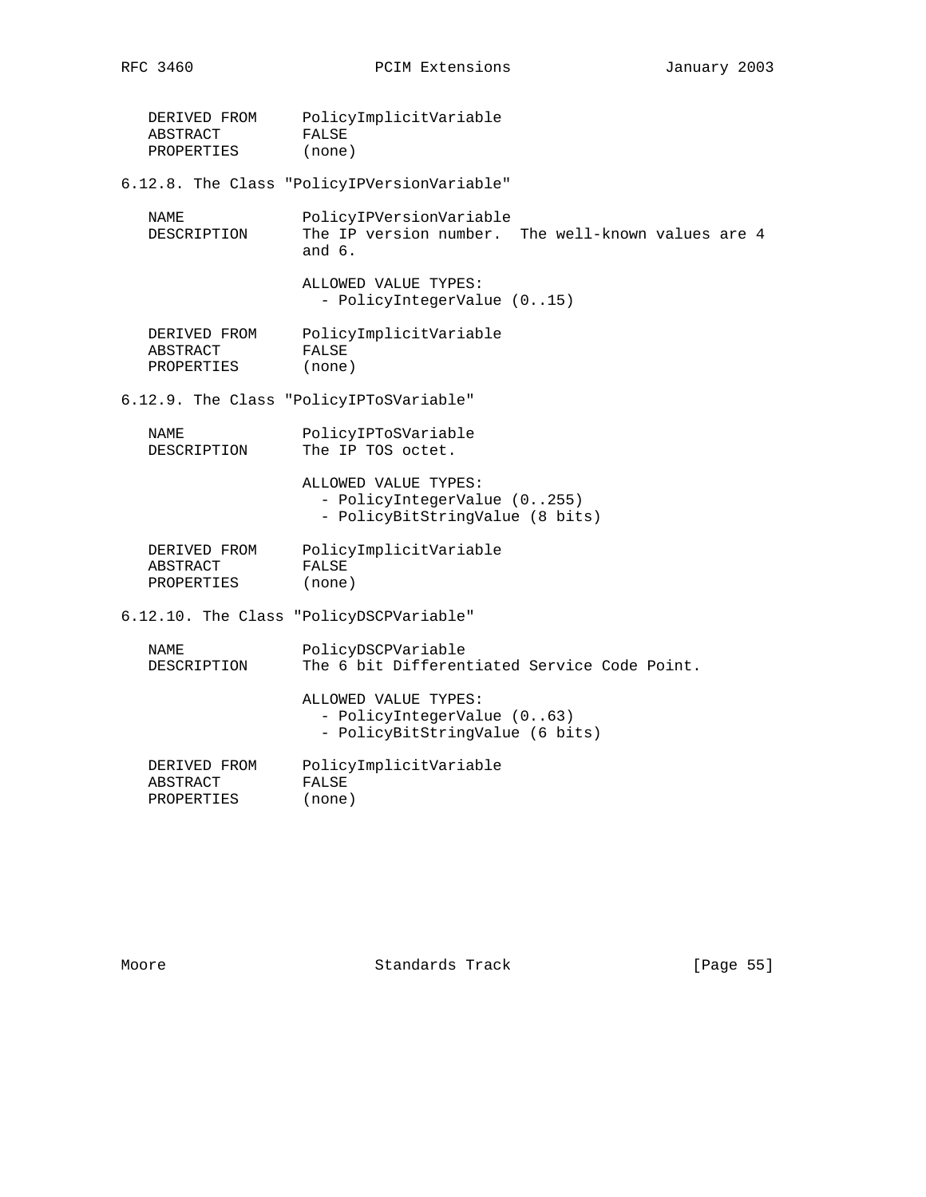```
   DERIVED FROM     PolicyImplicitVariable
   ABSTRACT         FALSE
   PROPERTIES       (none)
```

### 6.12.8. The Class "PolicyIPVersionVariable"

```
   NAME             PolicyIPVersionVariable
   DESCRIPTION      The IP version number.  The well-known values are 4
                    and 6.

                    ALLOWED VALUE TYPES:
                      - PolicyIntegerValue (0..15)

   DERIVED FROM     PolicyImplicitVariable
   ABSTRACT         FALSE
   PROPERTIES       (none)
```

### 6.12.9. The Class "PolicyIPToSVariable"

```
   NAME             PolicyIPToSVariable
   DESCRIPTION      The IP TOS octet.

                    ALLOWED VALUE TYPES:
                      - PolicyIntegerValue (0..255)
                      - PolicyBitStringValue (8 bits)

   DERIVED FROM     PolicyImplicitVariable
   ABSTRACT         FALSE
   PROPERTIES       (none)
```

### 6.12.10. The Class "PolicyDSCPVariable"

```
   NAME             PolicyDSCPVariable
   DESCRIPTION      The 6 bit Differentiated Service Code Point.

                    ALLOWED VALUE TYPES:
                      - PolicyIntegerValue (0..63)
                      - PolicyBitStringValue (6 bits)

   DERIVED FROM     PolicyImplicitVariable
   ABSTRACT         FALSE
   PROPERTIES       (none)
```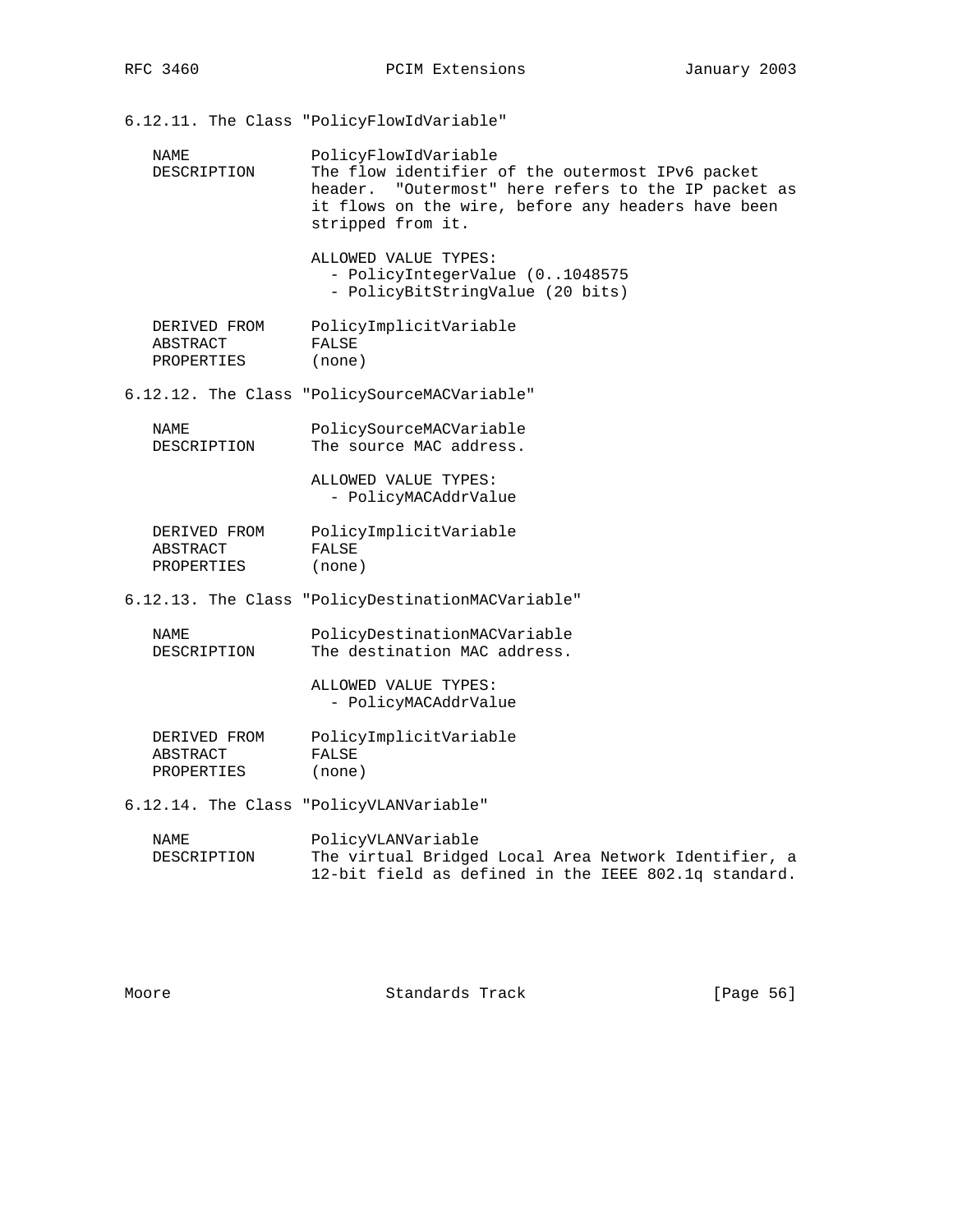### 6.12.11. The Class "PolicyFlowIdVariable"

NAME: PolicyFlowIdVariable

DESCRIPTION: The flow identifier of the outermost IPv6 packet header. "Outermost" here refers to the IP packet as it flows on the wire, before any headers have been stripped from it.

ALLOWED VALUE TYPES:
- PolicyIntegerValue (0..1048575
- PolicyBitStringValue (20 bits)

DERIVED FROM: PolicyImplicitVariable

ABSTRACT: FALSE

PROPERTIES: (none)

### 6.12.12. The Class "PolicySourceMACVariable"

NAME: PolicySourceMACVariable

DESCRIPTION: The source MAC address.

ALLOWED VALUE TYPES:
- PolicyMACAddrValue

DERIVED FROM: PolicyImplicitVariable

ABSTRACT: FALSE

PROPERTIES: (none)

### 6.12.13. The Class "PolicyDestinationMACVariable"

NAME: PolicyDestinationMACVariable

DESCRIPTION: The destination MAC address.

ALLOWED VALUE TYPES:
- PolicyMACAddrValue

DERIVED FROM: PolicyImplicitVariable

ABSTRACT: FALSE

PROPERTIES: (none)

### 6.12.14. The Class "PolicyVLANVariable"

NAME: PolicyVLANVariable

DESCRIPTION: The virtual Bridged Local Area Network Identifier, a 12-bit field as defined in the IEEE 802.1q standard.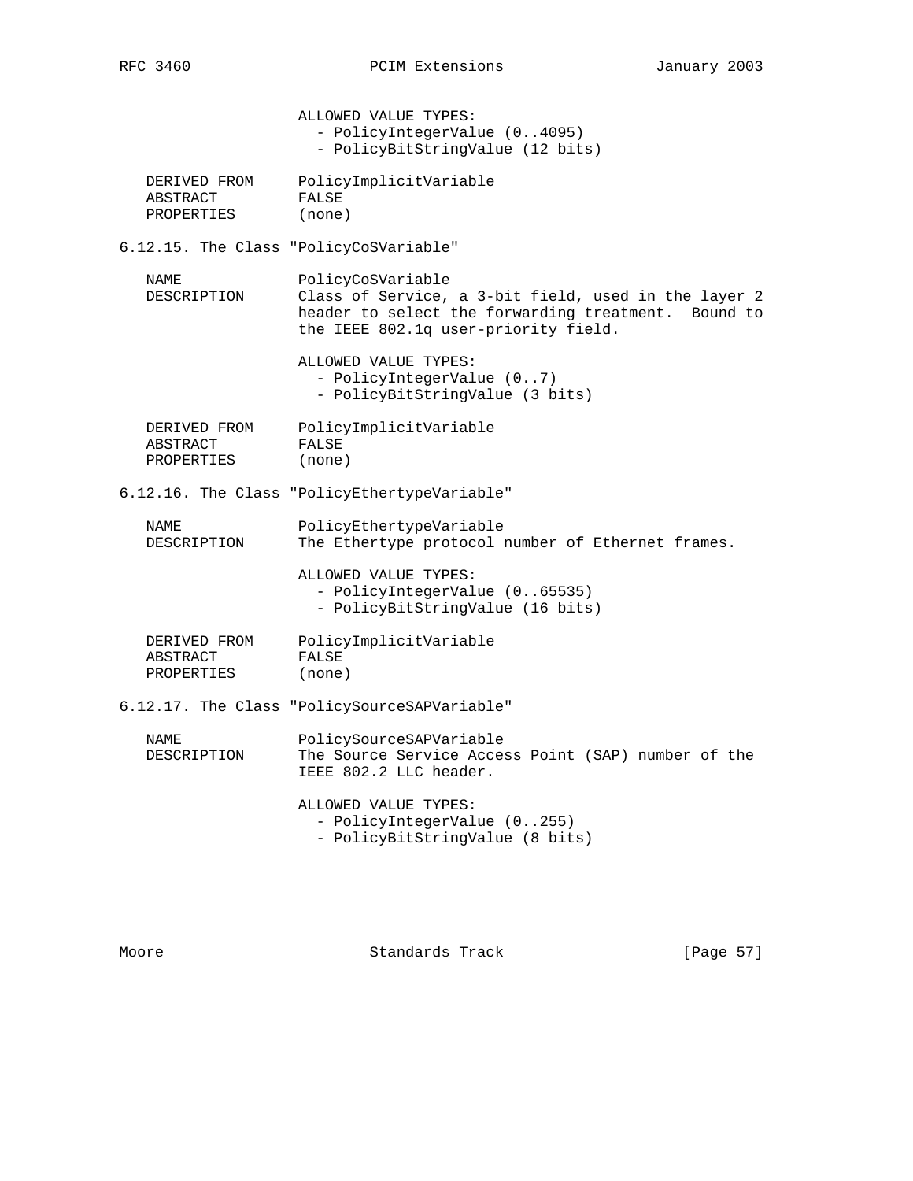ALLOWED VALUE TYPES:
- PolicyIntegerValue (0..4095)
- PolicyBitStringValue (12 bits)

DERIVED FROM PolicyImplicitVariable
ABSTRACT FALSE
PROPERTIES (none)

### 6.12.15. The Class "PolicyCoSVariable"

NAME PolicyCoSVariable
DESCRIPTION Class of Service, a 3-bit field, used in the layer 2 header to select the forwarding treatment. Bound to the IEEE 802.1q user-priority field.

ALLOWED VALUE TYPES:
- PolicyIntegerValue (0..7)
- PolicyBitStringValue (3 bits)

DERIVED FROM PolicyImplicitVariable
ABSTRACT FALSE
PROPERTIES (none)

### 6.12.16. The Class "PolicyEthertypeVariable"

NAME PolicyEthertypeVariable
DESCRIPTION The Ethertype protocol number of Ethernet frames.

ALLOWED VALUE TYPES:
- PolicyIntegerValue (0..65535)
- PolicyBitStringValue (16 bits)

DERIVED FROM PolicyImplicitVariable
ABSTRACT FALSE
PROPERTIES (none)

### 6.12.17. The Class "PolicySourceSAPVariable"

NAME PolicySourceSAPVariable
DESCRIPTION The Source Service Access Point (SAP) number of the IEEE 802.2 LLC header.

ALLOWED VALUE TYPES:
- PolicyIntegerValue (0..255)
- PolicyBitStringValue (8 bits)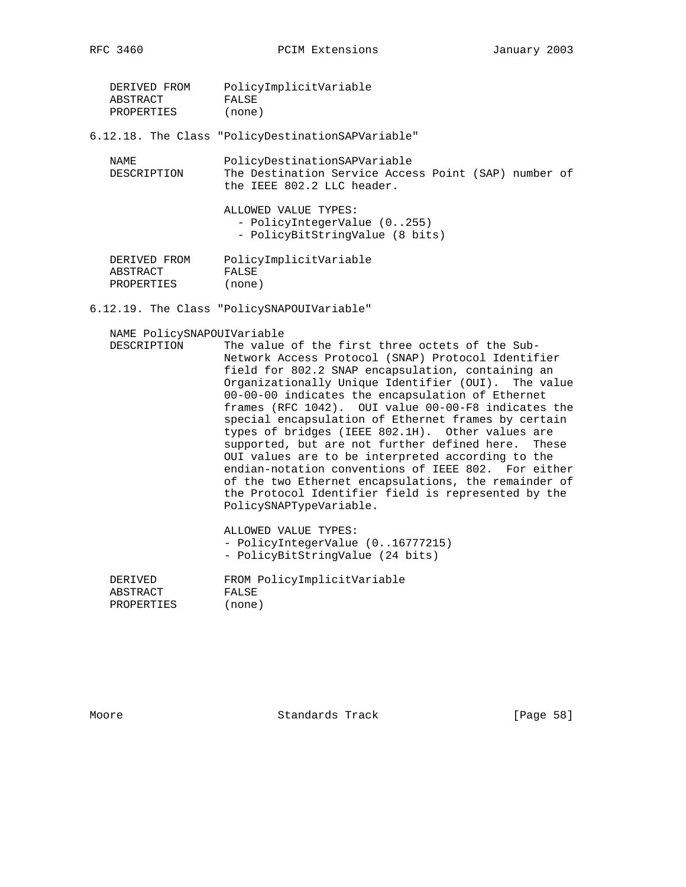```
   DERIVED FROM     PolicyImplicitVariable
   ABSTRACT         FALSE
   PROPERTIES       (none)
```

### 6.12.18. The Class "PolicyDestinationSAPVariable"

```
   NAME             PolicyDestinationSAPVariable
   DESCRIPTION      The Destination Service Access Point (SAP) number of
                    the IEEE 802.2 LLC header.

                    ALLOWED VALUE TYPES:
                      - PolicyIntegerValue (0..255)
                      - PolicyBitStringValue (8 bits)

   DERIVED FROM     PolicyImplicitVariable
   ABSTRACT         FALSE
   PROPERTIES       (none)
```

### 6.12.19. The Class "PolicySNAPOUIVariable"

```
   NAME PolicySNAPOUIVariable
   DESCRIPTION      The value of the first three octets of the Sub-
                    Network Access Protocol (SNAP) Protocol Identifier
                    field for 802.2 SNAP encapsulation, containing an
                    Organizationally Unique Identifier (OUI).  The value
                    00-00-00 indicates the encapsulation of Ethernet
                    frames (RFC 1042).  OUI value 00-00-F8 indicates the
                    special encapsulation of Ethernet frames by certain
                    types of bridges (IEEE 802.1H).  Other values are
                    supported, but are not further defined here.  These
                    OUI values are to be interpreted according to the
                    endian-notation conventions of IEEE 802.  For either
                    of the two Ethernet encapsulations, the remainder of
                    the Protocol Identifier field is represented by the
                    PolicySNAPTypeVariable.

                    ALLOWED VALUE TYPES:
                    - PolicyIntegerValue (0..16777215)
                    - PolicyBitStringValue (24 bits)

   DERIVED          FROM PolicyImplicitVariable
   ABSTRACT         FALSE
   PROPERTIES       (none)
```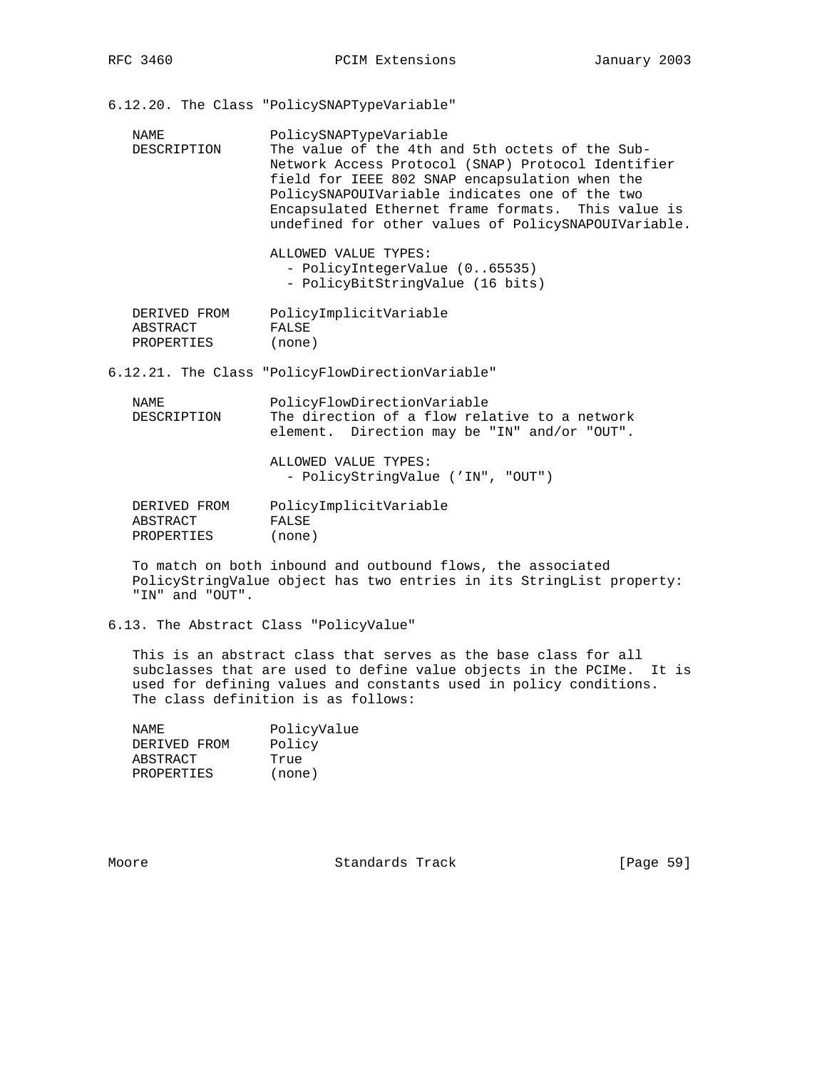### 6.12.20. The Class "PolicySNAPTypeVariable"

```
NAME             PolicySNAPTypeVariable
DESCRIPTION      The value of the 4th and 5th octets of the Sub-
                 Network Access Protocol (SNAP) Protocol Identifier
                 field for IEEE 802 SNAP encapsulation when the
                 PolicySNAPOUIVariable indicates one of the two
                 Encapsulated Ethernet frame formats.  This value is
                 undefined for other values of PolicySNAPOUIVariable.

                 ALLOWED VALUE TYPES:
                   - PolicyIntegerValue (0..65535)
                   - PolicyBitStringValue (16 bits)

DERIVED FROM     PolicyImplicitVariable
ABSTRACT         FALSE
PROPERTIES       (none)
```

### 6.12.21. The Class "PolicyFlowDirectionVariable"

```
NAME             PolicyFlowDirectionVariable
DESCRIPTION      The direction of a flow relative to a network
                 element.  Direction may be "IN" and/or "OUT".

                 ALLOWED VALUE TYPES:
                   - PolicyStringValue ('IN", "OUT")

DERIVED FROM     PolicyImplicitVariable
ABSTRACT         FALSE
PROPERTIES       (none)
```

To match on both inbound and outbound flows, the associated PolicyStringValue object has two entries in its StringList property: "IN" and "OUT".

### 6.13. The Abstract Class "PolicyValue"

This is an abstract class that serves as the base class for all subclasses that are used to define value objects in the PCIMe. It is used for defining values and constants used in policy conditions. The class definition is as follows:

```
NAME             PolicyValue
DERIVED FROM     Policy
ABSTRACT         True
PROPERTIES       (none)
```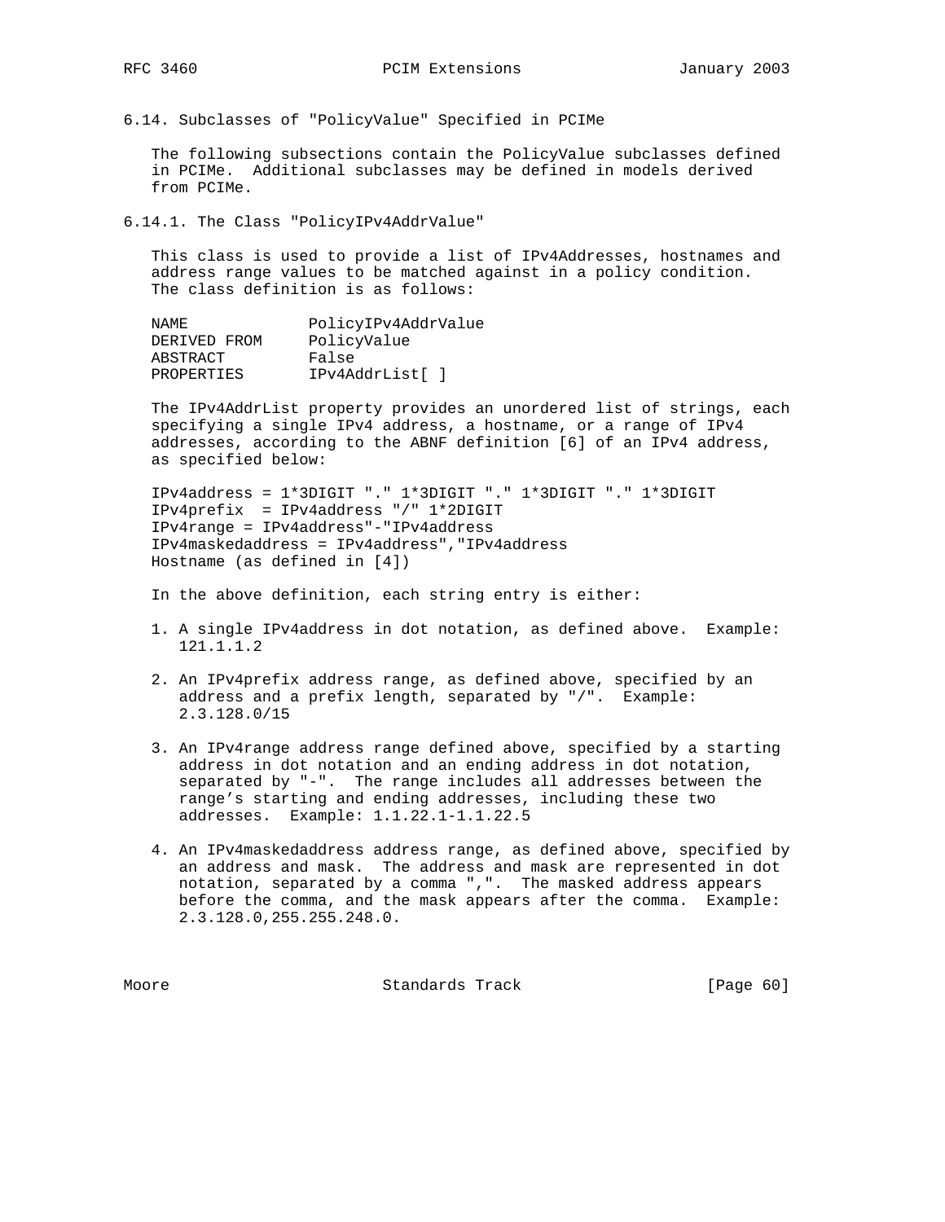### 6.14. Subclasses of "PolicyValue" Specified in PCIMe

The following subsections contain the PolicyValue subclasses defined in PCIMe. Additional subclasses may be defined in models derived from PCIMe.

#### 6.14.1. The Class "PolicyIPv4AddrValue"

This class is used to provide a list of IPv4Addresses, hostnames and address range values to be matched against in a policy condition. The class definition is as follows:

```
NAME             PolicyIPv4AddrValue
DERIVED FROM     PolicyValue
ABSTRACT         False
PROPERTIES       IPv4AddrList[ ]
```

The IPv4AddrList property provides an unordered list of strings, each specifying a single IPv4 address, a hostname, or a range of IPv4 addresses, according to the ABNF definition [6] of an IPv4 address, as specified below:

```
IPv4address = 1*3DIGIT "." 1*3DIGIT "." 1*3DIGIT "." 1*3DIGIT
IPv4prefix  = IPv4address "/" 1*2DIGIT
IPv4range = IPv4address"-"IPv4address
IPv4maskedaddress = IPv4address","IPv4address
Hostname (as defined in [4])
```

In the above definition, each string entry is either:

1. A single IPv4address in dot notation, as defined above. Example: 121.1.1.2

2. An IPv4prefix address range, as defined above, specified by an address and a prefix length, separated by "/". Example: 2.3.128.0/15

3. An IPv4range address range defined above, specified by a starting address in dot notation and an ending address in dot notation, separated by "-". The range includes all addresses between the range's starting and ending addresses, including these two addresses. Example: 1.1.22.1-1.1.22.5

4. An IPv4maskedaddress address range, as defined above, specified by an address and mask. The address and mask are represented in dot notation, separated by a comma ",". The masked address appears before the comma, and the mask appears after the comma. Example: 2.3.128.0,255.255.248.0.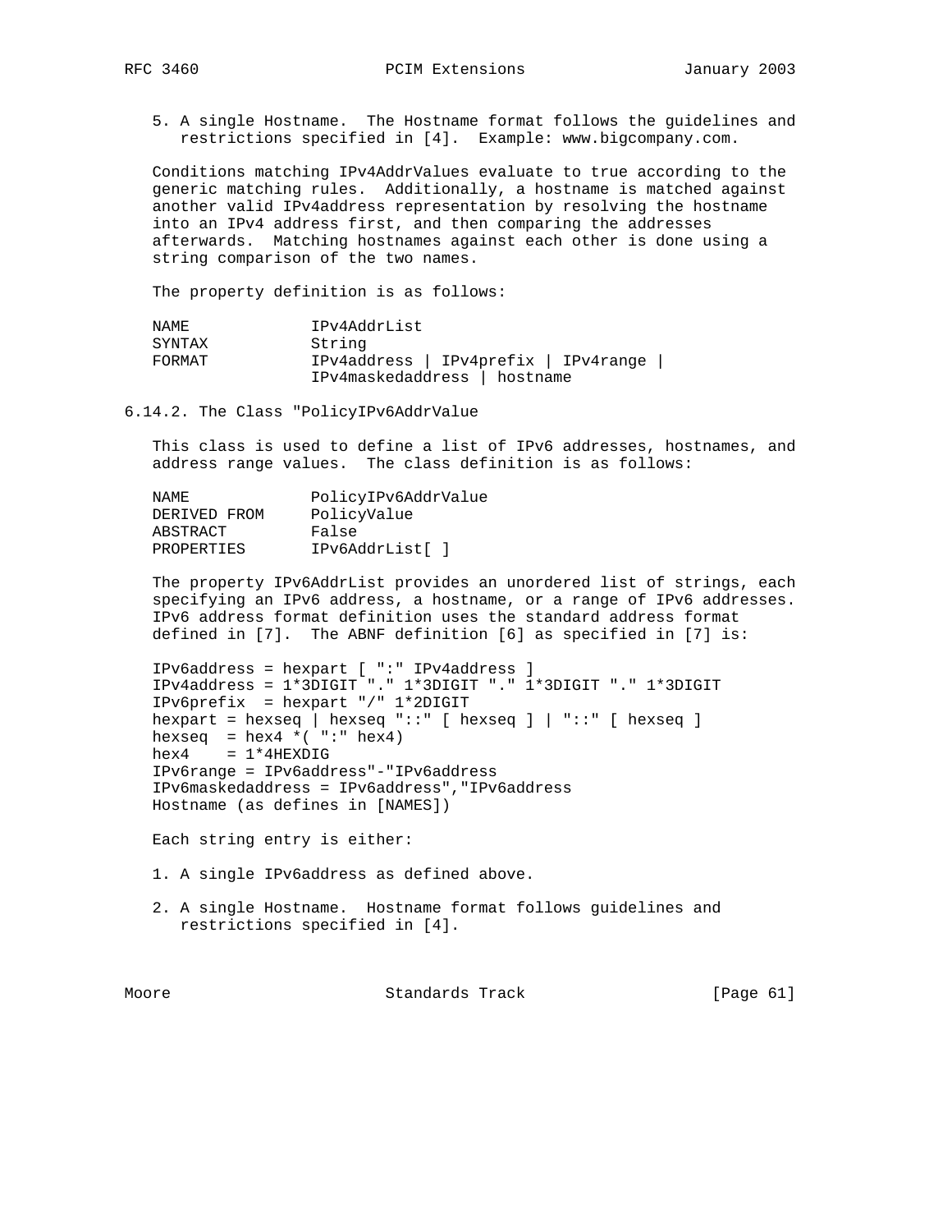5. A single Hostname. The Hostname format follows the guidelines and restrictions specified in [4]. Example: www.bigcompany.com.

Conditions matching IPv4AddrValues evaluate to true according to the generic matching rules. Additionally, a hostname is matched against another valid IPv4address representation by resolving the hostname into an IPv4 address first, and then comparing the addresses afterwards. Matching hostnames against each other is done using a string comparison of the two names.

The property definition is as follows:

```
NAME            IPv4AddrList
SYNTAX          String
FORMAT          IPv4address | IPv4prefix | IPv4range |
                IPv4maskedaddress | hostname
```

### 6.14.2. The Class "PolicyIPv6AddrValue

This class is used to define a list of IPv6 addresses, hostnames, and address range values. The class definition is as follows:

```
NAME            PolicyIPv6AddrValue
DERIVED FROM    PolicyValue
ABSTRACT        False
PROPERTIES      IPv6AddrList[ ]
```

The property IPv6AddrList provides an unordered list of strings, each specifying an IPv6 address, a hostname, or a range of IPv6 addresses. IPv6 address format definition uses the standard address format defined in [7]. The ABNF definition [6] as specified in [7] is:

```
IPv6address = hexpart [ ":" IPv4address ]
IPv4address = 1*3DIGIT "." 1*3DIGIT "." 1*3DIGIT "." 1*3DIGIT
IPv6prefix  = hexpart "/" 1*2DIGIT
hexpart = hexseq | hexseq "::" [ hexseq ] | "::" [ hexseq ]
hexseq  = hex4 *( ":" hex4)
hex4    = 1*4HEXDIG
IPv6range = IPv6address"-"IPv6address
IPv6maskedaddress = IPv6address","IPv6address
Hostname (as defines in [NAMES])
```

Each string entry is either:

1. A single IPv6address as defined above.

2. A single Hostname. Hostname format follows guidelines and restrictions specified in [4].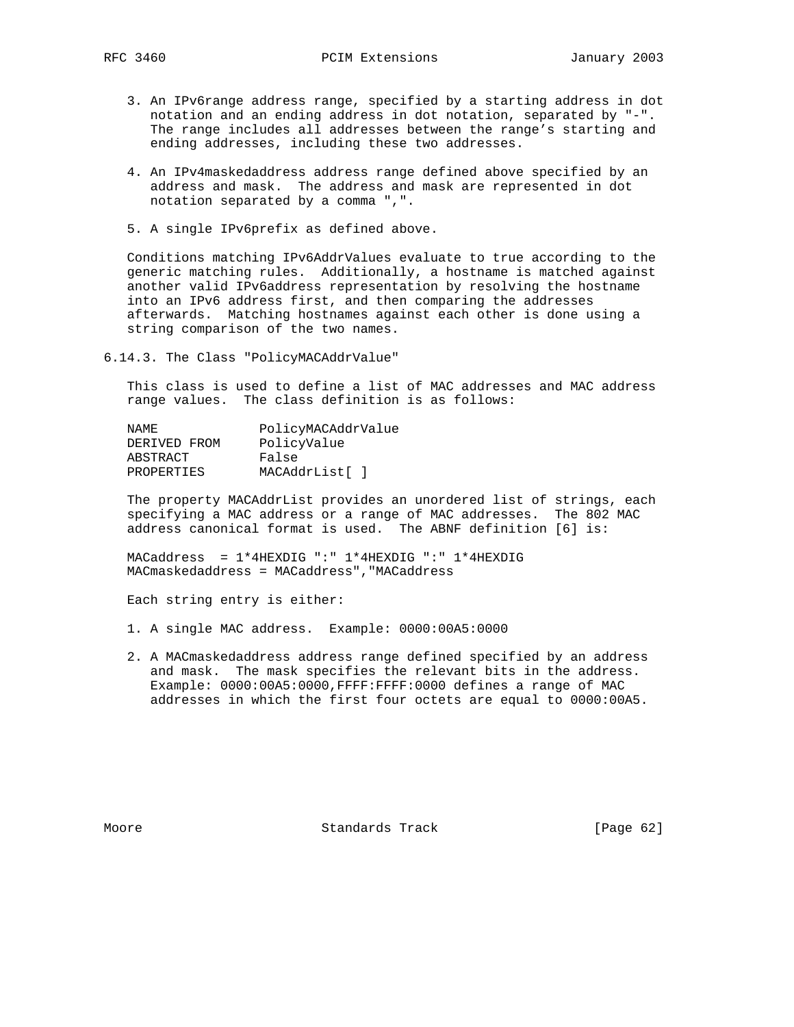3. An IPv6range address range, specified by a starting address in dot notation and an ending address in dot notation, separated by "-". The range includes all addresses between the range's starting and ending addresses, including these two addresses.

4. An IPv4maskedaddress address range defined above specified by an address and mask. The address and mask are represented in dot notation separated by a comma ",".

5. A single IPv6prefix as defined above.

Conditions matching IPv6AddrValues evaluate to true according to the generic matching rules. Additionally, a hostname is matched against another valid IPv6address representation by resolving the hostname into an IPv6 address first, and then comparing the addresses afterwards. Matching hostnames against each other is done using a string comparison of the two names.

### 6.14.3. The Class "PolicyMACAddrValue"

This class is used to define a list of MAC addresses and MAC address range values. The class definition is as follows:

```
NAME            PolicyMACAddrValue
DERIVED FROM    PolicyValue
ABSTRACT        False
PROPERTIES      MACAddrList[ ]
```

The property MACAddrList provides an unordered list of strings, each specifying a MAC address or a range of MAC addresses. The 802 MAC address canonical format is used. The ABNF definition [6] is:

```
MACaddress  = 1*4HEXDIG ":" 1*4HEXDIG ":" 1*4HEXDIG
MACmaskedaddress = MACaddress","MACaddress
```

Each string entry is either:

1. A single MAC address. Example: 0000:00A5:0000

2. A MACmaskedaddress address range defined specified by an address and mask. The mask specifies the relevant bits in the address. Example: 0000:00A5:0000,FFFF:FFFF:0000 defines a range of MAC addresses in which the first four octets are equal to 0000:00A5.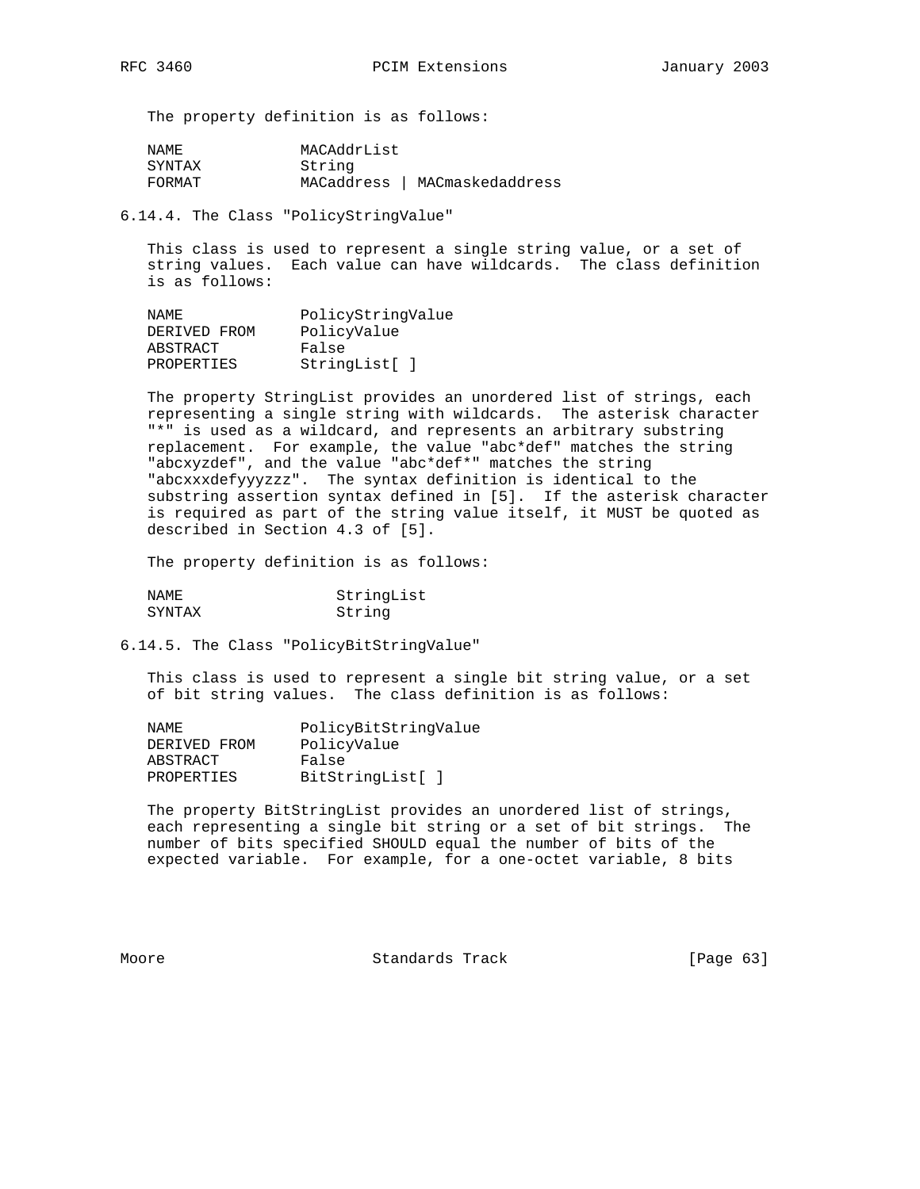The property definition is as follows:

```
NAME            MACAddrList
SYNTAX          String
FORMAT          MACaddress | MACmaskedaddress
```

### 6.14.4. The Class "PolicyStringValue"

This class is used to represent a single string value, or a set of string values. Each value can have wildcards. The class definition is as follows:

```
NAME            PolicyStringValue
DERIVED FROM    PolicyValue
ABSTRACT        False
PROPERTIES      StringList[ ]
```

The property StringList provides an unordered list of strings, each representing a single string with wildcards. The asterisk character "*" is used as a wildcard, and represents an arbitrary substring replacement. For example, the value "abc*def" matches the string "abcxyzdef", and the value "abc*def*" matches the string "abcxxxdefyyyzzz". The syntax definition is identical to the substring assertion syntax defined in [5]. If the asterisk character is required as part of the string value itself, it MUST be quoted as described in Section 4.3 of [5].

The property definition is as follows:

```
NAME              StringList
SYNTAX            String
```

### 6.14.5. The Class "PolicyBitStringValue"

This class is used to represent a single bit string value, or a set of bit string values. The class definition is as follows:

```
NAME            PolicyBitStringValue
DERIVED FROM    PolicyValue
ABSTRACT        False
PROPERTIES      BitStringList[ ]
```

The property BitStringList provides an unordered list of strings, each representing a single bit string or a set of bit strings. The number of bits specified SHOULD equal the number of bits of the expected variable. For example, for a one-octet variable, 8 bits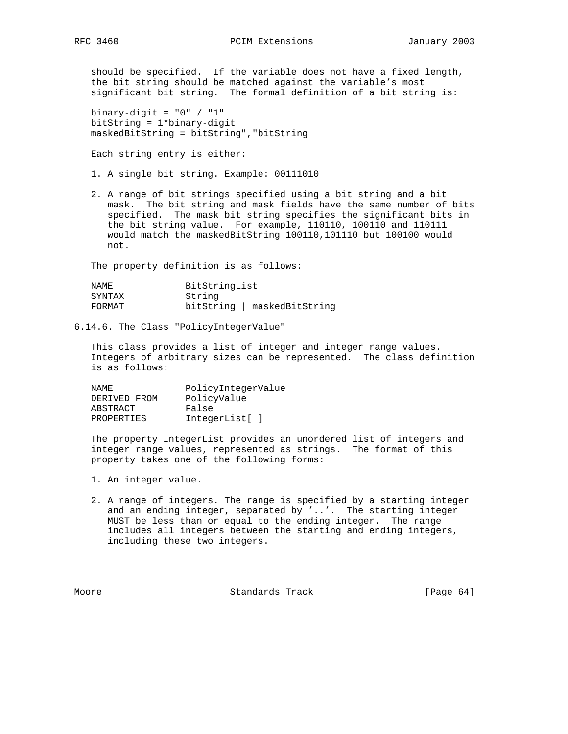should be specified. If the variable does not have a fixed length, the bit string should be matched against the variable's most significant bit string. The formal definition of a bit string is:

```
binary-digit = "0" / "1"
bitString = 1*binary-digit
maskedBitString = bitString","bitString
```

Each string entry is either:

1. A single bit string. Example: 00111010

2. A range of bit strings specified using a bit string and a bit mask. The bit string and mask fields have the same number of bits specified. The mask bit string specifies the significant bits in the bit string value. For example, 110110, 100110 and 110111 would match the maskedBitString 100110,101110 but 100100 would not.

The property definition is as follows:

```
NAME            BitStringList
SYNTAX          String
FORMAT          bitString | maskedBitString
```

### 6.14.6. The Class "PolicyIntegerValue"

This class provides a list of integer and integer range values. Integers of arbitrary sizes can be represented. The class definition is as follows:

```
NAME            PolicyIntegerValue
DERIVED FROM    PolicyValue
ABSTRACT        False
PROPERTIES      IntegerList[ ]
```

The property IntegerList provides an unordered list of integers and integer range values, represented as strings. The format of this property takes one of the following forms:

1. An integer value.

2. A range of integers. The range is specified by a starting integer and an ending integer, separated by '..'. The starting integer MUST be less than or equal to the ending integer. The range includes all integers between the starting and ending integers, including these two integers.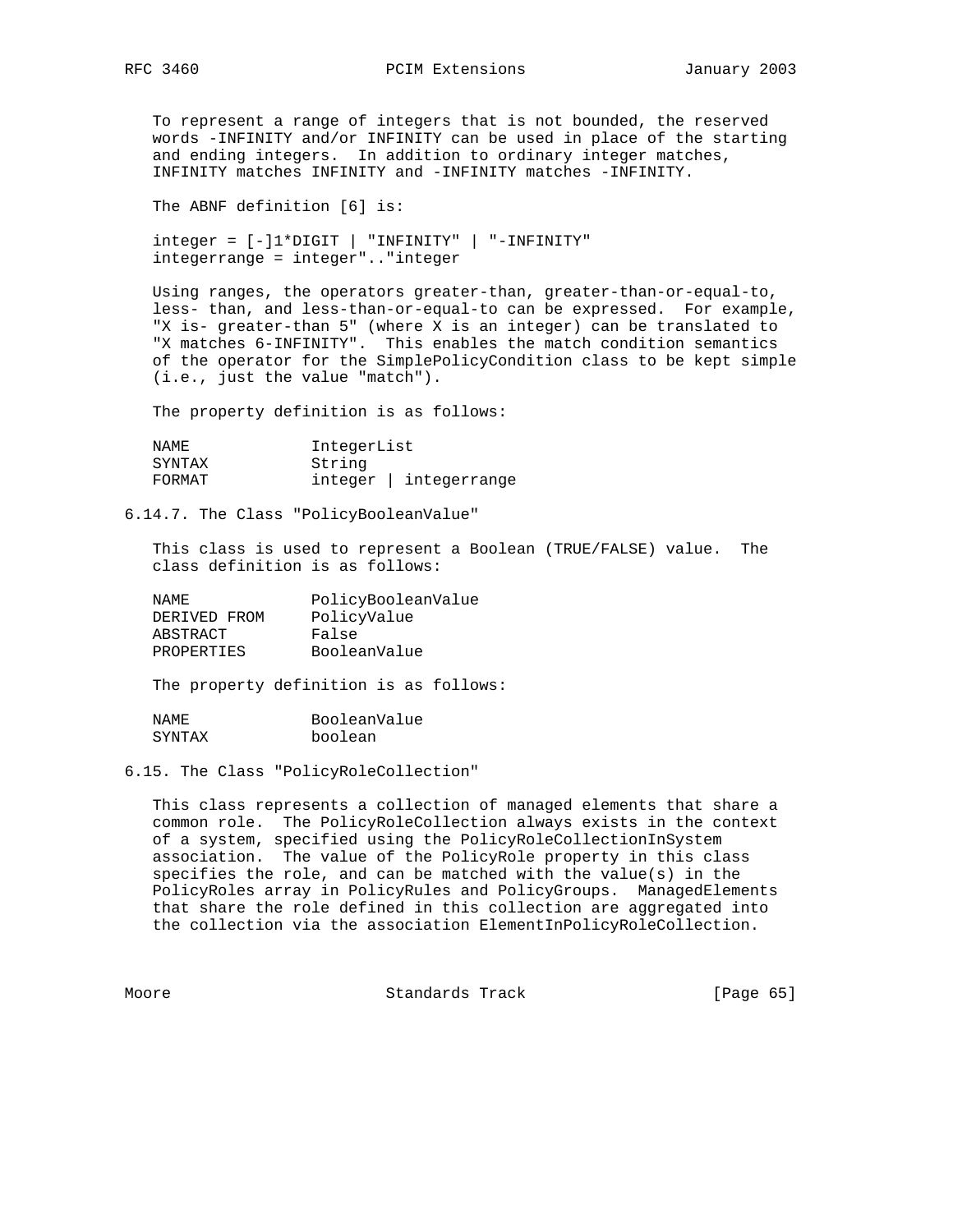To represent a range of integers that is not bounded, the reserved words -INFINITY and/or INFINITY can be used in place of the starting and ending integers. In addition to ordinary integer matches, INFINITY matches INFINITY and -INFINITY matches -INFINITY.

The ABNF definition [6] is:

```
integer = [-]1*DIGIT | "INFINITY" | "-INFINITY"
integerrange = integer".."integer
```

Using ranges, the operators greater-than, greater-than-or-equal-to, less- than, and less-than-or-equal-to can be expressed. For example, "X is- greater-than 5" (where X is an integer) can be translated to "X matches 6-INFINITY". This enables the match condition semantics of the operator for the SimplePolicyCondition class to be kept simple (i.e., just the value "match").

The property definition is as follows:

```
NAME            IntegerList
SYNTAX          String
FORMAT          integer | integerrange
```

### 6.14.7. The Class "PolicyBooleanValue"

This class is used to represent a Boolean (TRUE/FALSE) value. The class definition is as follows:

```
NAME            PolicyBooleanValue
DERIVED FROM    PolicyValue
ABSTRACT        False
PROPERTIES      BooleanValue
```

The property definition is as follows:

```
NAME            BooleanValue
SYNTAX          boolean
```

## 6.15. The Class "PolicyRoleCollection"

This class represents a collection of managed elements that share a common role. The PolicyRoleCollection always exists in the context of a system, specified using the PolicyRoleCollectionInSystem association. The value of the PolicyRole property in this class specifies the role, and can be matched with the value(s) in the PolicyRoles array in PolicyRules and PolicyGroups. ManagedElements that share the role defined in this collection are aggregated into the collection via the association ElementInPolicyRoleCollection.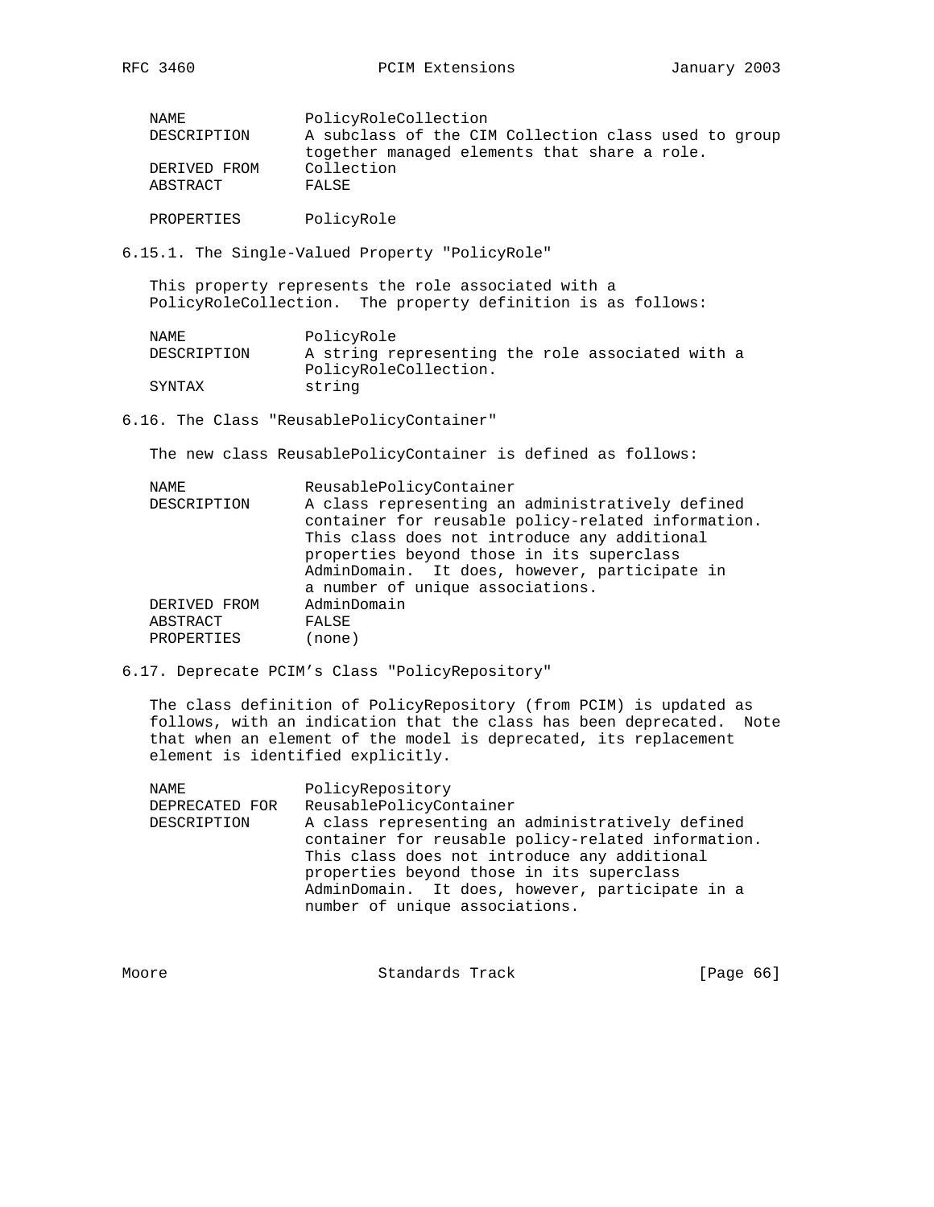```
NAME             PolicyRoleCollection
DESCRIPTION      A subclass of the CIM Collection class used to group
                 together managed elements that share a role.
DERIVED FROM     Collection
ABSTRACT         FALSE

PROPERTIES       PolicyRole
```

### 6.15.1. The Single-Valued Property "PolicyRole"

This property represents the role associated with a PolicyRoleCollection. The property definition is as follows:

```
NAME             PolicyRole
DESCRIPTION      A string representing the role associated with a
                 PolicyRoleCollection.
SYNTAX           string
```

## 6.16. The Class "ReusablePolicyContainer"

The new class ReusablePolicyContainer is defined as follows:

```
NAME             ReusablePolicyContainer
DESCRIPTION      A class representing an administratively defined
                 container for reusable policy-related information.
                 This class does not introduce any additional
                 properties beyond those in its superclass
                 AdminDomain.  It does, however, participate in
                 a number of unique associations.
DERIVED FROM     AdminDomain
ABSTRACT         FALSE
PROPERTIES       (none)
```

## 6.17. Deprecate PCIM's Class "PolicyRepository"

The class definition of PolicyRepository (from PCIM) is updated as follows, with an indication that the class has been deprecated. Note that when an element of the model is deprecated, its replacement element is identified explicitly.

```
NAME             PolicyRepository
DEPRECATED FOR   ReusablePolicyContainer
DESCRIPTION      A class representing an administratively defined
                 container for reusable policy-related information.
                 This class does not introduce any additional
                 properties beyond those in its superclass
                 AdminDomain.  It does, however, participate in a
                 number of unique associations.
```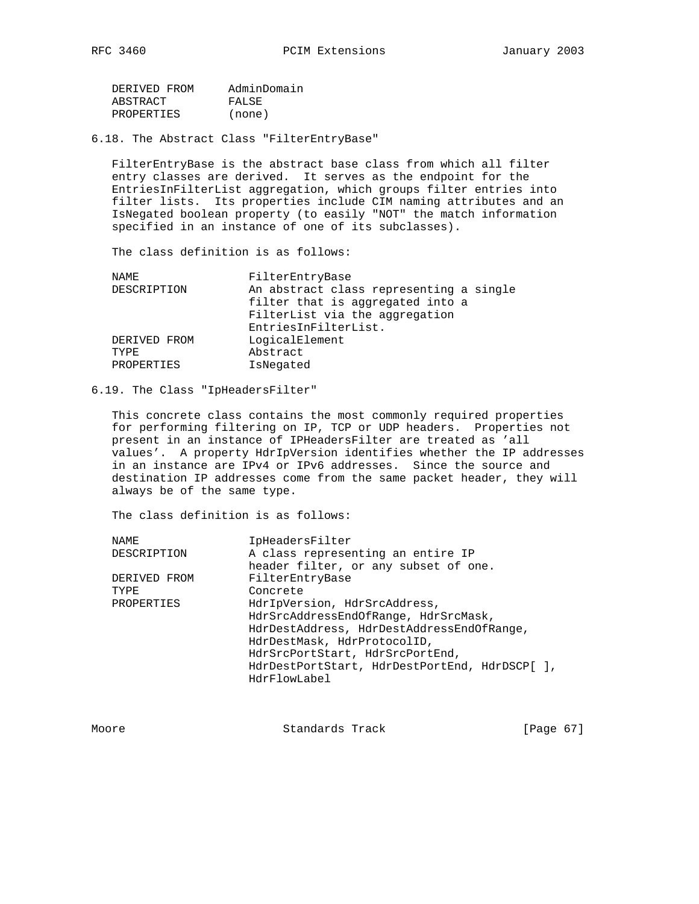```
   DERIVED FROM      AdminDomain
   ABSTRACT          FALSE
   PROPERTIES        (none)
```

### 6.18. The Abstract Class "FilterEntryBase"

FilterEntryBase is the abstract base class from which all filter entry classes are derived. It serves as the endpoint for the EntriesInFilterList aggregation, which groups filter entries into filter lists. Its properties include CIM naming attributes and an IsNegated boolean property (to easily "NOT" the match information specified in an instance of one of its subclasses).

The class definition is as follows:

```
   NAME               FilterEntryBase
   DESCRIPTION        An abstract class representing a single
                      filter that is aggregated into a
                      FilterList via the aggregation
                      EntriesInFilterList.
   DERIVED FROM       LogicalElement
   TYPE               Abstract
   PROPERTIES         IsNegated
```

### 6.19. The Class "IpHeadersFilter"

This concrete class contains the most commonly required properties for performing filtering on IP, TCP or UDP headers. Properties not present in an instance of IPHeadersFilter are treated as 'all values'. A property HdrIpVersion identifies whether the IP addresses in an instance are IPv4 or IPv6 addresses. Since the source and destination IP addresses come from the same packet header, they will always be of the same type.

The class definition is as follows:

```
   NAME               IpHeadersFilter
   DESCRIPTION        A class representing an entire IP
                      header filter, or any subset of one.
   DERIVED FROM       FilterEntryBase
   TYPE               Concrete
   PROPERTIES         HdrIpVersion, HdrSrcAddress,
                      HdrSrcAddressEndOfRange, HdrSrcMask,
                      HdrDestAddress, HdrDestAddressEndOfRange,
                      HdrDestMask, HdrProtocolID,
                      HdrSrcPortStart, HdrSrcPortEnd,
                      HdrDestPortStart, HdrDestPortEnd, HdrDSCP[ ],
                      HdrFlowLabel
```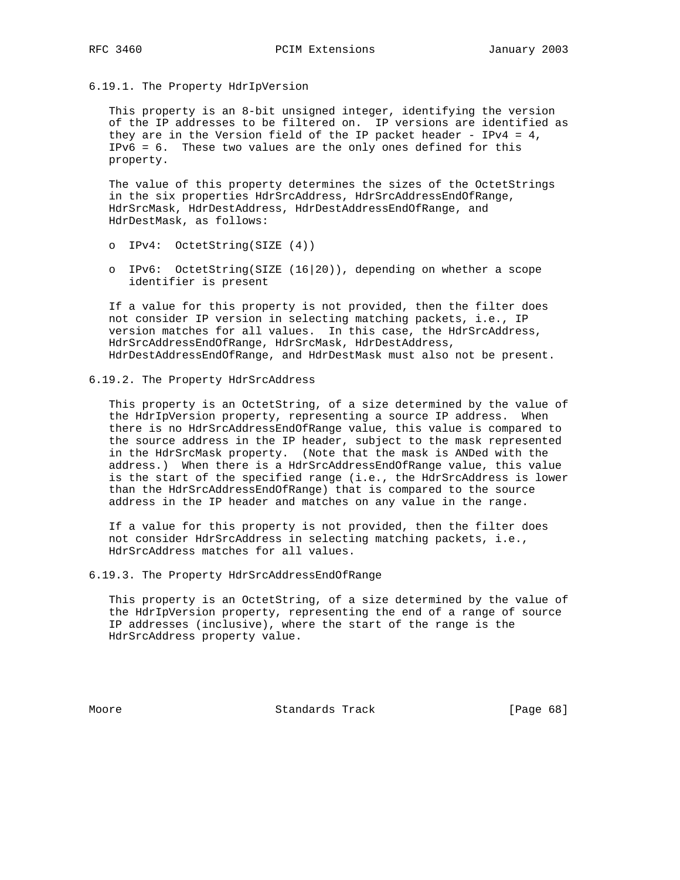### 6.19.1. The Property HdrIpVersion

This property is an 8-bit unsigned integer, identifying the version of the IP addresses to be filtered on. IP versions are identified as they are in the Version field of the IP packet header - IPv4 = 4, IPv6 = 6. These two values are the only ones defined for this property.

The value of this property determines the sizes of the OctetStrings in the six properties HdrSrcAddress, HdrSrcAddressEndOfRange, HdrSrcMask, HdrDestAddress, HdrDestAddressEndOfRange, and HdrDestMask, as follows:

- IPv4: OctetString(SIZE (4))
- IPv6: OctetString(SIZE (16|20)), depending on whether a scope identifier is present

If a value for this property is not provided, then the filter does not consider IP version in selecting matching packets, i.e., IP version matches for all values. In this case, the HdrSrcAddress, HdrSrcAddressEndOfRange, HdrSrcMask, HdrDestAddress, HdrDestAddressEndOfRange, and HdrDestMask must also not be present.

### 6.19.2. The Property HdrSrcAddress

This property is an OctetString, of a size determined by the value of the HdrIpVersion property, representing a source IP address. When there is no HdrSrcAddressEndOfRange value, this value is compared to the source address in the IP header, subject to the mask represented in the HdrSrcMask property. (Note that the mask is ANDed with the address.) When there is a HdrSrcAddressEndOfRange value, this value is the start of the specified range (i.e., the HdrSrcAddress is lower than the HdrSrcAddressEndOfRange) that is compared to the source address in the IP header and matches on any value in the range.

If a value for this property is not provided, then the filter does not consider HdrSrcAddress in selecting matching packets, i.e., HdrSrcAddress matches for all values.

### 6.19.3. The Property HdrSrcAddressEndOfRange

This property is an OctetString, of a size determined by the value of the HdrIpVersion property, representing the end of a range of source IP addresses (inclusive), where the start of the range is the HdrSrcAddress property value.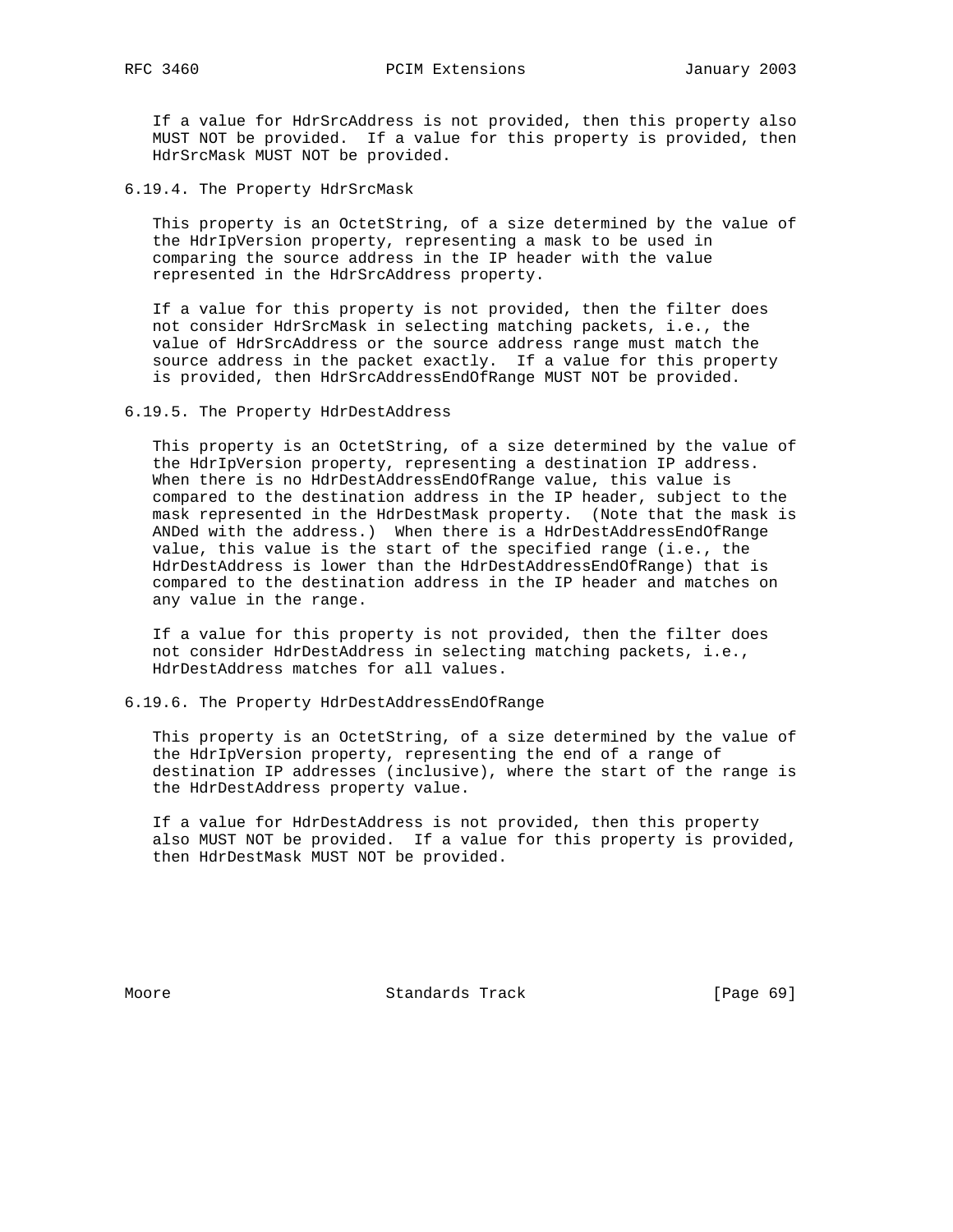If a value for HdrSrcAddress is not provided, then this property also MUST NOT be provided. If a value for this property is provided, then HdrSrcMask MUST NOT be provided.

### 6.19.4. The Property HdrSrcMask

This property is an OctetString, of a size determined by the value of the HdrIpVersion property, representing a mask to be used in comparing the source address in the IP header with the value represented in the HdrSrcAddress property.

If a value for this property is not provided, then the filter does not consider HdrSrcMask in selecting matching packets, i.e., the value of HdrSrcAddress or the source address range must match the source address in the packet exactly. If a value for this property is provided, then HdrSrcAddressEndOfRange MUST NOT be provided.

### 6.19.5. The Property HdrDestAddress

This property is an OctetString, of a size determined by the value of the HdrIpVersion property, representing a destination IP address. When there is no HdrDestAddressEndOfRange value, this value is compared to the destination address in the IP header, subject to the mask represented in the HdrDestMask property. (Note that the mask is ANDed with the address.) When there is a HdrDestAddressEndOfRange value, this value is the start of the specified range (i.e., the HdrDestAddress is lower than the HdrDestAddressEndOfRange) that is compared to the destination address in the IP header and matches on any value in the range.

If a value for this property is not provided, then the filter does not consider HdrDestAddress in selecting matching packets, i.e., HdrDestAddress matches for all values.

### 6.19.6. The Property HdrDestAddressEndOfRange

This property is an OctetString, of a size determined by the value of the HdrIpVersion property, representing the end of a range of destination IP addresses (inclusive), where the start of the range is the HdrDestAddress property value.

If a value for HdrDestAddress is not provided, then this property also MUST NOT be provided. If a value for this property is provided, then HdrDestMask MUST NOT be provided.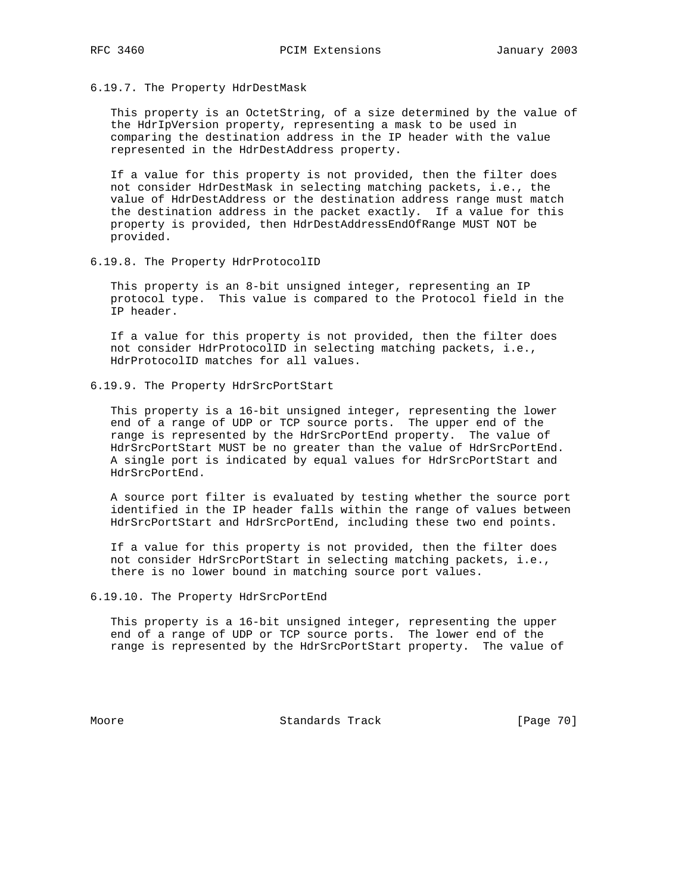### 6.19.7. The Property HdrDestMask

This property is an OctetString, of a size determined by the value of the HdrIpVersion property, representing a mask to be used in comparing the destination address in the IP header with the value represented in the HdrDestAddress property.

If a value for this property is not provided, then the filter does not consider HdrDestMask in selecting matching packets, i.e., the value of HdrDestAddress or the destination address range must match the destination address in the packet exactly. If a value for this property is provided, then HdrDestAddressEndOfRange MUST NOT be provided.

### 6.19.8. The Property HdrProtocolID

This property is an 8-bit unsigned integer, representing an IP protocol type. This value is compared to the Protocol field in the IP header.

If a value for this property is not provided, then the filter does not consider HdrProtocolID in selecting matching packets, i.e., HdrProtocolID matches for all values.

### 6.19.9. The Property HdrSrcPortStart

This property is a 16-bit unsigned integer, representing the lower end of a range of UDP or TCP source ports. The upper end of the range is represented by the HdrSrcPortEnd property. The value of HdrSrcPortStart MUST be no greater than the value of HdrSrcPortEnd. A single port is indicated by equal values for HdrSrcPortStart and HdrSrcPortEnd.

A source port filter is evaluated by testing whether the source port identified in the IP header falls within the range of values between HdrSrcPortStart and HdrSrcPortEnd, including these two end points.

If a value for this property is not provided, then the filter does not consider HdrSrcPortStart in selecting matching packets, i.e., there is no lower bound in matching source port values.

### 6.19.10. The Property HdrSrcPortEnd

This property is a 16-bit unsigned integer, representing the upper end of a range of UDP or TCP source ports. The lower end of the range is represented by the HdrSrcPortStart property. The value of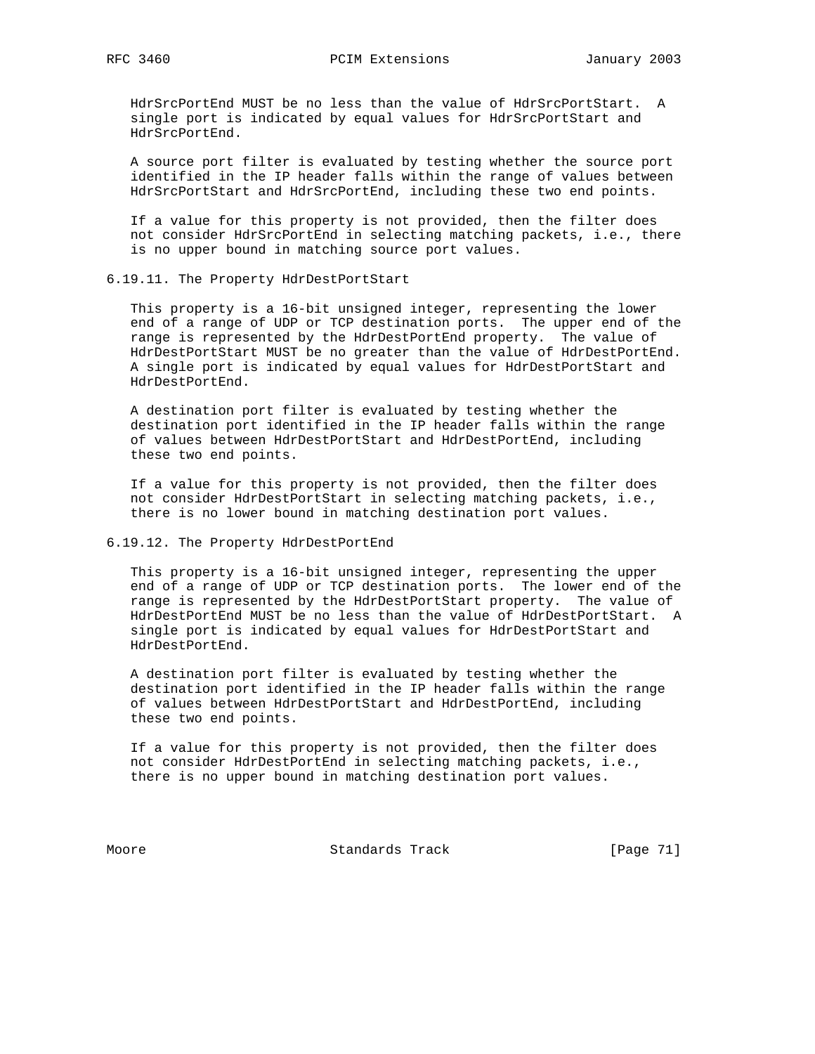HdrSrcPortEnd MUST be no less than the value of HdrSrcPortStart. A single port is indicated by equal values for HdrSrcPortStart and HdrSrcPortEnd.

A source port filter is evaluated by testing whether the source port identified in the IP header falls within the range of values between HdrSrcPortStart and HdrSrcPortEnd, including these two end points.

If a value for this property is not provided, then the filter does not consider HdrSrcPortEnd in selecting matching packets, i.e., there is no upper bound in matching source port values.

### 6.19.11. The Property HdrDestPortStart

This property is a 16-bit unsigned integer, representing the lower end of a range of UDP or TCP destination ports. The upper end of the range is represented by the HdrDestPortEnd property. The value of HdrDestPortStart MUST be no greater than the value of HdrDestPortEnd. A single port is indicated by equal values for HdrDestPortStart and HdrDestPortEnd.

A destination port filter is evaluated by testing whether the destination port identified in the IP header falls within the range of values between HdrDestPortStart and HdrDestPortEnd, including these two end points.

If a value for this property is not provided, then the filter does not consider HdrDestPortStart in selecting matching packets, i.e., there is no lower bound in matching destination port values.

### 6.19.12. The Property HdrDestPortEnd

This property is a 16-bit unsigned integer, representing the upper end of a range of UDP or TCP destination ports. The lower end of the range is represented by the HdrDestPortStart property. The value of HdrDestPortEnd MUST be no less than the value of HdrDestPortStart. A single port is indicated by equal values for HdrDestPortStart and HdrDestPortEnd.

A destination port filter is evaluated by testing whether the destination port identified in the IP header falls within the range of values between HdrDestPortStart and HdrDestPortEnd, including these two end points.

If a value for this property is not provided, then the filter does not consider HdrDestPortEnd in selecting matching packets, i.e., there is no upper bound in matching destination port values.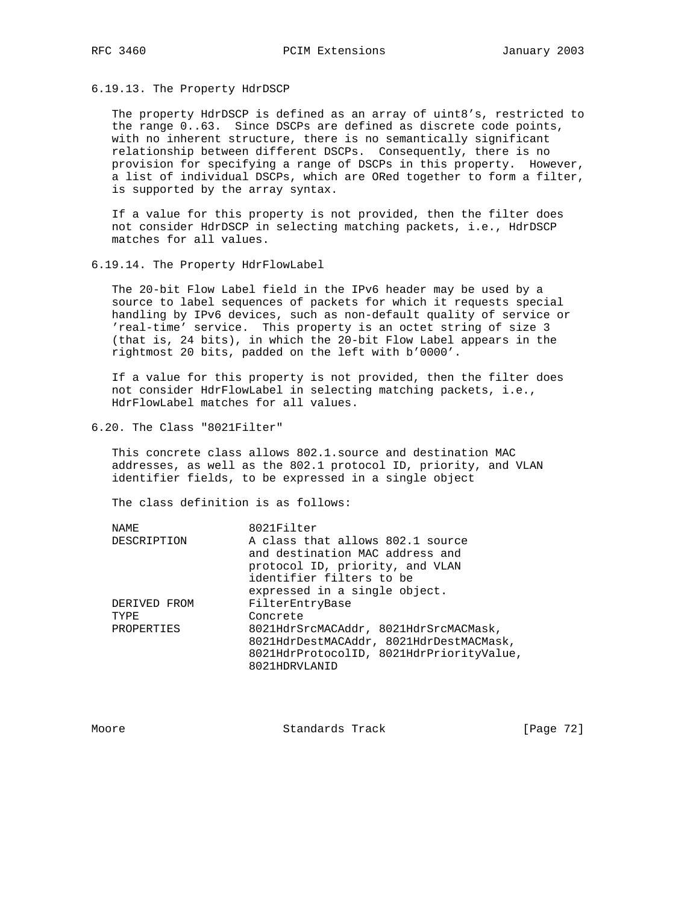### 6.19.13. The Property HdrDSCP

The property HdrDSCP is defined as an array of uint8's, restricted to the range 0..63. Since DSCPs are defined as discrete code points, with no inherent structure, there is no semantically significant relationship between different DSCPs. Consequently, there is no provision for specifying a range of DSCPs in this property. However, a list of individual DSCPs, which are ORed together to form a filter, is supported by the array syntax.

If a value for this property is not provided, then the filter does not consider HdrDSCP in selecting matching packets, i.e., HdrDSCP matches for all values.

### 6.19.14. The Property HdrFlowLabel

The 20-bit Flow Label field in the IPv6 header may be used by a source to label sequences of packets for which it requests special handling by IPv6 devices, such as non-default quality of service or 'real-time' service. This property is an octet string of size 3 (that is, 24 bits), in which the 20-bit Flow Label appears in the rightmost 20 bits, padded on the left with b'0000'.

If a value for this property is not provided, then the filter does not consider HdrFlowLabel in selecting matching packets, i.e., HdrFlowLabel matches for all values.

## 6.20. The Class "8021Filter"

This concrete class allows 802.1.source and destination MAC addresses, as well as the 802.1 protocol ID, priority, and VLAN identifier fields, to be expressed in a single object

The class definition is as follows:

```
NAME             8021Filter
DESCRIPTION      A class that allows 802.1 source
                 and destination MAC address and
                 protocol ID, priority, and VLAN
                 identifier filters to be
                 expressed in a single object.
DERIVED FROM     FilterEntryBase
TYPE             Concrete
PROPERTIES       8021HdrSrcMACAddr, 8021HdrSrcMACMask,
                 8021HdrDestMACAddr, 8021HdrDestMACMask,
                 8021HdrProtocolID, 8021HdrPriorityValue,
                 8021HDRVLANID
```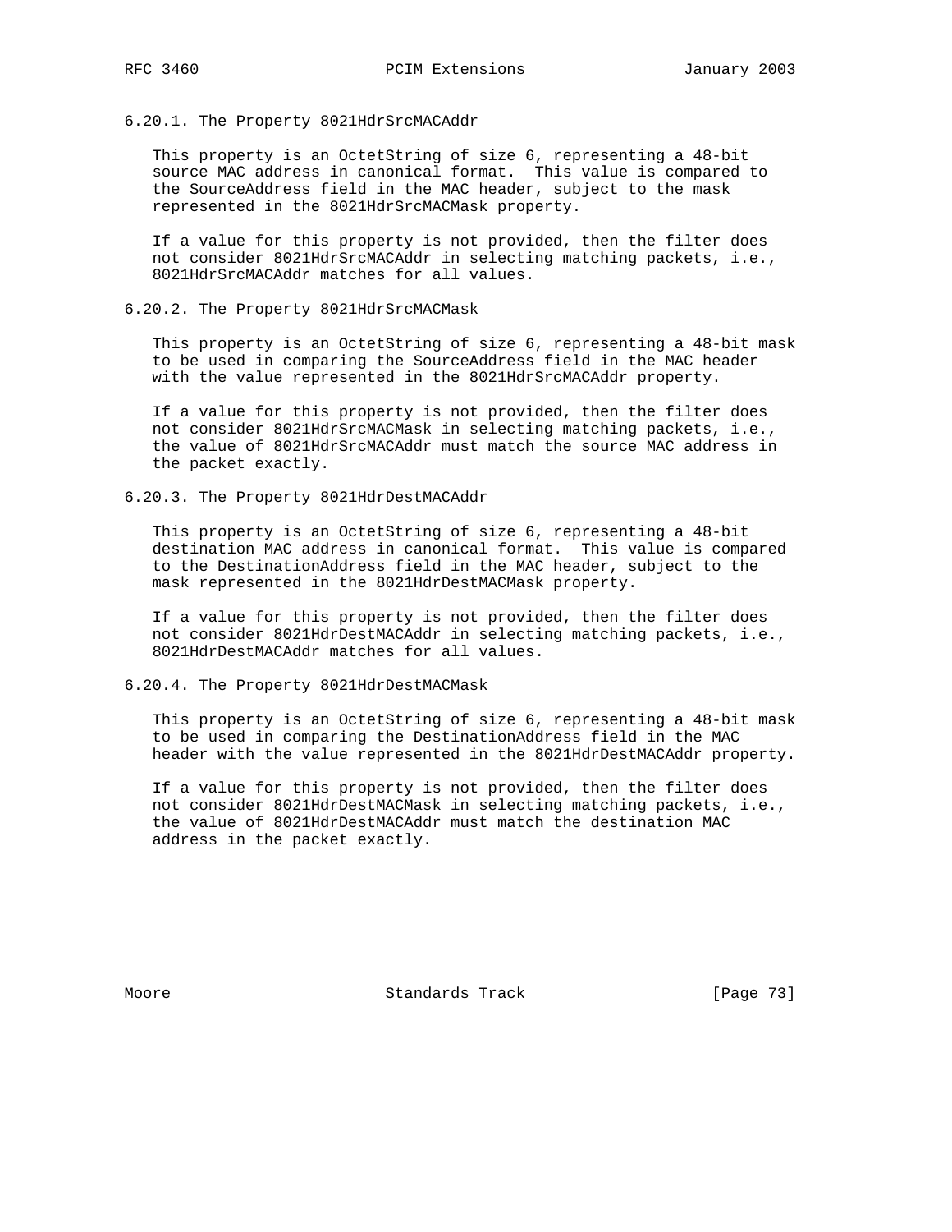#### 6.20.1. The Property 8021HdrSrcMACAddr

This property is an OctetString of size 6, representing a 48-bit source MAC address in canonical format. This value is compared to the SourceAddress field in the MAC header, subject to the mask represented in the 8021HdrSrcMACMask property.

If a value for this property is not provided, then the filter does not consider 8021HdrSrcMACAddr in selecting matching packets, i.e., 8021HdrSrcMACAddr matches for all values.

#### 6.20.2. The Property 8021HdrSrcMACMask

This property is an OctetString of size 6, representing a 48-bit mask to be used in comparing the SourceAddress field in the MAC header with the value represented in the 8021HdrSrcMACAddr property.

If a value for this property is not provided, then the filter does not consider 8021HdrSrcMACMask in selecting matching packets, i.e., the value of 8021HdrSrcMACAddr must match the source MAC address in the packet exactly.

#### 6.20.3. The Property 8021HdrDestMACAddr

This property is an OctetString of size 6, representing a 48-bit destination MAC address in canonical format. This value is compared to the DestinationAddress field in the MAC header, subject to the mask represented in the 8021HdrDestMACMask property.

If a value for this property is not provided, then the filter does not consider 8021HdrDestMACAddr in selecting matching packets, i.e., 8021HdrDestMACAddr matches for all values.

#### 6.20.4. The Property 8021HdrDestMACMask

This property is an OctetString of size 6, representing a 48-bit mask to be used in comparing the DestinationAddress field in the MAC header with the value represented in the 8021HdrDestMACAddr property.

If a value for this property is not provided, then the filter does not consider 8021HdrDestMACMask in selecting matching packets, i.e., the value of 8021HdrDestMACAddr must match the destination MAC address in the packet exactly.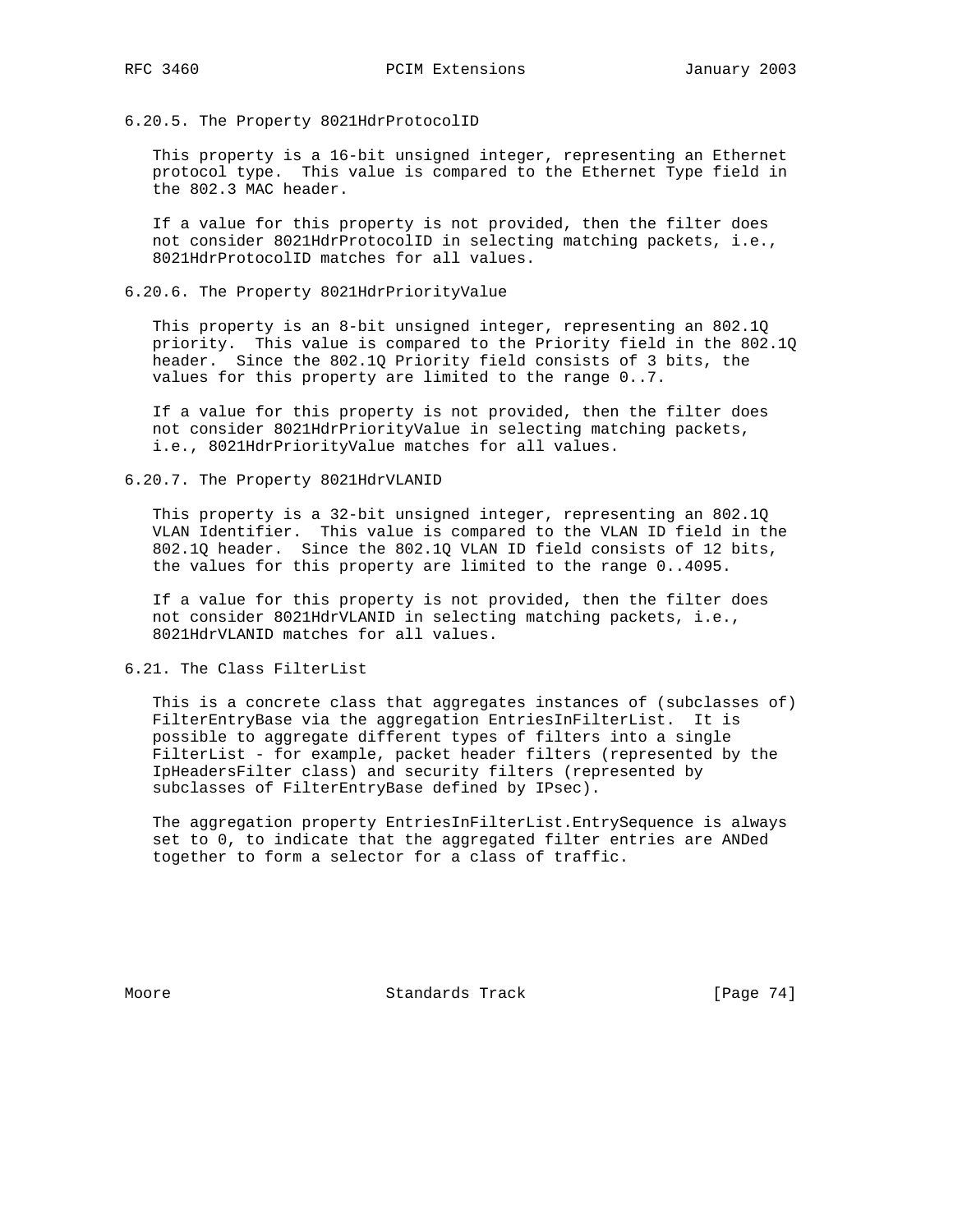### 6.20.5. The Property 8021HdrProtocolID

This property is a 16-bit unsigned integer, representing an Ethernet protocol type. This value is compared to the Ethernet Type field in the 802.3 MAC header.

If a value for this property is not provided, then the filter does not consider 8021HdrProtocolID in selecting matching packets, i.e., 8021HdrProtocolID matches for all values.

### 6.20.6. The Property 8021HdrPriorityValue

This property is an 8-bit unsigned integer, representing an 802.1Q priority. This value is compared to the Priority field in the 802.1Q header. Since the 802.1Q Priority field consists of 3 bits, the values for this property are limited to the range 0..7.

If a value for this property is not provided, then the filter does not consider 8021HdrPriorityValue in selecting matching packets, i.e., 8021HdrPriorityValue matches for all values.

### 6.20.7. The Property 8021HdrVLANID

This property is a 32-bit unsigned integer, representing an 802.1Q VLAN Identifier. This value is compared to the VLAN ID field in the 802.1Q header. Since the 802.1Q VLAN ID field consists of 12 bits, the values for this property are limited to the range 0..4095.

If a value for this property is not provided, then the filter does not consider 8021HdrVLANID in selecting matching packets, i.e., 8021HdrVLANID matches for all values.

## 6.21. The Class FilterList

This is a concrete class that aggregates instances of (subclasses of) FilterEntryBase via the aggregation EntriesInFilterList. It is possible to aggregate different types of filters into a single FilterList - for example, packet header filters (represented by the IpHeadersFilter class) and security filters (represented by subclasses of FilterEntryBase defined by IPsec).

The aggregation property EntriesInFilterList.EntrySequence is always set to 0, to indicate that the aggregated filter entries are ANDed together to form a selector for a class of traffic.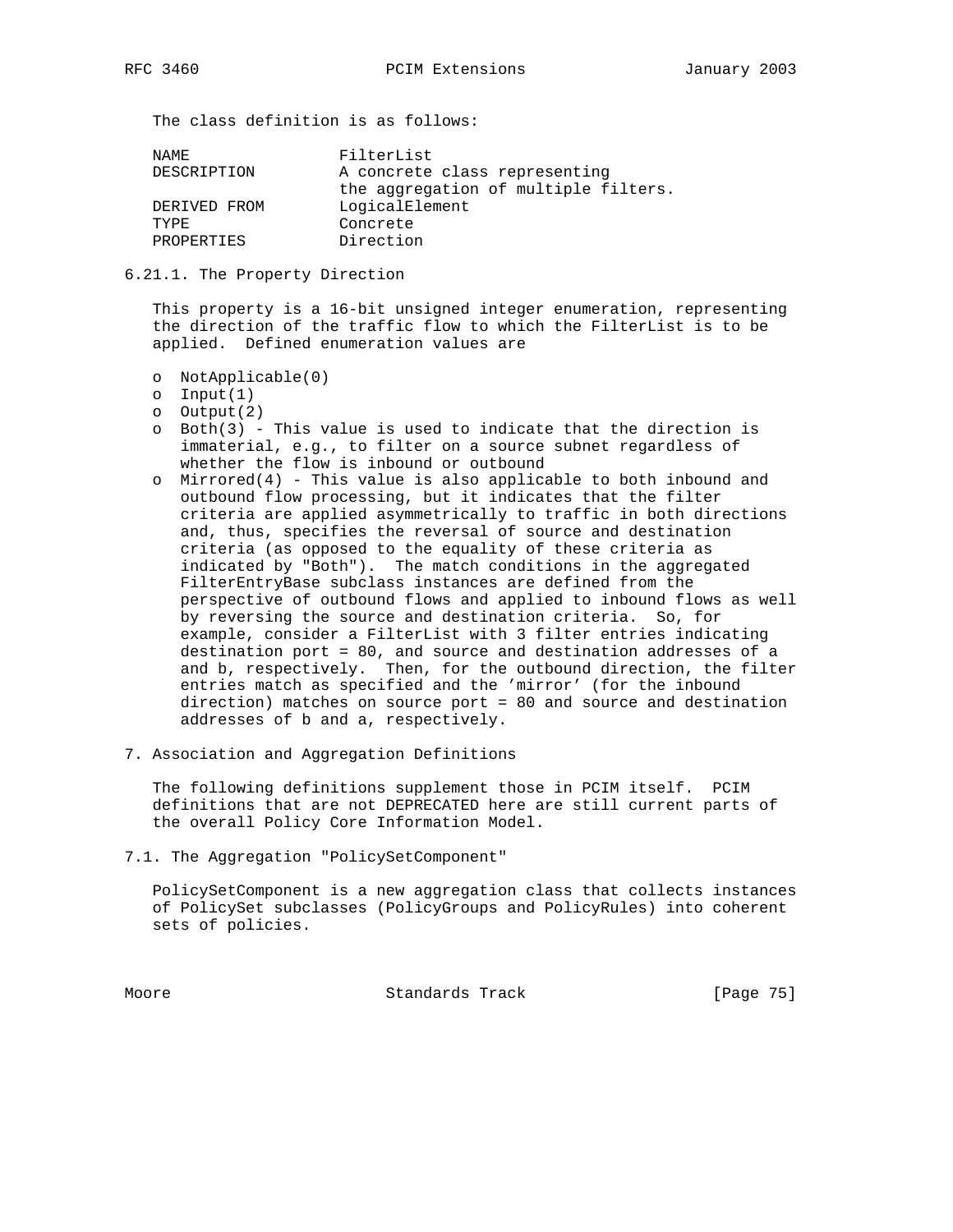The class definition is as follows:

```
NAME              FilterList
DESCRIPTION       A concrete class representing
                  the aggregation of multiple filters.
DERIVED FROM      LogicalElement
TYPE              Concrete
PROPERTIES        Direction
```

### 6.21.1. The Property Direction

This property is a 16-bit unsigned integer enumeration, representing the direction of the traffic flow to which the FilterList is to be applied. Defined enumeration values are

- NotApplicable(0)
- Input(1)
- Output(2)
- Both(3) - This value is used to indicate that the direction is immaterial, e.g., to filter on a source subnet regardless of whether the flow is inbound or outbound
- Mirrored(4) - This value is also applicable to both inbound and outbound flow processing, but it indicates that the filter criteria are applied asymmetrically to traffic in both directions and, thus, specifies the reversal of source and destination criteria (as opposed to the equality of these criteria as indicated by "Both"). The match conditions in the aggregated FilterEntryBase subclass instances are defined from the perspective of outbound flows and applied to inbound flows as well by reversing the source and destination criteria. So, for example, consider a FilterList with 3 filter entries indicating destination port = 80, and source and destination addresses of a and b, respectively. Then, for the outbound direction, the filter entries match as specified and the 'mirror' (for the inbound direction) matches on source port = 80 and source and destination addresses of b and a, respectively.

## 7. Association and Aggregation Definitions

The following definitions supplement those in PCIM itself. PCIM definitions that are not DEPRECATED here are still current parts of the overall Policy Core Information Model.

### 7.1. The Aggregation "PolicySetComponent"

PolicySetComponent is a new aggregation class that collects instances of PolicySet subclasses (PolicyGroups and PolicyRules) into coherent sets of policies.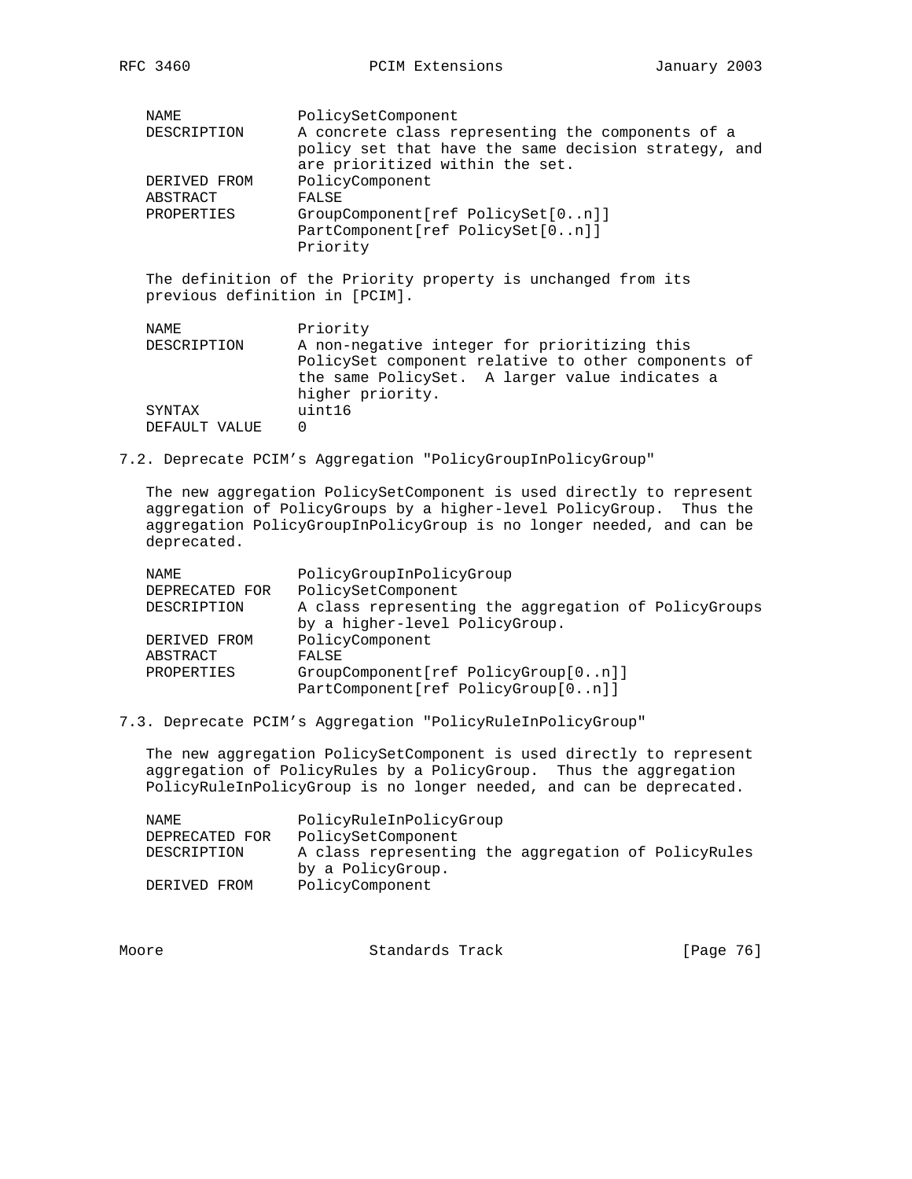```
NAME            PolicySetComponent
DESCRIPTION     A concrete class representing the components of a
                policy set that have the same decision strategy, and
                are prioritized within the set.
DERIVED FROM    PolicyComponent
ABSTRACT        FALSE
PROPERTIES      GroupComponent[ref PolicySet[0..n]]
                PartComponent[ref PolicySet[0..n]]
                Priority
```

The definition of the Priority property is unchanged from its previous definition in [PCIM].

```
NAME            Priority
DESCRIPTION     A non-negative integer for prioritizing this
                PolicySet component relative to other components of
                the same PolicySet.  A larger value indicates a
                higher priority.
SYNTAX          uint16
DEFAULT VALUE   0
```

## 7.2. Deprecate PCIM's Aggregation "PolicyGroupInPolicyGroup"

The new aggregation PolicySetComponent is used directly to represent aggregation of PolicyGroups by a higher-level PolicyGroup. Thus the aggregation PolicyGroupInPolicyGroup is no longer needed, and can be deprecated.

```
NAME            PolicyGroupInPolicyGroup
DEPRECATED FOR  PolicySetComponent
DESCRIPTION     A class representing the aggregation of PolicyGroups
                by a higher-level PolicyGroup.
DERIVED FROM    PolicyComponent
ABSTRACT        FALSE
PROPERTIES      GroupComponent[ref PolicyGroup[0..n]]
                PartComponent[ref PolicyGroup[0..n]]
```

## 7.3. Deprecate PCIM's Aggregation "PolicyRuleInPolicyGroup"

The new aggregation PolicySetComponent is used directly to represent aggregation of PolicyRules by a PolicyGroup. Thus the aggregation PolicyRuleInPolicyGroup is no longer needed, and can be deprecated.

```
NAME            PolicyRuleInPolicyGroup
DEPRECATED FOR  PolicySetComponent
DESCRIPTION     A class representing the aggregation of PolicyRules
                by a PolicyGroup.
DERIVED FROM    PolicyComponent
```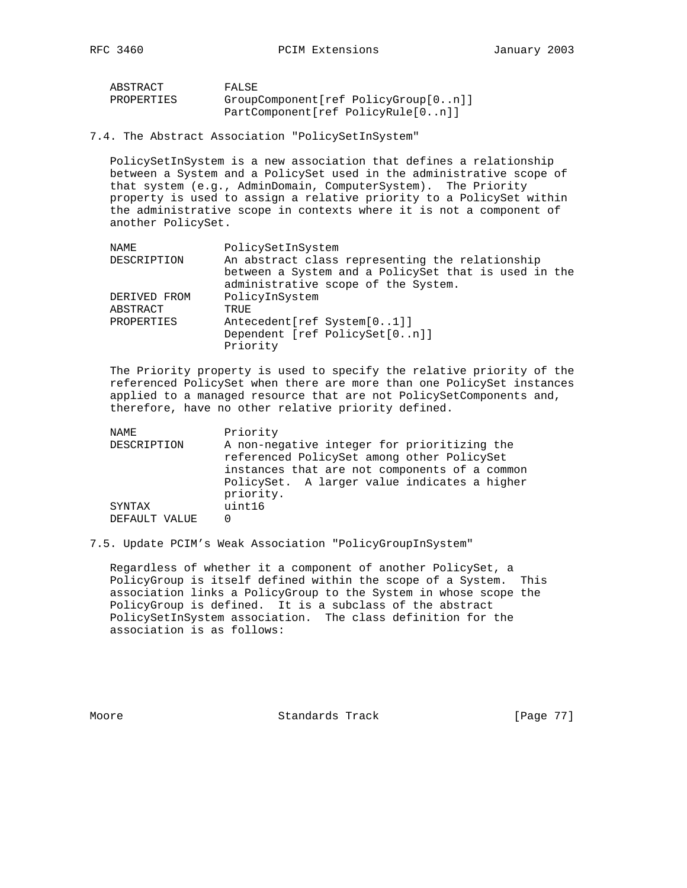```
   ABSTRACT         FALSE
   PROPERTIES       GroupComponent[ref PolicyGroup[0..n]]
                    PartComponent[ref PolicyRule[0..n]]
```

### 7.4. The Abstract Association "PolicySetInSystem"

PolicySetInSystem is a new association that defines a relationship between a System and a PolicySet used in the administrative scope of that system (e.g., AdminDomain, ComputerSystem). The Priority property is used to assign a relative priority to a PolicySet within the administrative scope in contexts where it is not a component of another PolicySet.

```
   NAME             PolicySetInSystem
   DESCRIPTION      An abstract class representing the relationship
                    between a System and a PolicySet that is used in the
                    administrative scope of the System.
   DERIVED FROM     PolicyInSystem
   ABSTRACT         TRUE
   PROPERTIES       Antecedent[ref System[0..1]]
                    Dependent [ref PolicySet[0..n]]
                    Priority
```

The Priority property is used to specify the relative priority of the referenced PolicySet when there are more than one PolicySet instances applied to a managed resource that are not PolicySetComponents and, therefore, have no other relative priority defined.

```
   NAME             Priority
   DESCRIPTION      A non-negative integer for prioritizing the
                    referenced PolicySet among other PolicySet
                    instances that are not components of a common
                    PolicySet.  A larger value indicates a higher
                    priority.
   SYNTAX           uint16
   DEFAULT VALUE    0
```

### 7.5. Update PCIM's Weak Association "PolicyGroupInSystem"

Regardless of whether it a component of another PolicySet, a PolicyGroup is itself defined within the scope of a System. This association links a PolicyGroup to the System in whose scope the PolicyGroup is defined. It is a subclass of the abstract PolicySetInSystem association. The class definition for the association is as follows: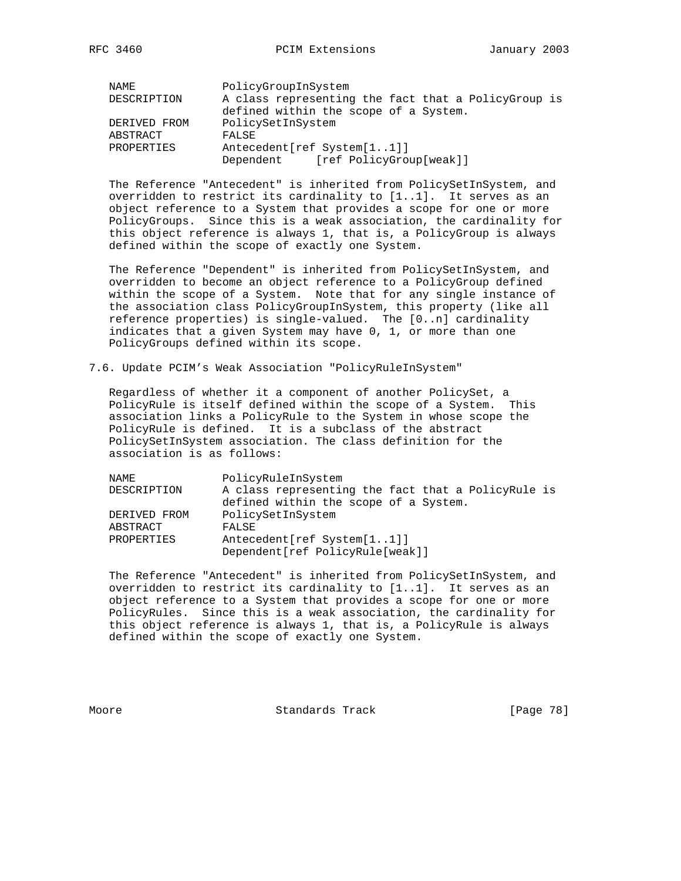```
NAME             PolicyGroupInSystem
DESCRIPTION      A class representing the fact that a PolicyGroup is
                 defined within the scope of a System.
DERIVED FROM     PolicySetInSystem
ABSTRACT         FALSE
PROPERTIES       Antecedent[ref System[1..1]]
                 Dependent     [ref PolicyGroup[weak]]
```

The Reference "Antecedent" is inherited from PolicySetInSystem, and overridden to restrict its cardinality to [1..1]. It serves as an object reference to a System that provides a scope for one or more PolicyGroups. Since this is a weak association, the cardinality for this object reference is always 1, that is, a PolicyGroup is always defined within the scope of exactly one System.

The Reference "Dependent" is inherited from PolicySetInSystem, and overridden to become an object reference to a PolicyGroup defined within the scope of a System. Note that for any single instance of the association class PolicyGroupInSystem, this property (like all reference properties) is single-valued. The [0..n] cardinality indicates that a given System may have 0, 1, or more than one PolicyGroups defined within its scope.

## 7.6. Update PCIM's Weak Association "PolicyRuleInSystem"

Regardless of whether it a component of another PolicySet, a PolicyRule is itself defined within the scope of a System. This association links a PolicyRule to the System in whose scope the PolicyRule is defined. It is a subclass of the abstract PolicySetInSystem association. The class definition for the association is as follows:

```
NAME             PolicyRuleInSystem
DESCRIPTION      A class representing the fact that a PolicyRule is
                 defined within the scope of a System.
DERIVED FROM     PolicySetInSystem
ABSTRACT         FALSE
PROPERTIES       Antecedent[ref System[1..1]]
                 Dependent[ref PolicyRule[weak]]
```

The Reference "Antecedent" is inherited from PolicySetInSystem, and overridden to restrict its cardinality to [1..1]. It serves as an object reference to a System that provides a scope for one or more PolicyRules. Since this is a weak association, the cardinality for this object reference is always 1, that is, a PolicyRule is always defined within the scope of exactly one System.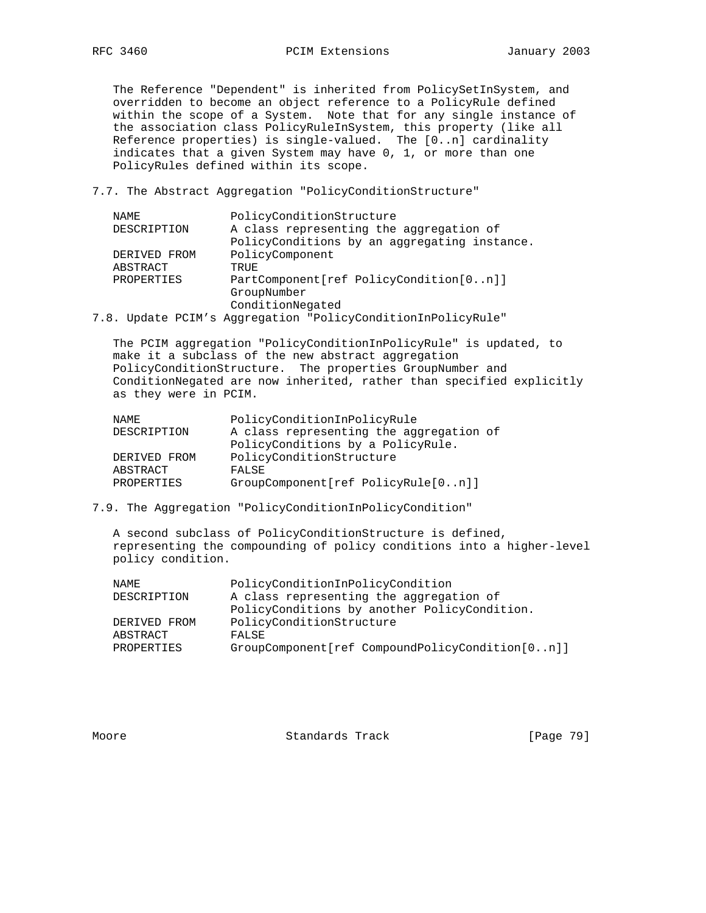The Reference "Dependent" is inherited from PolicySetInSystem, and overridden to become an object reference to a PolicyRule defined within the scope of a System. Note that for any single instance of the association class PolicyRuleInSystem, this property (like all Reference properties) is single-valued. The [0..n] cardinality indicates that a given System may have 0, 1, or more than one PolicyRules defined within its scope.

### 7.7. The Abstract Aggregation "PolicyConditionStructure"

```
NAME             PolicyConditionStructure
DESCRIPTION      A class representing the aggregation of
                 PolicyConditions by an aggregating instance.
DERIVED FROM     PolicyComponent
ABSTRACT         TRUE
PROPERTIES       PartComponent[ref PolicyCondition[0..n]]
                 GroupNumber
                 ConditionNegated
```

### 7.8. Update PCIM's Aggregation "PolicyConditionInPolicyRule"

The PCIM aggregation "PolicyConditionInPolicyRule" is updated, to make it a subclass of the new abstract aggregation PolicyConditionStructure. The properties GroupNumber and ConditionNegated are now inherited, rather than specified explicitly as they were in PCIM.

```
NAME             PolicyConditionInPolicyRule
DESCRIPTION      A class representing the aggregation of
                 PolicyConditions by a PolicyRule.
DERIVED FROM     PolicyConditionStructure
ABSTRACT         FALSE
PROPERTIES       GroupComponent[ref PolicyRule[0..n]]
```

### 7.9. The Aggregation "PolicyConditionInPolicyCondition"

A second subclass of PolicyConditionStructure is defined, representing the compounding of policy conditions into a higher-level policy condition.

```
NAME             PolicyConditionInPolicyCondition
DESCRIPTION      A class representing the aggregation of
                 PolicyConditions by another PolicyCondition.
DERIVED FROM     PolicyConditionStructure
ABSTRACT         FALSE
PROPERTIES       GroupComponent[ref CompoundPolicyCondition[0..n]]
```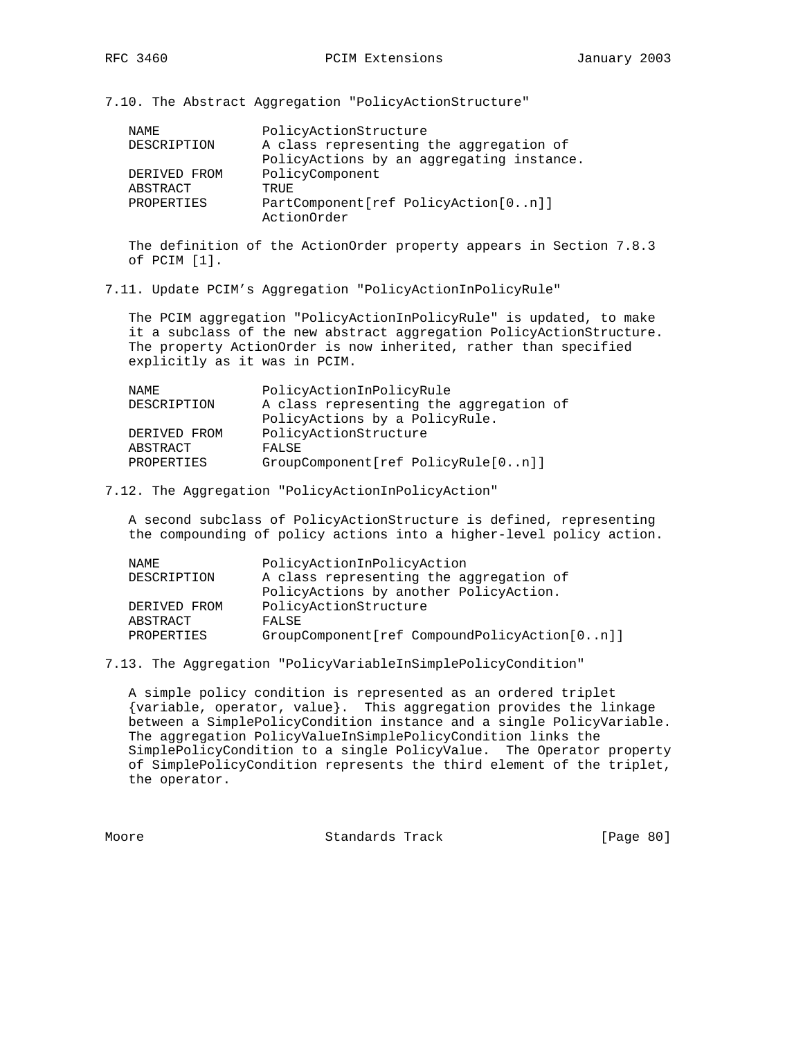### 7.10. The Abstract Aggregation "PolicyActionStructure"

```
NAME            PolicyActionStructure
DESCRIPTION     A class representing the aggregation of
                PolicyActions by an aggregating instance.
DERIVED FROM    PolicyComponent
ABSTRACT        TRUE
PROPERTIES      PartComponent[ref PolicyAction[0..n]]
                ActionOrder
```

The definition of the ActionOrder property appears in Section 7.8.3 of PCIM [1].

### 7.11. Update PCIM's Aggregation "PolicyActionInPolicyRule"

The PCIM aggregation "PolicyActionInPolicyRule" is updated, to make it a subclass of the new abstract aggregation PolicyActionStructure. The property ActionOrder is now inherited, rather than specified explicitly as it was in PCIM.

```
NAME            PolicyActionInPolicyRule
DESCRIPTION     A class representing the aggregation of
                PolicyActions by a PolicyRule.
DERIVED FROM    PolicyActionStructure
ABSTRACT        FALSE
PROPERTIES      GroupComponent[ref PolicyRule[0..n]]
```

### 7.12. The Aggregation "PolicyActionInPolicyAction"

A second subclass of PolicyActionStructure is defined, representing the compounding of policy actions into a higher-level policy action.

```
NAME            PolicyActionInPolicyAction
DESCRIPTION     A class representing the aggregation of
                PolicyActions by another PolicyAction.
DERIVED FROM    PolicyActionStructure
ABSTRACT        FALSE
PROPERTIES      GroupComponent[ref CompoundPolicyAction[0..n]]
```

### 7.13. The Aggregation "PolicyVariableInSimplePolicyCondition"

A simple policy condition is represented as an ordered triplet {variable, operator, value}. This aggregation provides the linkage between a SimplePolicyCondition instance and a single PolicyVariable. The aggregation PolicyValueInSimplePolicyCondition links the SimplePolicyCondition to a single PolicyValue. The Operator property of SimplePolicyCondition represents the third element of the triplet, the operator.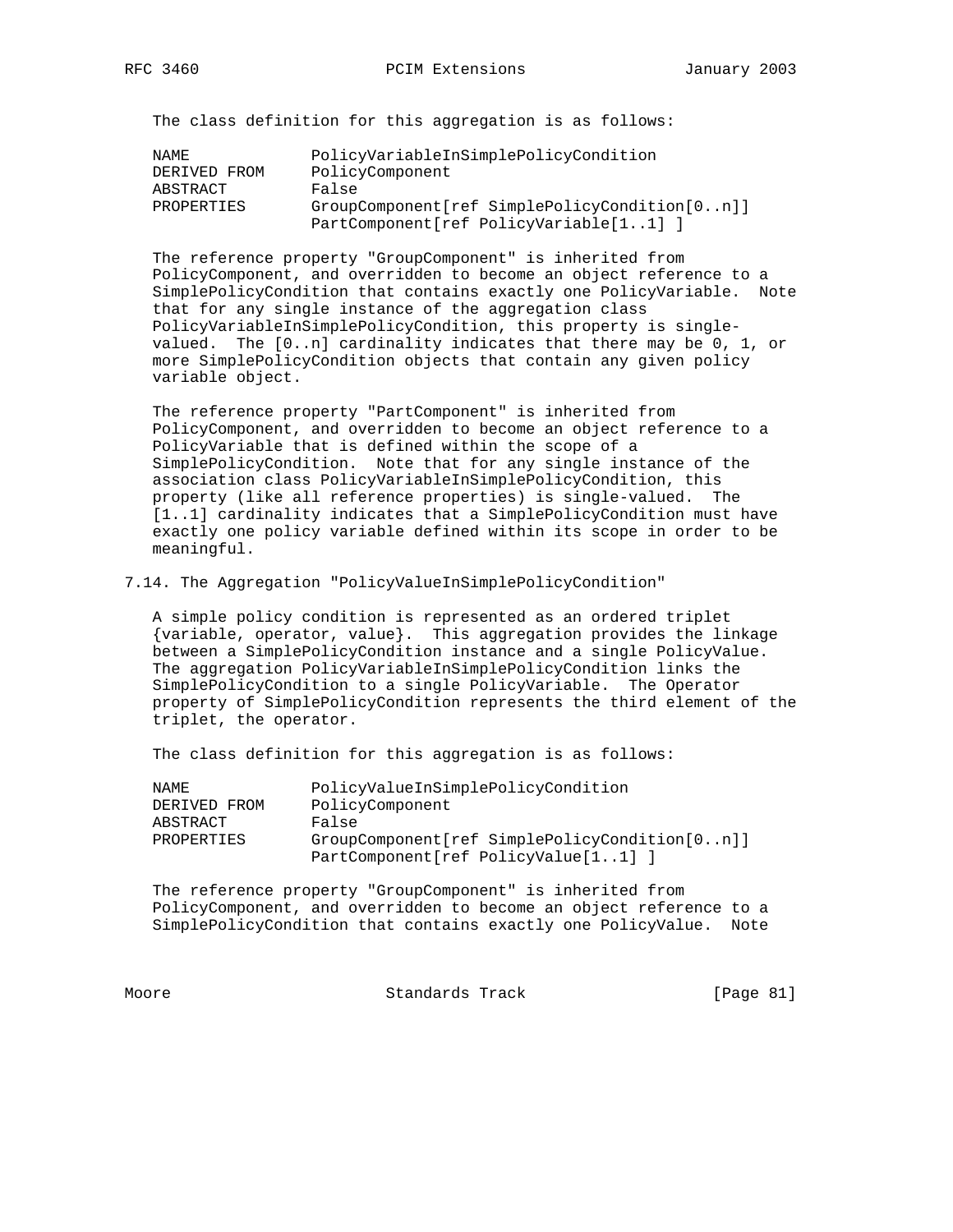The class definition for this aggregation is as follows:

```
NAME            PolicyVariableInSimplePolicyCondition
DERIVED FROM    PolicyComponent
ABSTRACT        False
PROPERTIES      GroupComponent[ref SimplePolicyCondition[0..n]]
                PartComponent[ref PolicyVariable[1..1] ]
```

The reference property "GroupComponent" is inherited from PolicyComponent, and overridden to become an object reference to a SimplePolicyCondition that contains exactly one PolicyVariable. Note that for any single instance of the aggregation class PolicyVariableInSimplePolicyCondition, this property is single-valued. The [0..n] cardinality indicates that there may be 0, 1, or more SimplePolicyCondition objects that contain any given policy variable object.

The reference property "PartComponent" is inherited from PolicyComponent, and overridden to become an object reference to a PolicyVariable that is defined within the scope of a SimplePolicyCondition. Note that for any single instance of the association class PolicyVariableInSimplePolicyCondition, this property (like all reference properties) is single-valued. The [1..1] cardinality indicates that a SimplePolicyCondition must have exactly one policy variable defined within its scope in order to be meaningful.

### 7.14. The Aggregation "PolicyValueInSimplePolicyCondition"

A simple policy condition is represented as an ordered triplet {variable, operator, value}. This aggregation provides the linkage between a SimplePolicyCondition instance and a single PolicyValue. The aggregation PolicyVariableInSimplePolicyCondition links the SimplePolicyCondition to a single PolicyVariable. The Operator property of SimplePolicyCondition represents the third element of the triplet, the operator.

The class definition for this aggregation is as follows:

```
NAME            PolicyValueInSimplePolicyCondition
DERIVED FROM    PolicyComponent
ABSTRACT        False
PROPERTIES      GroupComponent[ref SimplePolicyCondition[0..n]]
                PartComponent[ref PolicyValue[1..1] ]
```

The reference property "GroupComponent" is inherited from PolicyComponent, and overridden to become an object reference to a SimplePolicyCondition that contains exactly one PolicyValue. Note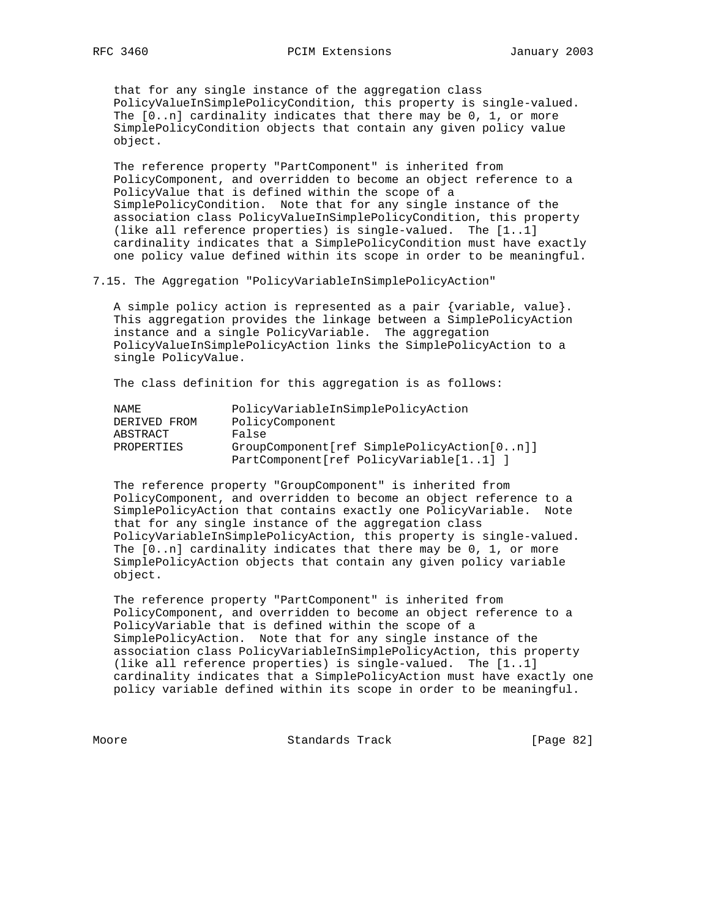that for any single instance of the aggregation class PolicyValueInSimplePolicyCondition, this property is single-valued. The [0..n] cardinality indicates that there may be 0, 1, or more SimplePolicyCondition objects that contain any given policy value object.

The reference property "PartComponent" is inherited from PolicyComponent, and overridden to become an object reference to a PolicyValue that is defined within the scope of a SimplePolicyCondition. Note that for any single instance of the association class PolicyValueInSimplePolicyCondition, this property (like all reference properties) is single-valued. The [1..1] cardinality indicates that a SimplePolicyCondition must have exactly one policy value defined within its scope in order to be meaningful.

### 7.15. The Aggregation "PolicyVariableInSimplePolicyAction"

A simple policy action is represented as a pair {variable, value}. This aggregation provides the linkage between a SimplePolicyAction instance and a single PolicyVariable. The aggregation PolicyValueInSimplePolicyAction links the SimplePolicyAction to a single PolicyValue.

The class definition for this aggregation is as follows:

```
NAME            PolicyVariableInSimplePolicyAction
DERIVED FROM    PolicyComponent
ABSTRACT        False
PROPERTIES      GroupComponent[ref SimplePolicyAction[0..n]]
                PartComponent[ref PolicyVariable[1..1] ]
```

The reference property "GroupComponent" is inherited from PolicyComponent, and overridden to become an object reference to a SimplePolicyAction that contains exactly one PolicyVariable. Note that for any single instance of the aggregation class PolicyVariableInSimplePolicyAction, this property is single-valued. The [0..n] cardinality indicates that there may be 0, 1, or more SimplePolicyAction objects that contain any given policy variable object.

The reference property "PartComponent" is inherited from PolicyComponent, and overridden to become an object reference to a PolicyVariable that is defined within the scope of a SimplePolicyAction. Note that for any single instance of the association class PolicyVariableInSimplePolicyAction, this property (like all reference properties) is single-valued. The [1..1] cardinality indicates that a SimplePolicyAction must have exactly one policy variable defined within its scope in order to be meaningful.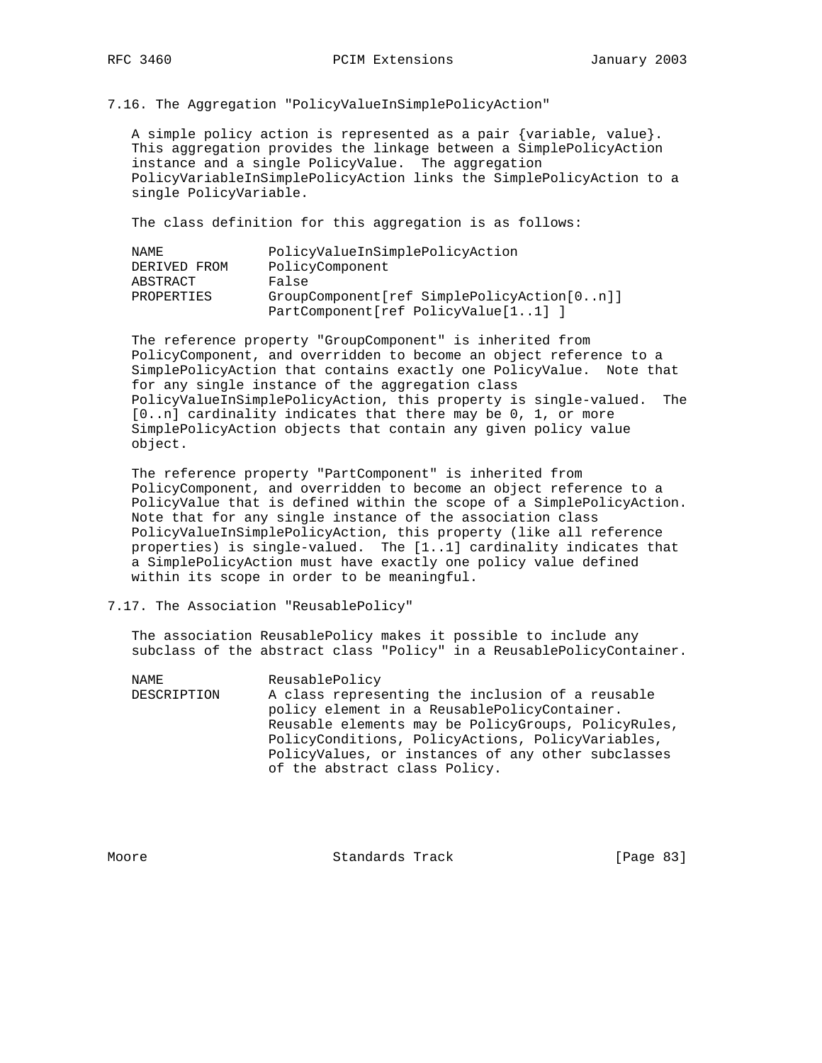### 7.16. The Aggregation "PolicyValueInSimplePolicyAction"

A simple policy action is represented as a pair {variable, value}. This aggregation provides the linkage between a SimplePolicyAction instance and a single PolicyValue. The aggregation PolicyVariableInSimplePolicyAction links the SimplePolicyAction to a single PolicyVariable.

The class definition for this aggregation is as follows:

```
NAME            PolicyValueInSimplePolicyAction
DERIVED FROM    PolicyComponent
ABSTRACT        False
PROPERTIES      GroupComponent[ref SimplePolicyAction[0..n]]
                PartComponent[ref PolicyValue[1..1] ]
```

The reference property "GroupComponent" is inherited from PolicyComponent, and overridden to become an object reference to a SimplePolicyAction that contains exactly one PolicyValue. Note that for any single instance of the aggregation class PolicyValueInSimplePolicyAction, this property is single-valued. The [0..n] cardinality indicates that there may be 0, 1, or more SimplePolicyAction objects that contain any given policy value object.

The reference property "PartComponent" is inherited from PolicyComponent, and overridden to become an object reference to a PolicyValue that is defined within the scope of a SimplePolicyAction. Note that for any single instance of the association class PolicyValueInSimplePolicyAction, this property (like all reference properties) is single-valued. The [1..1] cardinality indicates that a SimplePolicyAction must have exactly one policy value defined within its scope in order to be meaningful.

### 7.17. The Association "ReusablePolicy"

The association ReusablePolicy makes it possible to include any subclass of the abstract class "Policy" in a ReusablePolicyContainer.

```
NAME            ReusablePolicy
DESCRIPTION     A class representing the inclusion of a reusable
                policy element in a ReusablePolicyContainer.
                Reusable elements may be PolicyGroups, PolicyRules,
                PolicyConditions, PolicyActions, PolicyVariables,
                PolicyValues, or instances of any other subclasses
                of the abstract class Policy.
```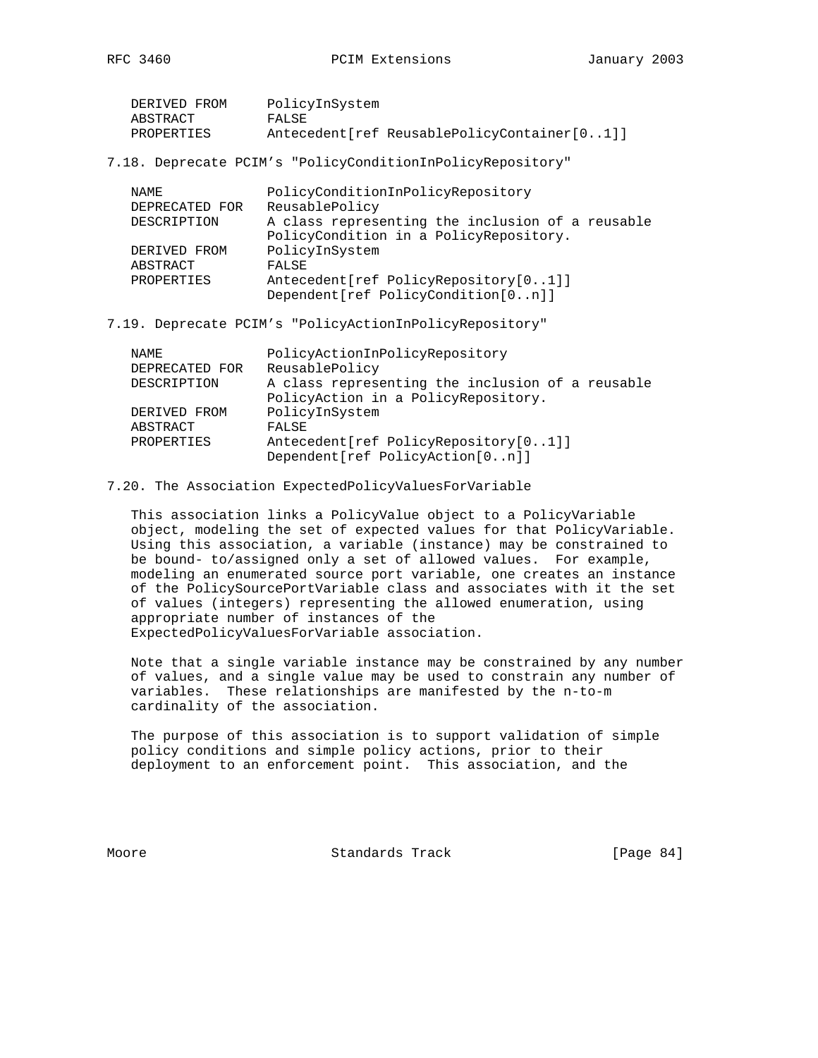```
DERIVED FROM     PolicyInSystem
ABSTRACT         FALSE
PROPERTIES       Antecedent[ref ReusablePolicyContainer[0..1]]
```

### 7.18. Deprecate PCIM's "PolicyConditionInPolicyRepository"

```
NAME             PolicyConditionInPolicyRepository
DEPRECATED FOR   ReusablePolicy
DESCRIPTION      A class representing the inclusion of a reusable
                 PolicyCondition in a PolicyRepository.
DERIVED FROM     PolicyInSystem
ABSTRACT         FALSE
PROPERTIES       Antecedent[ref PolicyRepository[0..1]]
                 Dependent[ref PolicyCondition[0..n]]
```

### 7.19. Deprecate PCIM's "PolicyActionInPolicyRepository"

```
NAME             PolicyActionInPolicyRepository
DEPRECATED FOR   ReusablePolicy
DESCRIPTION      A class representing the inclusion of a reusable
                 PolicyAction in a PolicyRepository.
DERIVED FROM     PolicyInSystem
ABSTRACT         FALSE
PROPERTIES       Antecedent[ref PolicyRepository[0..1]]
                 Dependent[ref PolicyAction[0..n]]
```

### 7.20. The Association ExpectedPolicyValuesForVariable

This association links a PolicyValue object to a PolicyVariable object, modeling the set of expected values for that PolicyVariable. Using this association, a variable (instance) may be constrained to be bound- to/assigned only a set of allowed values. For example, modeling an enumerated source port variable, one creates an instance of the PolicySourcePortVariable class and associates with it the set of values (integers) representing the allowed enumeration, using appropriate number of instances of the ExpectedPolicyValuesForVariable association.

Note that a single variable instance may be constrained by any number of values, and a single value may be used to constrain any number of variables. These relationships are manifested by the n-to-m cardinality of the association.

The purpose of this association is to support validation of simple policy conditions and simple policy actions, prior to their deployment to an enforcement point. This association, and the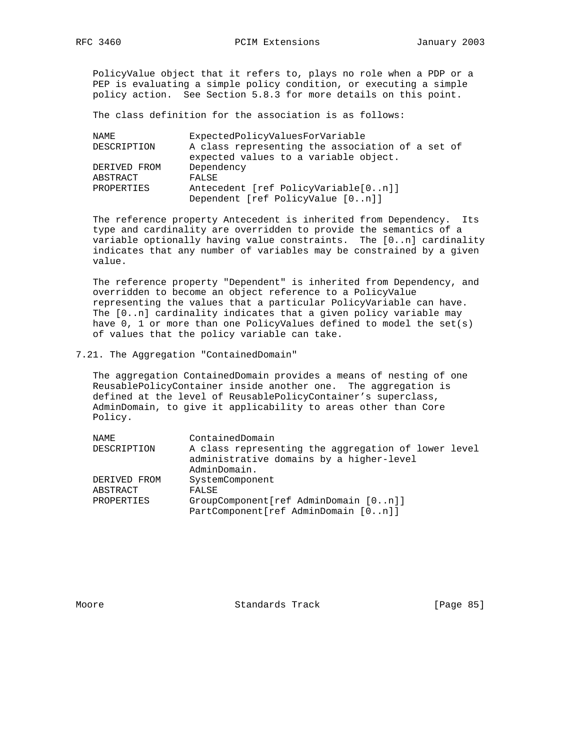PolicyValue object that it refers to, plays no role when a PDP or a PEP is evaluating a simple policy condition, or executing a simple policy action. See Section 5.8.3 for more details on this point.

The class definition for the association is as follows:

```
NAME             ExpectedPolicyValuesForVariable
DESCRIPTION      A class representing the association of a set of
                 expected values to a variable object.
DERIVED FROM     Dependency
ABSTRACT         FALSE
PROPERTIES       Antecedent [ref PolicyVariable[0..n]]
                 Dependent [ref PolicyValue [0..n]]
```

The reference property Antecedent is inherited from Dependency. Its type and cardinality are overridden to provide the semantics of a variable optionally having value constraints. The [0..n] cardinality indicates that any number of variables may be constrained by a given value.

The reference property "Dependent" is inherited from Dependency, and overridden to become an object reference to a PolicyValue representing the values that a particular PolicyVariable can have. The [0..n] cardinality indicates that a given policy variable may have 0, 1 or more than one PolicyValues defined to model the set(s) of values that the policy variable can take.

## 7.21. The Aggregation "ContainedDomain"

The aggregation ContainedDomain provides a means of nesting of one ReusablePolicyContainer inside another one. The aggregation is defined at the level of ReusablePolicyContainer's superclass, AdminDomain, to give it applicability to areas other than Core Policy.

```
NAME             ContainedDomain
DESCRIPTION      A class representing the aggregation of lower level
                 administrative domains by a higher-level
                 AdminDomain.
DERIVED FROM     SystemComponent
ABSTRACT         FALSE
PROPERTIES       GroupComponent[ref AdminDomain [0..n]]
                 PartComponent[ref AdminDomain [0..n]]
```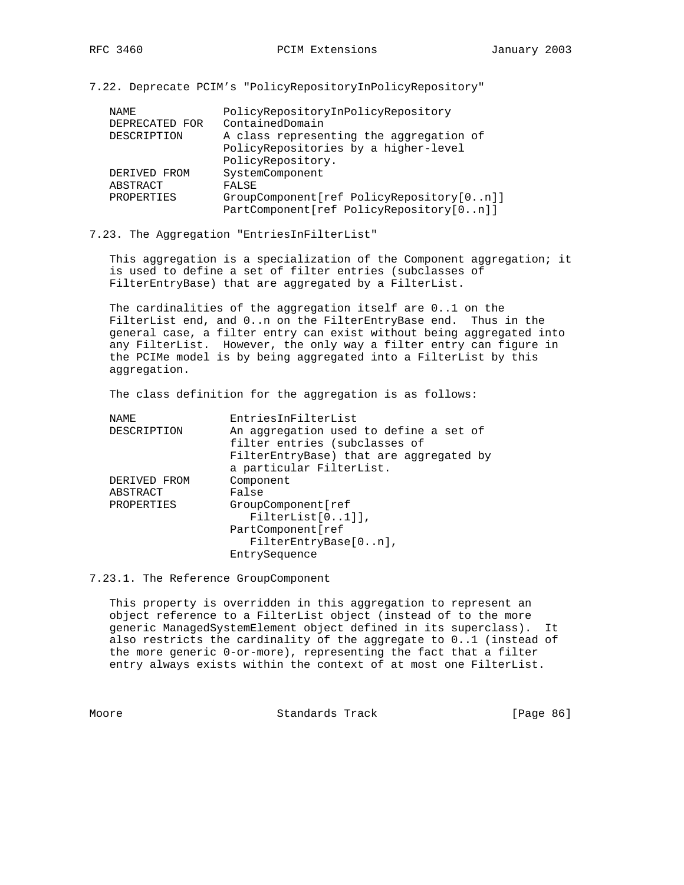### 7.22. Deprecate PCIM's "PolicyRepositoryInPolicyRepository"

```
NAME            PolicyRepositoryInPolicyRepository
DEPRECATED FOR  ContainedDomain
DESCRIPTION     A class representing the aggregation of
                PolicyRepositories by a higher-level
                PolicyRepository.
DERIVED FROM    SystemComponent
ABSTRACT        FALSE
PROPERTIES      GroupComponent[ref PolicyRepository[0..n]]
                PartComponent[ref PolicyRepository[0..n]]
```

### 7.23. The Aggregation "EntriesInFilterList"

This aggregation is a specialization of the Component aggregation; it is used to define a set of filter entries (subclasses of FilterEntryBase) that are aggregated by a FilterList.

The cardinalities of the aggregation itself are 0..1 on the FilterList end, and 0..n on the FilterEntryBase end. Thus in the general case, a filter entry can exist without being aggregated into any FilterList. However, the only way a filter entry can figure in the PCIMe model is by being aggregated into a FilterList by this aggregation.

The class definition for the aggregation is as follows:

```
NAME             EntriesInFilterList
DESCRIPTION      An aggregation used to define a set of
                 filter entries (subclasses of
                 FilterEntryBase) that are aggregated by
                 a particular FilterList.
DERIVED FROM     Component
ABSTRACT         False
PROPERTIES       GroupComponent[ref
                    FilterList[0..1]],
                 PartComponent[ref
                    FilterEntryBase[0..n],
                 EntrySequence
```

#### 7.23.1. The Reference GroupComponent

This property is overridden in this aggregation to represent an object reference to a FilterList object (instead of to the more generic ManagedSystemElement object defined in its superclass). It also restricts the cardinality of the aggregate to 0..1 (instead of the more generic 0-or-more), representing the fact that a filter entry always exists within the context of at most one FilterList.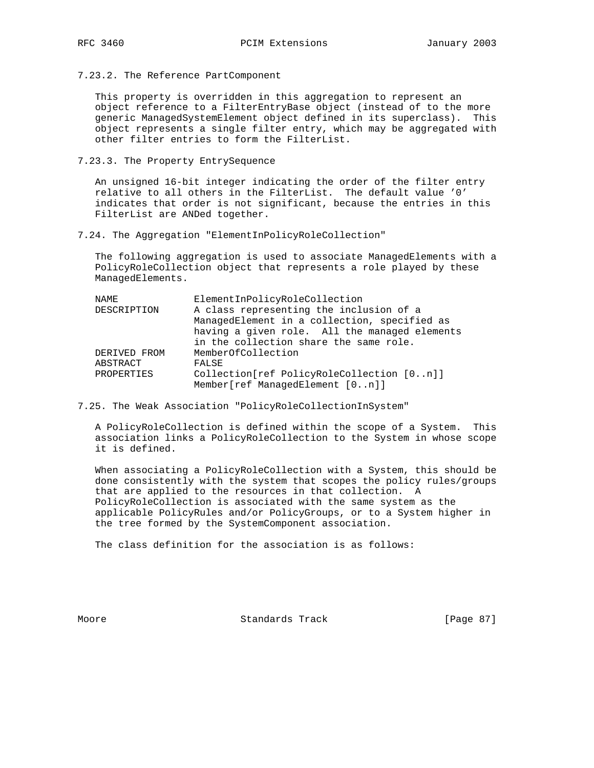### 7.23.2. The Reference PartComponent

This property is overridden in this aggregation to represent an object reference to a FilterEntryBase object (instead of to the more generic ManagedSystemElement object defined in its superclass). This object represents a single filter entry, which may be aggregated with other filter entries to form the FilterList.

### 7.23.3. The Property EntrySequence

An unsigned 16-bit integer indicating the order of the filter entry relative to all others in the FilterList. The default value '0' indicates that order is not significant, because the entries in this FilterList are ANDed together.

## 7.24. The Aggregation "ElementInPolicyRoleCollection"

The following aggregation is used to associate ManagedElements with a PolicyRoleCollection object that represents a role played by these ManagedElements.

```
NAME            ElementInPolicyRoleCollection
DESCRIPTION     A class representing the inclusion of a
                ManagedElement in a collection, specified as
                having a given role.  All the managed elements
                in the collection share the same role.
DERIVED FROM    MemberOfCollection
ABSTRACT        FALSE
PROPERTIES      Collection[ref PolicyRoleCollection [0..n]]
                Member[ref ManagedElement [0..n]]
```

## 7.25. The Weak Association "PolicyRoleCollectionInSystem"

A PolicyRoleCollection is defined within the scope of a System. This association links a PolicyRoleCollection to the System in whose scope it is defined.

When associating a PolicyRoleCollection with a System, this should be done consistently with the system that scopes the policy rules/groups that are applied to the resources in that collection. A PolicyRoleCollection is associated with the same system as the applicable PolicyRules and/or PolicyGroups, or to a System higher in the tree formed by the SystemComponent association.

The class definition for the association is as follows: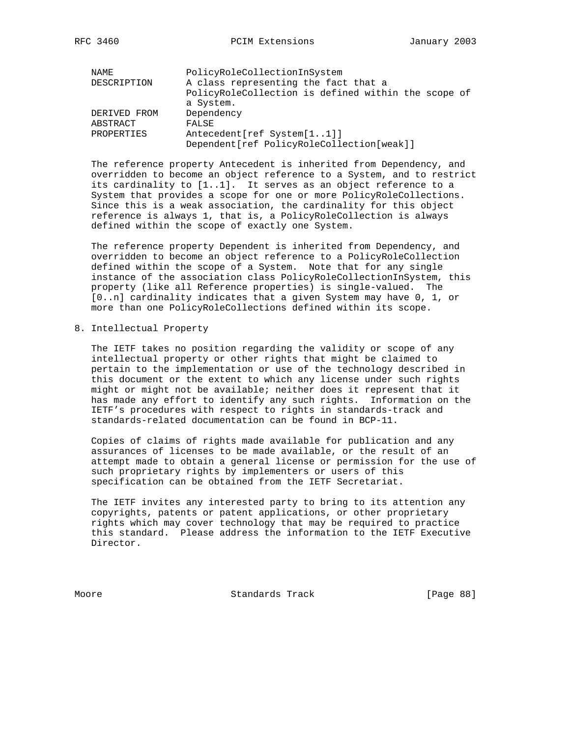```
NAME              PolicyRoleCollectionInSystem
DESCRIPTION       A class representing the fact that a
                  PolicyRoleCollection is defined within the scope of
                  a System.
DERIVED FROM      Dependency
ABSTRACT          FALSE
PROPERTIES        Antecedent[ref System[1..1]]
                  Dependent[ref PolicyRoleCollection[weak]]
```

The reference property Antecedent is inherited from Dependency, and overridden to become an object reference to a System, and to restrict its cardinality to [1..1]. It serves as an object reference to a System that provides a scope for one or more PolicyRoleCollections. Since this is a weak association, the cardinality for this object reference is always 1, that is, a PolicyRoleCollection is always defined within the scope of exactly one System.

The reference property Dependent is inherited from Dependency, and overridden to become an object reference to a PolicyRoleCollection defined within the scope of a System. Note that for any single instance of the association class PolicyRoleCollectionInSystem, this property (like all Reference properties) is single-valued. The [0..n] cardinality indicates that a given System may have 0, 1, or more than one PolicyRoleCollections defined within its scope.

## 8. Intellectual Property

The IETF takes no position regarding the validity or scope of any intellectual property or other rights that might be claimed to pertain to the implementation or use of the technology described in this document or the extent to which any license under such rights might or might not be available; neither does it represent that it has made any effort to identify any such rights. Information on the IETF's procedures with respect to rights in standards-track and standards-related documentation can be found in BCP-11.

Copies of claims of rights made available for publication and any assurances of licenses to be made available, or the result of an attempt made to obtain a general license or permission for the use of such proprietary rights by implementers or users of this specification can be obtained from the IETF Secretariat.

The IETF invites any interested party to bring to its attention any copyrights, patents or patent applications, or other proprietary rights which may cover technology that may be required to practice this standard. Please address the information to the IETF Executive Director.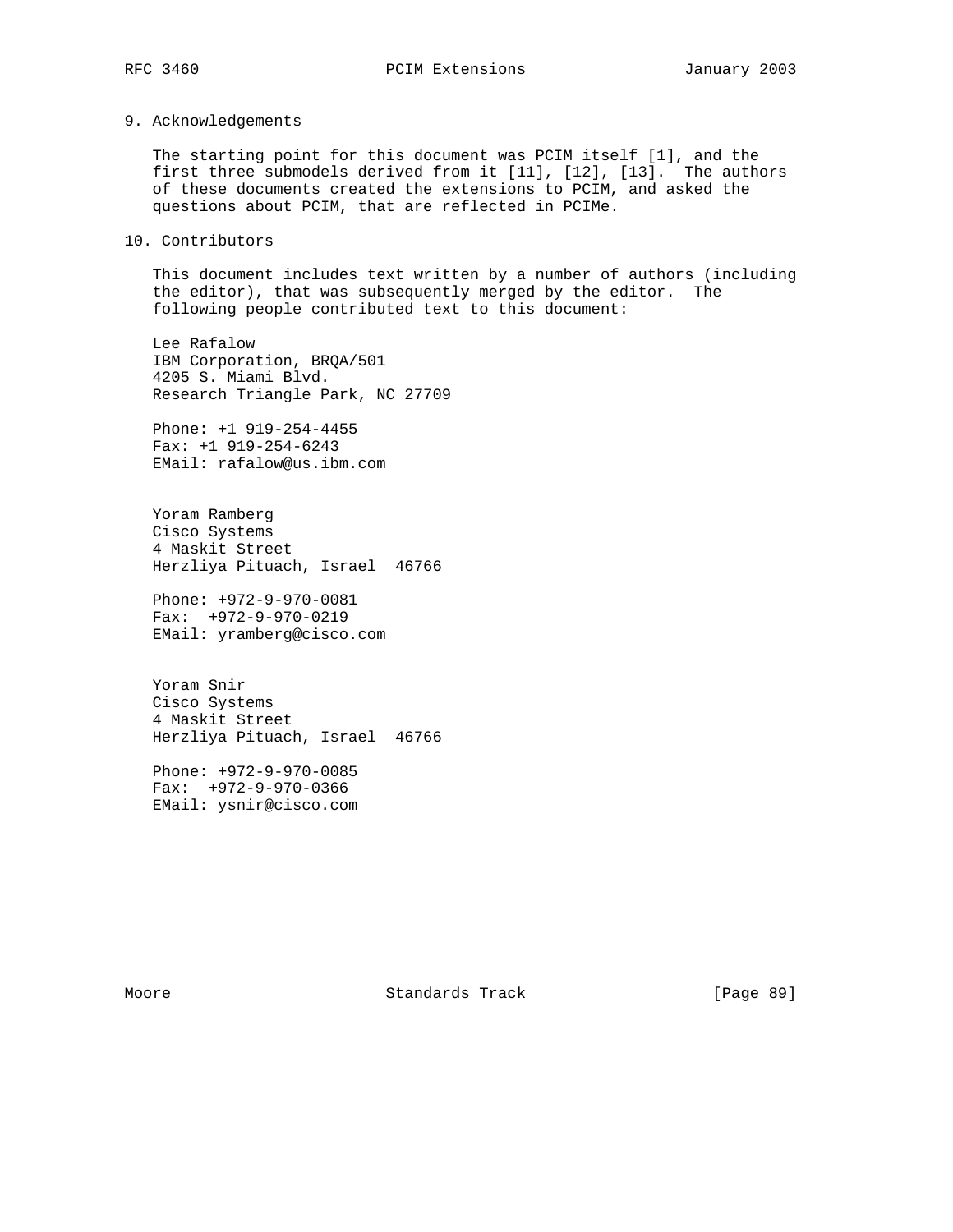## 9. Acknowledgements

The starting point for this document was PCIM itself [1], and the first three submodels derived from it [11], [12], [13]. The authors of these documents created the extensions to PCIM, and asked the questions about PCIM, that are reflected in PCIMe.

## 10. Contributors

This document includes text written by a number of authors (including the editor), that was subsequently merged by the editor. The following people contributed text to this document:

Lee Rafalow
IBM Corporation, BRQA/501
4205 S. Miami Blvd.
Research Triangle Park, NC 27709

Phone: +1 919-254-4455
Fax: +1 919-254-6243
EMail: rafalow@us.ibm.com

Yoram Ramberg
Cisco Systems
4 Maskit Street
Herzliya Pituach, Israel 46766

Phone: +972-9-970-0081
Fax: +972-9-970-0219
EMail: yramberg@cisco.com

Yoram Snir
Cisco Systems
4 Maskit Street
Herzliya Pituach, Israel 46766

Phone: +972-9-970-0085
Fax: +972-9-970-0366
EMail: ysnir@cisco.com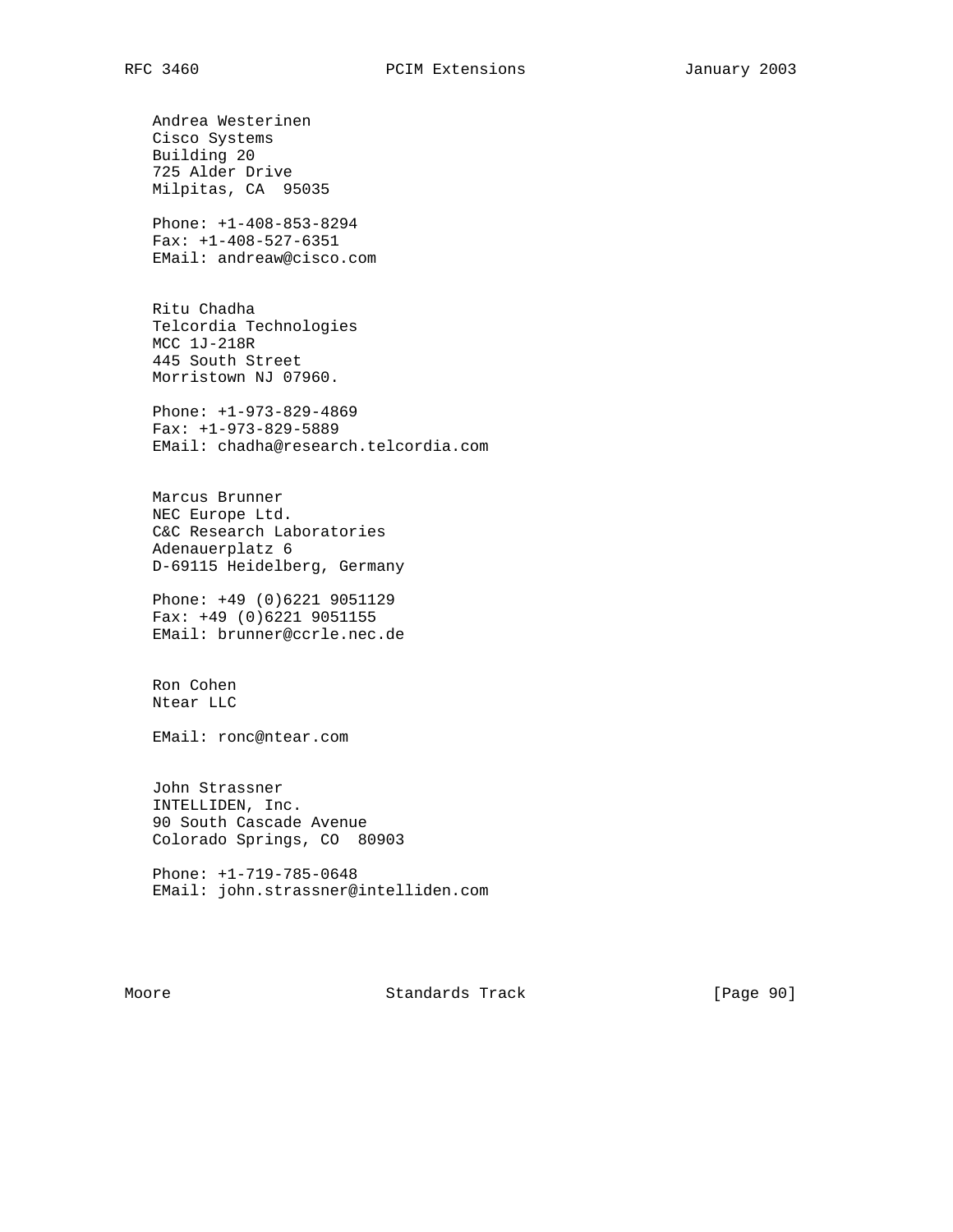Andrea Westerinen
Cisco Systems
Building 20
725 Alder Drive
Milpitas, CA  95035

Phone: +1-408-853-8294
Fax: +1-408-527-6351
EMail: andreaw@cisco.com

Ritu Chadha
Telcordia Technologies
MCC 1J-218R
445 South Street
Morristown NJ 07960.

Phone: +1-973-829-4869
Fax: +1-973-829-5889
EMail: chadha@research.telcordia.com

Marcus Brunner
NEC Europe Ltd.
C&C Research Laboratories
Adenauerplatz 6
D-69115 Heidelberg, Germany

Phone: +49 (0)6221 9051129
Fax: +49 (0)6221 9051155
EMail: brunner@ccrle.nec.de

Ron Cohen
Ntear LLC

EMail: ronc@ntear.com

John Strassner
INTELLIDEN, Inc.
90 South Cascade Avenue
Colorado Springs, CO  80903

Phone: +1-719-785-0648
EMail: john.strassner@intelliden.com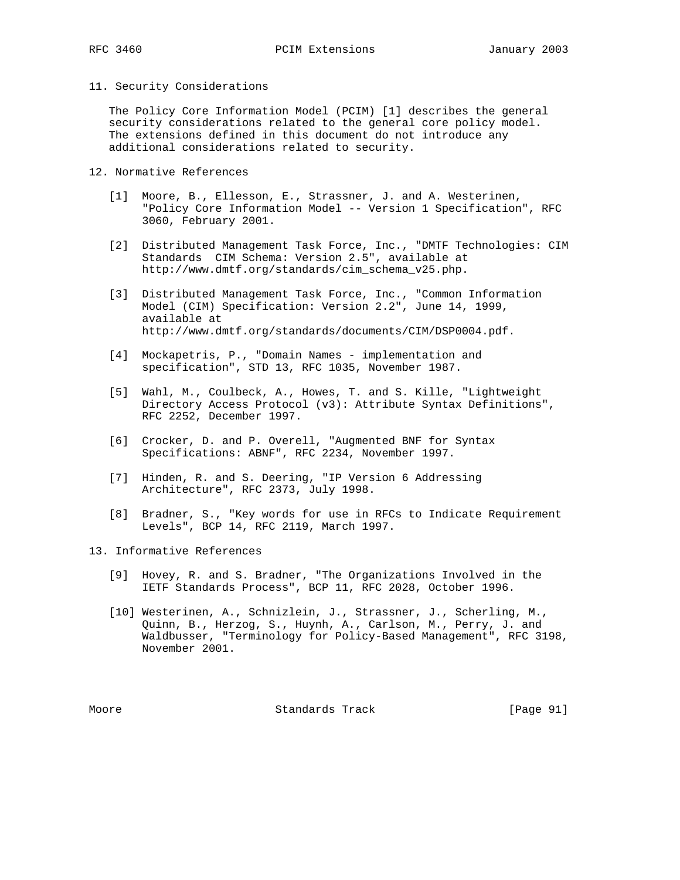## 11. Security Considerations

The Policy Core Information Model (PCIM) [1] describes the general security considerations related to the general core policy model. The extensions defined in this document do not introduce any additional considerations related to security.

## 12. Normative References

[1] Moore, B., Ellesson, E., Strassner, J. and A. Westerinen, "Policy Core Information Model -- Version 1 Specification", RFC 3060, February 2001.

[2] Distributed Management Task Force, Inc., "DMTF Technologies: CIM Standards  CIM Schema: Version 2.5", available at http://www.dmtf.org/standards/cim_schema_v25.php.

[3] Distributed Management Task Force, Inc., "Common Information Model (CIM) Specification: Version 2.2", June 14, 1999, available at http://www.dmtf.org/standards/documents/CIM/DSP0004.pdf.

[4] Mockapetris, P., "Domain Names - implementation and specification", STD 13, RFC 1035, November 1987.

[5] Wahl, M., Coulbeck, A., Howes, T. and S. Kille, "Lightweight Directory Access Protocol (v3): Attribute Syntax Definitions", RFC 2252, December 1997.

[6] Crocker, D. and P. Overell, "Augmented BNF for Syntax Specifications: ABNF", RFC 2234, November 1997.

[7] Hinden, R. and S. Deering, "IP Version 6 Addressing Architecture", RFC 2373, July 1998.

[8] Bradner, S., "Key words for use in RFCs to Indicate Requirement Levels", BCP 14, RFC 2119, March 1997.

## 13. Informative References

[9] Hovey, R. and S. Bradner, "The Organizations Involved in the IETF Standards Process", BCP 11, RFC 2028, October 1996.

[10] Westerinen, A., Schnizlein, J., Strassner, J., Scherling, M., Quinn, B., Herzog, S., Huynh, A., Carlson, M., Perry, J. and Waldbusser, "Terminology for Policy-Based Management", RFC 3198, November 2001.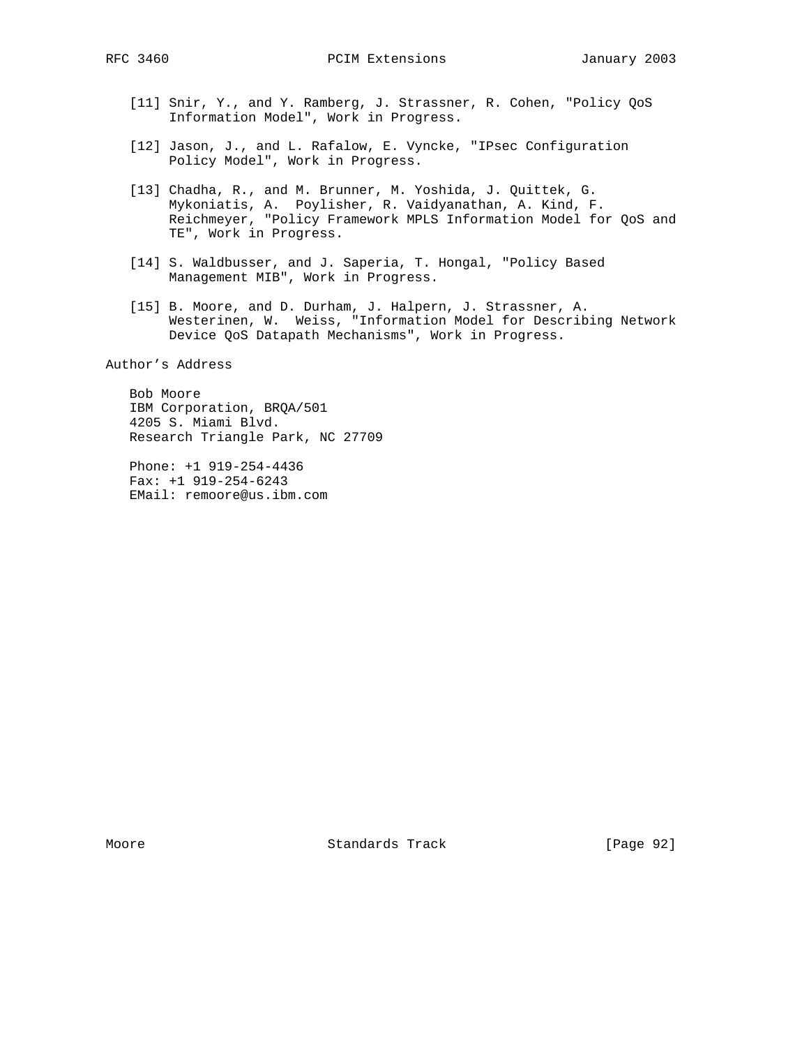[11] Snir, Y., and Y. Ramberg, J. Strassner, R. Cohen, "Policy QoS Information Model", Work in Progress.

[12] Jason, J., and L. Rafalow, E. Vyncke, "IPsec Configuration Policy Model", Work in Progress.

[13] Chadha, R., and M. Brunner, M. Yoshida, J. Quittek, G. Mykoniatis, A. Poylisher, R. Vaidyanathan, A. Kind, F. Reichmeyer, "Policy Framework MPLS Information Model for QoS and TE", Work in Progress.

[14] S. Waldbusser, and J. Saperia, T. Hongal, "Policy Based Management MIB", Work in Progress.

[15] B. Moore, and D. Durham, J. Halpern, J. Strassner, A. Westerinen, W. Weiss, "Information Model for Describing Network Device QoS Datapath Mechanisms", Work in Progress.

## Author's Address

Bob Moore
IBM Corporation, BRQA/501
4205 S. Miami Blvd.
Research Triangle Park, NC 27709

Phone: +1 919-254-4436
Fax: +1 919-254-6243
EMail: remoore@us.ibm.com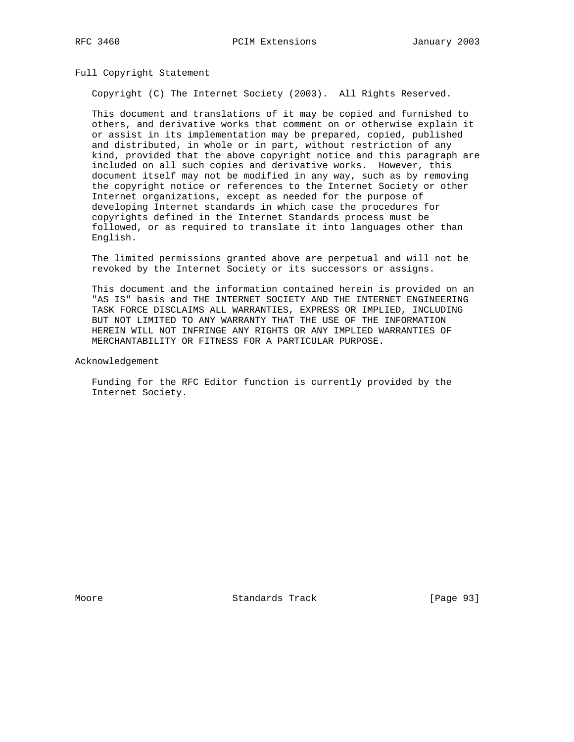## Full Copyright Statement

Copyright (C) The Internet Society (2003). All Rights Reserved.

This document and translations of it may be copied and furnished to others, and derivative works that comment on or otherwise explain it or assist in its implementation may be prepared, copied, published and distributed, in whole or in part, without restriction of any kind, provided that the above copyright notice and this paragraph are included on all such copies and derivative works. However, this document itself may not be modified in any way, such as by removing the copyright notice or references to the Internet Society or other Internet organizations, except as needed for the purpose of developing Internet standards in which case the procedures for copyrights defined in the Internet Standards process must be followed, or as required to translate it into languages other than English.

The limited permissions granted above are perpetual and will not be revoked by the Internet Society or its successors or assigns.

This document and the information contained herein is provided on an "AS IS" basis and THE INTERNET SOCIETY AND THE INTERNET ENGINEERING TASK FORCE DISCLAIMS ALL WARRANTIES, EXPRESS OR IMPLIED, INCLUDING BUT NOT LIMITED TO ANY WARRANTY THAT THE USE OF THE INFORMATION HEREIN WILL NOT INFRINGE ANY RIGHTS OR ANY IMPLIED WARRANTIES OF MERCHANTABILITY OR FITNESS FOR A PARTICULAR PURPOSE.

## Acknowledgement

Funding for the RFC Editor function is currently provided by the Internet Society.